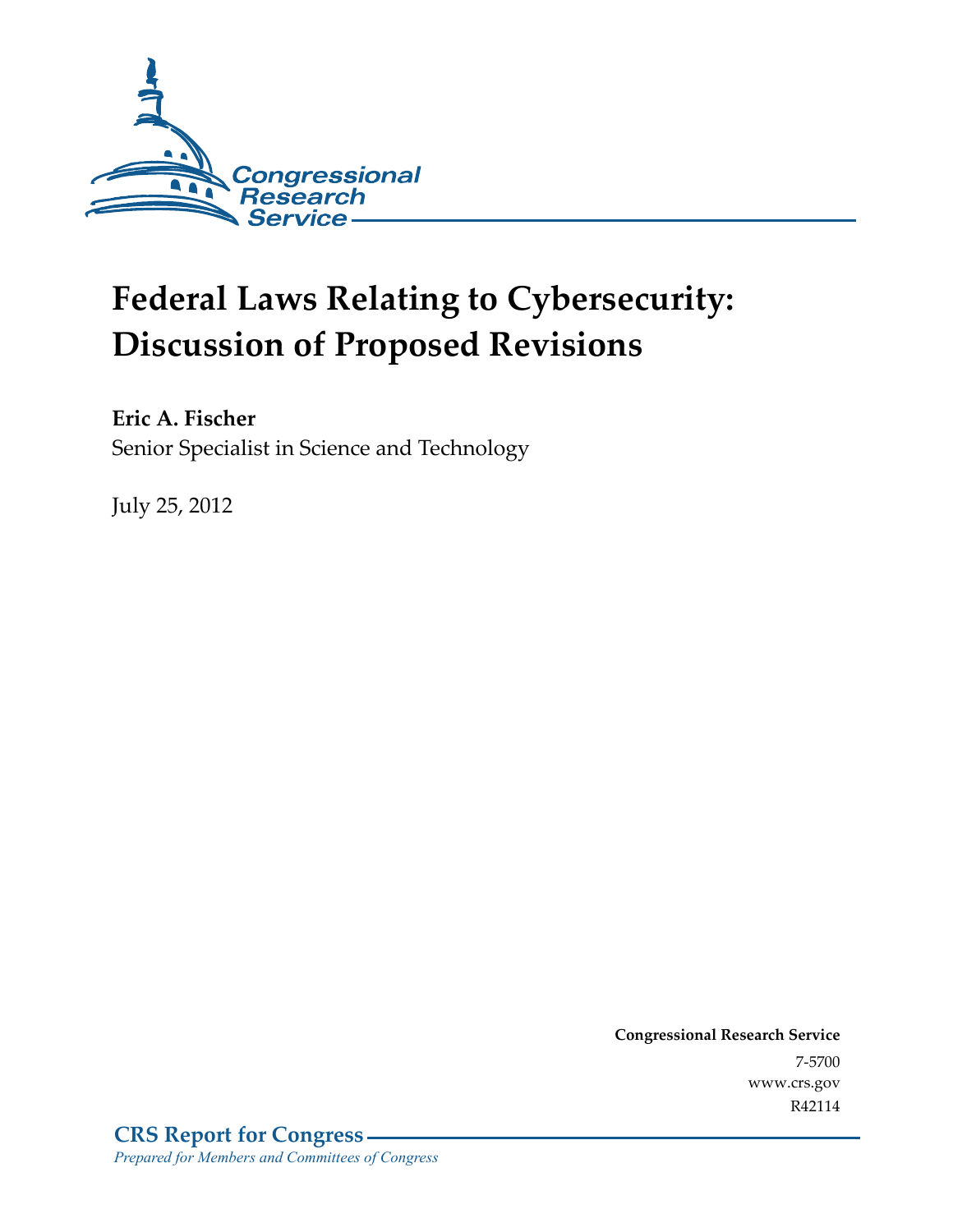Congressional Research Service

# Federal Laws Relating to Cybersecurity: Discussion of Proposed Revisions

**Eric A. Fischer**
Senior Specialist in Science and Technology

July 25, 2012

**Congressional Research Service**
7-5700
www.crs.gov
R42114

**CRS Report for Congress**
*Prepared for Members and Committees of Congress*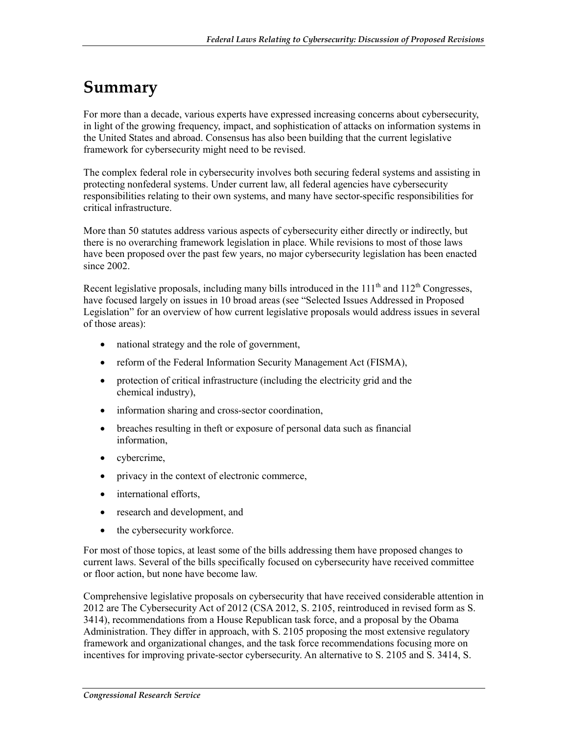# Summary

For more than a decade, various experts have expressed increasing concerns about cybersecurity, in light of the growing frequency, impact, and sophistication of attacks on information systems in the United States and abroad. Consensus has also been building that the current legislative framework for cybersecurity might need to be revised.

The complex federal role in cybersecurity involves both securing federal systems and assisting in protecting nonfederal systems. Under current law, all federal agencies have cybersecurity responsibilities relating to their own systems, and many have sector-specific responsibilities for critical infrastructure.

More than 50 statutes address various aspects of cybersecurity either directly or indirectly, but there is no overarching framework legislation in place. While revisions to most of those laws have been proposed over the past few years, no major cybersecurity legislation has been enacted since 2002.

Recent legislative proposals, including many bills introduced in the 111th and 112th Congresses, have focused largely on issues in 10 broad areas (see "Selected Issues Addressed in Proposed Legislation" for an overview of how current legislative proposals would address issues in several of those areas):

- national strategy and the role of government,
- reform of the Federal Information Security Management Act (FISMA),
- protection of critical infrastructure (including the electricity grid and the chemical industry),
- information sharing and cross-sector coordination,
- breaches resulting in theft or exposure of personal data such as financial information,
- cybercrime,
- privacy in the context of electronic commerce,
- international efforts,
- research and development, and
- the cybersecurity workforce.

For most of those topics, at least some of the bills addressing them have proposed changes to current laws. Several of the bills specifically focused on cybersecurity have received committee or floor action, but none have become law.

Comprehensive legislative proposals on cybersecurity that have received considerable attention in 2012 are The Cybersecurity Act of 2012 (CSA 2012, S. 2105, reintroduced in revised form as S. 3414), recommendations from a House Republican task force, and a proposal by the Obama Administration. They differ in approach, with S. 2105 proposing the most extensive regulatory framework and organizational changes, and the task force recommendations focusing more on incentives for improving private-sector cybersecurity. An alternative to S. 2105 and S. 3414, S.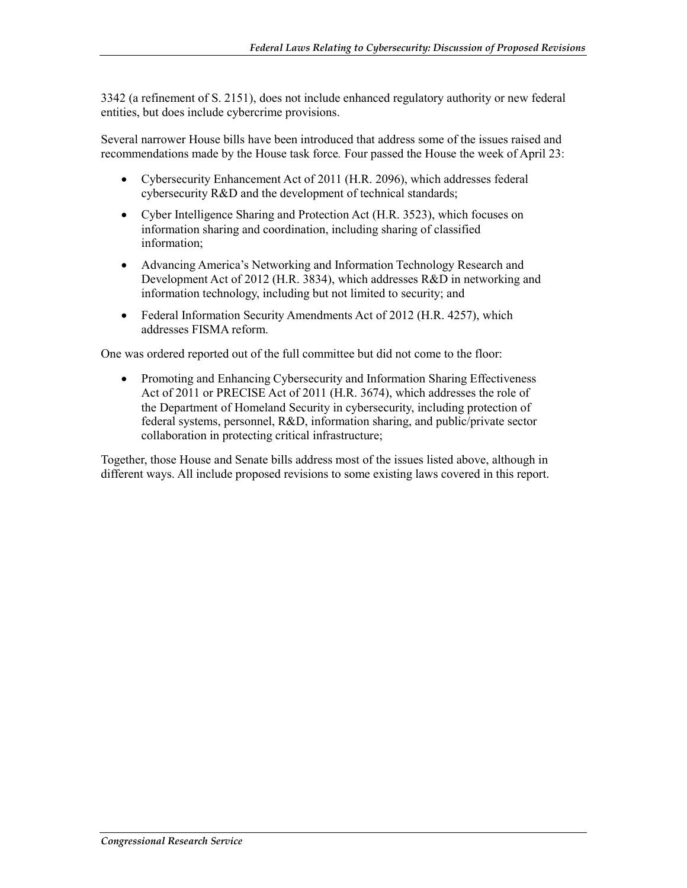3342 (a refinement of S. 2151), does not include enhanced regulatory authority or new federal entities, but does include cybercrime provisions.

Several narrower House bills have been introduced that address some of the issues raised and recommendations made by the House task force. Four passed the House the week of April 23:

- Cybersecurity Enhancement Act of 2011 (H.R. 2096), which addresses federal cybersecurity R&D and the development of technical standards;
- Cyber Intelligence Sharing and Protection Act (H.R. 3523), which focuses on information sharing and coordination, including sharing of classified information;
- Advancing America's Networking and Information Technology Research and Development Act of 2012 (H.R. 3834), which addresses R&D in networking and information technology, including but not limited to security; and
- Federal Information Security Amendments Act of 2012 (H.R. 4257), which addresses FISMA reform.

One was ordered reported out of the full committee but did not come to the floor:

- Promoting and Enhancing Cybersecurity and Information Sharing Effectiveness Act of 2011 or PRECISE Act of 2011 (H.R. 3674), which addresses the role of the Department of Homeland Security in cybersecurity, including protection of federal systems, personnel, R&D, information sharing, and public/private sector collaboration in protecting critical infrastructure;

Together, those House and Senate bills address most of the issues listed above, although in different ways. All include proposed revisions to some existing laws covered in this report.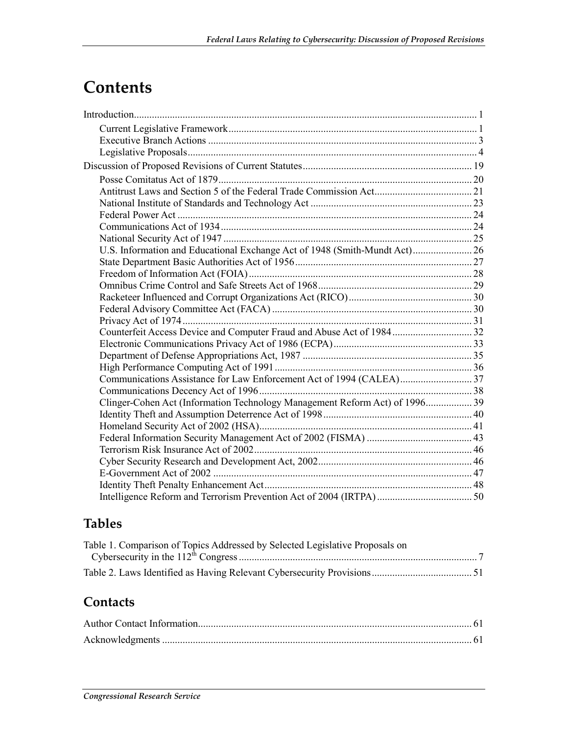# Contents

Introduction ..... 1

- Current Legislative Framework ..... 1
- Executive Branch Actions ..... 3
- Legislative Proposals ..... 4

Discussion of Proposed Revisions of Current Statutes ..... 19

- Posse Comitatus Act of 1879 ..... 20
- Antitrust Laws and Section 5 of the Federal Trade Commission Act ..... 21
- National Institute of Standards and Technology Act ..... 23
- Federal Power Act ..... 24
- Communications Act of 1934 ..... 24
- National Security Act of 1947 ..... 25
- U.S. Information and Educational Exchange Act of 1948 (Smith-Mundt Act) ..... 26
- State Department Basic Authorities Act of 1956 ..... 27
- Freedom of Information Act (FOIA) ..... 28
- Omnibus Crime Control and Safe Streets Act of 1968 ..... 29
- Racketeer Influenced and Corrupt Organizations Act (RICO) ..... 30
- Federal Advisory Committee Act (FACA) ..... 30
- Privacy Act of 1974 ..... 31
- Counterfeit Access Device and Computer Fraud and Abuse Act of 1984 ..... 32
- Electronic Communications Privacy Act of 1986 (ECPA) ..... 33
- Department of Defense Appropriations Act, 1987 ..... 35
- High Performance Computing Act of 1991 ..... 36
- Communications Assistance for Law Enforcement Act of 1994 (CALEA) ..... 37
- Communications Decency Act of 1996 ..... 38
- Clinger-Cohen Act (Information Technology Management Reform Act) of 1996 ..... 39
- Identity Theft and Assumption Deterrence Act of 1998 ..... 40
- Homeland Security Act of 2002 (HSA) ..... 41
- Federal Information Security Management Act of 2002 (FISMA) ..... 43
- Terrorism Risk Insurance Act of 2002 ..... 46
- Cyber Security Research and Development Act, 2002 ..... 46
- E-Government Act of 2002 ..... 47
- Identity Theft Penalty Enhancement Act ..... 48
- Intelligence Reform and Terrorism Prevention Act of 2004 (IRTPA) ..... 50

## Tables

Table 1. Comparison of Topics Addressed by Selected Legislative Proposals on Cybersecurity in the 112th Congress ..... 7

Table 2. Laws Identified as Having Relevant Cybersecurity Provisions ..... 51

## Contacts

Author Contact Information ..... 61

Acknowledgments ..... 61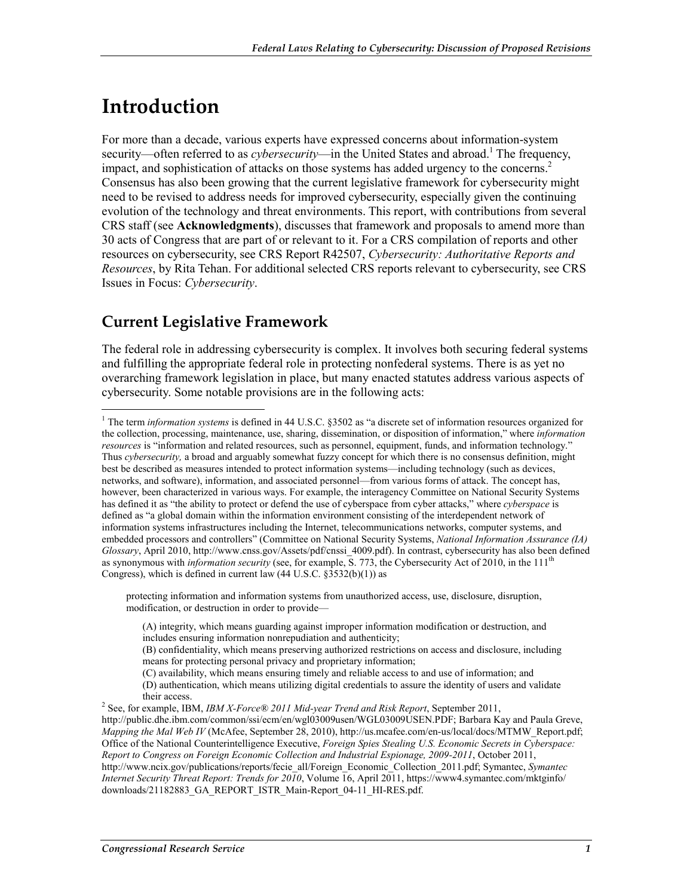# Introduction

For more than a decade, various experts have expressed concerns about information-system security—often referred to as *cybersecurity*—in the United States and abroad.[1] The frequency, impact, and sophistication of attacks on those systems has added urgency to the concerns.[2] Consensus has also been growing that the current legislative framework for cybersecurity might need to be revised to address needs for improved cybersecurity, especially given the continuing evolution of the technology and threat environments. This report, with contributions from several CRS staff (see **Acknowledgments**), discusses that framework and proposals to amend more than 30 acts of Congress that are part of or relevant to it. For a CRS compilation of reports and other resources on cybersecurity, see CRS Report R42507, *Cybersecurity: Authoritative Reports and Resources*, by Rita Tehan. For additional selected CRS reports relevant to cybersecurity, see CRS Issues in Focus: *Cybersecurity*.

## Current Legislative Framework

The federal role in addressing cybersecurity is complex. It involves both securing federal systems and fulfilling the appropriate federal role in protecting nonfederal systems. There is as yet no overarching framework legislation in place, but many enacted statutes address various aspects of cybersecurity. Some notable provisions are in the following acts:

---

[1] The term *information systems* is defined in 44 U.S.C. §3502 as "a discrete set of information resources organized for the collection, processing, maintenance, use, sharing, dissemination, or disposition of information," where *information resources* is "information and related resources, such as personnel, equipment, funds, and information technology." Thus *cybersecurity,* a broad and arguably somewhat fuzzy concept for which there is no consensus definition, might best be described as measures intended to protect information systems—including technology (such as devices, networks, and software), information, and associated personnel—from various forms of attack. The concept has, however, been characterized in various ways. For example, the interagency Committee on National Security Systems has defined it as "the ability to protect or defend the use of cyberspace from cyber attacks," where *cyberspace* is defined as "a global domain within the information environment consisting of the interdependent network of information systems infrastructures including the Internet, telecommunications networks, computer systems, and embedded processors and controllers" (Committee on National Security Systems, *National Information Assurance (IA) Glossary*, April 2010, http://www.cnss.gov/Assets/pdf/cnssi_4009.pdf). In contrast, cybersecurity has also been defined as synonymous with *information security* (see, for example, S. 773, the Cybersecurity Act of 2010, in the 111th Congress), which is defined in current law (44 U.S.C. §3532(b)(1)) as

> protecting information and information systems from unauthorized access, use, disclosure, disruption, modification, or destruction in order to provide—
>
> > (A) integrity, which means guarding against improper information modification or destruction, and includes ensuring information nonrepudiation and authenticity;
> > (B) confidentiality, which means preserving authorized restrictions on access and disclosure, including means for protecting personal privacy and proprietary information;
> > (C) availability, which means ensuring timely and reliable access to and use of information; and
> > (D) authentication, which means utilizing digital credentials to assure the identity of users and validate their access.

[2] See, for example, IBM, *IBM X-Force® 2011 Mid-year Trend and Risk Report*, September 2011, http://public.dhe.ibm.com/common/ssi/ecm/en/wgl03009usen/WGL03009USEN.PDF; Barbara Kay and Paula Greve, *Mapping the Mal Web IV* (McAfee, September 28, 2010), http://us.mcafee.com/en-us/local/docs/MTMW_Report.pdf; Office of the National Counterintelligence Executive, *Foreign Spies Stealing U.S. Economic Secrets in Cyberspace: Report to Congress on Foreign Economic Collection and Industrial Espionage, 2009-2011*, October 2011, http://www.ncix.gov/publications/reports/fecie_all/Foreign_Economic_Collection_2011.pdf; Symantec, *Symantec Internet Security Threat Report: Trends for 2010*, Volume 16, April 2011, https://www4.symantec.com/mktginfo/downloads/21182883_GA_REPORT_ISTR_Main-Report_04-11_HI-RES.pdf.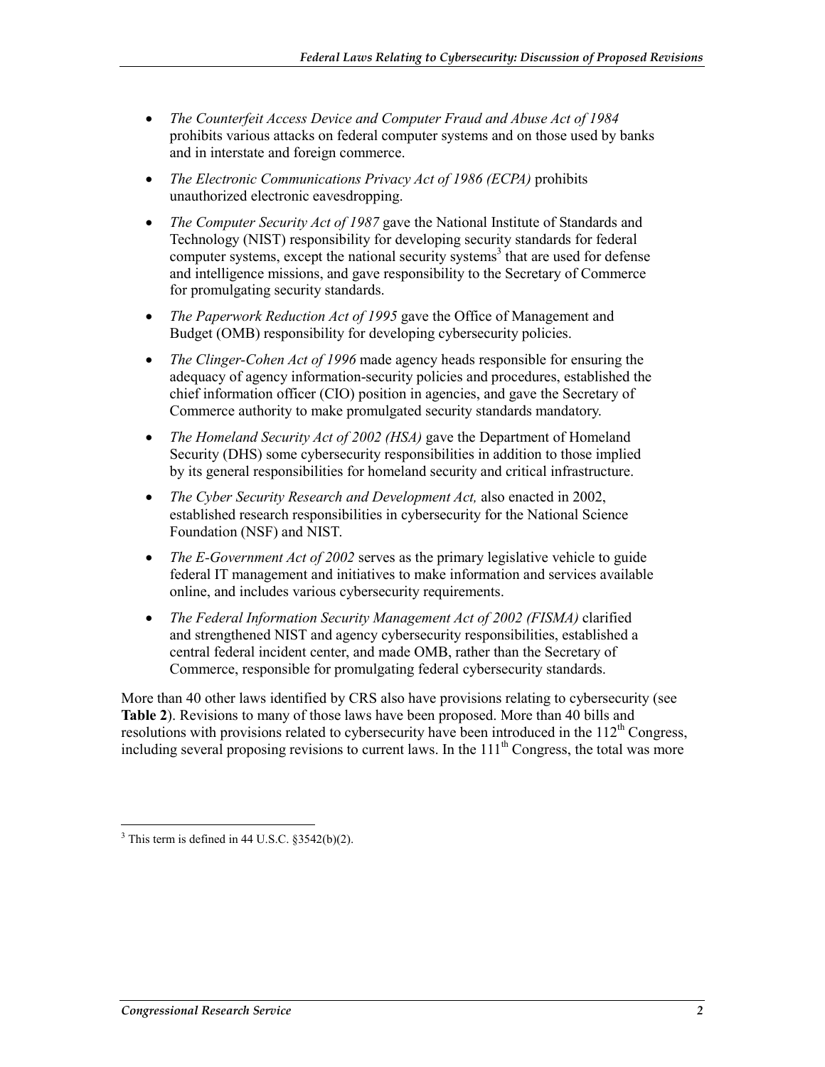- *The Counterfeit Access Device and Computer Fraud and Abuse Act of 1984* prohibits various attacks on federal computer systems and on those used by banks and in interstate and foreign commerce.
- *The Electronic Communications Privacy Act of 1986 (ECPA)* prohibits unauthorized electronic eavesdropping.
- *The Computer Security Act of 1987* gave the National Institute of Standards and Technology (NIST) responsibility for developing security standards for federal computer systems, except the national security systems[3] that are used for defense and intelligence missions, and gave responsibility to the Secretary of Commerce for promulgating security standards.
- *The Paperwork Reduction Act of 1995* gave the Office of Management and Budget (OMB) responsibility for developing cybersecurity policies.
- *The Clinger-Cohen Act of 1996* made agency heads responsible for ensuring the adequacy of agency information-security policies and procedures, established the chief information officer (CIO) position in agencies, and gave the Secretary of Commerce authority to make promulgated security standards mandatory.
- *The Homeland Security Act of 2002 (HSA)* gave the Department of Homeland Security (DHS) some cybersecurity responsibilities in addition to those implied by its general responsibilities for homeland security and critical infrastructure.
- *The Cyber Security Research and Development Act,* also enacted in 2002, established research responsibilities in cybersecurity for the National Science Foundation (NSF) and NIST.
- *The E-Government Act of 2002* serves as the primary legislative vehicle to guide federal IT management and initiatives to make information and services available online, and includes various cybersecurity requirements.
- *The Federal Information Security Management Act of 2002 (FISMA)* clarified and strengthened NIST and agency cybersecurity responsibilities, established a central federal incident center, and made OMB, rather than the Secretary of Commerce, responsible for promulgating federal cybersecurity standards.

More than 40 other laws identified by CRS also have provisions relating to cybersecurity (see **Table 2**). Revisions to many of those laws have been proposed. More than 40 bills and resolutions with provisions related to cybersecurity have been introduced in the 112th Congress, including several proposing revisions to current laws. In the 111th Congress, the total was more

---

[3] This term is defined in 44 U.S.C. §3542(b)(2).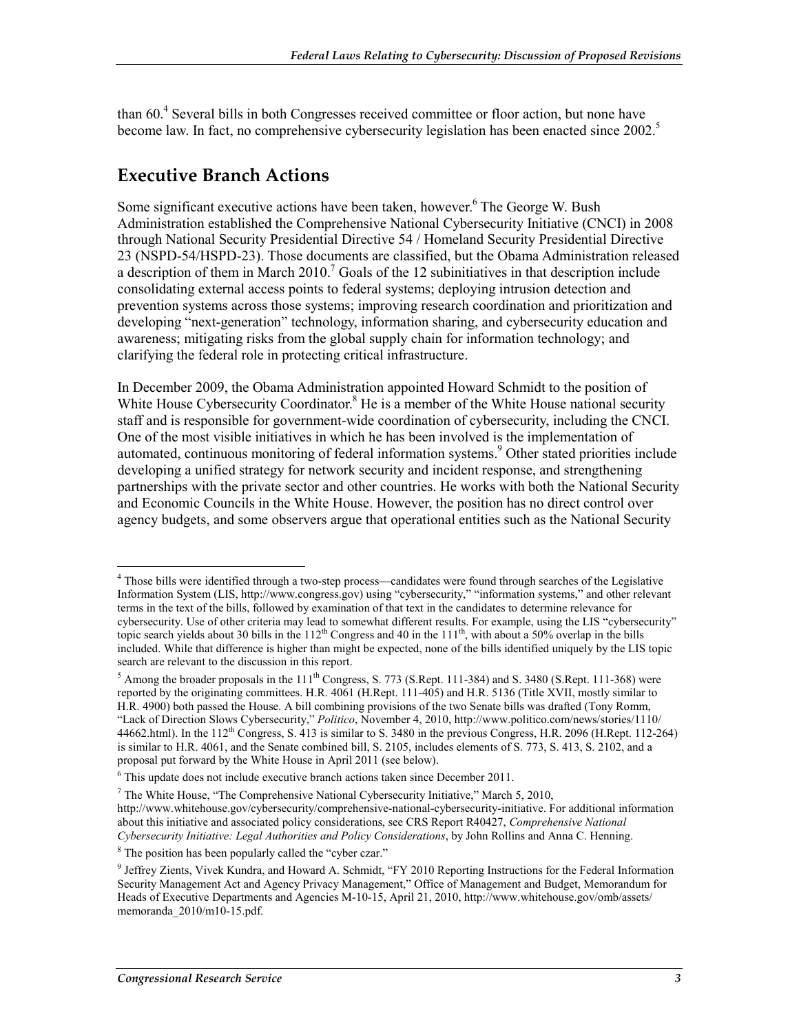than 60.[4] Several bills in both Congresses received committee or floor action, but none have become law. In fact, no comprehensive cybersecurity legislation has been enacted since 2002.[5]

## Executive Branch Actions

Some significant executive actions have been taken, however.[6] The George W. Bush Administration established the Comprehensive National Cybersecurity Initiative (CNCI) in 2008 through National Security Presidential Directive 54 / Homeland Security Presidential Directive 23 (NSPD-54/HSPD-23). Those documents are classified, but the Obama Administration released a description of them in March 2010.[7] Goals of the 12 subinitiatives in that description include consolidating external access points to federal systems; deploying intrusion detection and prevention systems across those systems; improving research coordination and prioritization and developing "next-generation" technology, information sharing, and cybersecurity education and awareness; mitigating risks from the global supply chain for information technology; and clarifying the federal role in protecting critical infrastructure.

In December 2009, the Obama Administration appointed Howard Schmidt to the position of White House Cybersecurity Coordinator.[8] He is a member of the White House national security staff and is responsible for government-wide coordination of cybersecurity, including the CNCI. One of the most visible initiatives in which he has been involved is the implementation of automated, continuous monitoring of federal information systems.[9] Other stated priorities include developing a unified strategy for network security and incident response, and strengthening partnerships with the private sector and other countries. He works with both the National Security and Economic Councils in the White House. However, the position has no direct control over agency budgets, and some observers argue that operational entities such as the National Security

---

[4] Those bills were identified through a two-step process—candidates were found through searches of the Legislative Information System (LIS, http://www.congress.gov) using "cybersecurity," "information systems," and other relevant terms in the text of the bills, followed by examination of that text in the candidates to determine relevance for cybersecurity. Use of other criteria may lead to somewhat different results. For example, using the LIS "cybersecurity" topic search yields about 30 bills in the 112th Congress and 40 in the 111th, with about a 50% overlap in the bills included. While that difference is higher than might be expected, none of the bills identified uniquely by the LIS topic search are relevant to the discussion in this report.

[5] Among the broader proposals in the 111th Congress, S. 773 (S.Rept. 111-384) and S. 3480 (S.Rept. 111-368) were reported by the originating committees. H.R. 4061 (H.Rept. 111-405) and H.R. 5136 (Title XVII, mostly similar to H.R. 4900) both passed the House. A bill combining provisions of the two Senate bills was drafted (Tony Romm, "Lack of Direction Slows Cybersecurity," *Politico*, November 4, 2010, http://www.politico.com/news/stories/1110/44662.html). In the 112th Congress, S. 413 is similar to S. 3480 in the previous Congress, H.R. 2096 (H.Rept. 112-264) is similar to H.R. 4061, and the Senate combined bill, S. 2105, includes elements of S. 773, S. 413, S. 2102, and a proposal put forward by the White House in April 2011 (see below).

[6] This update does not include executive branch actions taken since December 2011.

[7] The White House, "The Comprehensive National Cybersecurity Initiative," March 5, 2010, http://www.whitehouse.gov/cybersecurity/comprehensive-national-cybersecurity-initiative. For additional information about this initiative and associated policy considerations, see CRS Report R40427, *Comprehensive National Cybersecurity Initiative: Legal Authorities and Policy Considerations*, by John Rollins and Anna C. Henning.

[8] The position has been popularly called the "cyber czar."

[9] Jeffrey Zients, Vivek Kundra, and Howard A. Schmidt, "FY 2010 Reporting Instructions for the Federal Information Security Management Act and Agency Privacy Management," Office of Management and Budget, Memorandum for Heads of Executive Departments and Agencies M-10-15, April 21, 2010, http://www.whitehouse.gov/omb/assets/memoranda_2010/m10-15.pdf.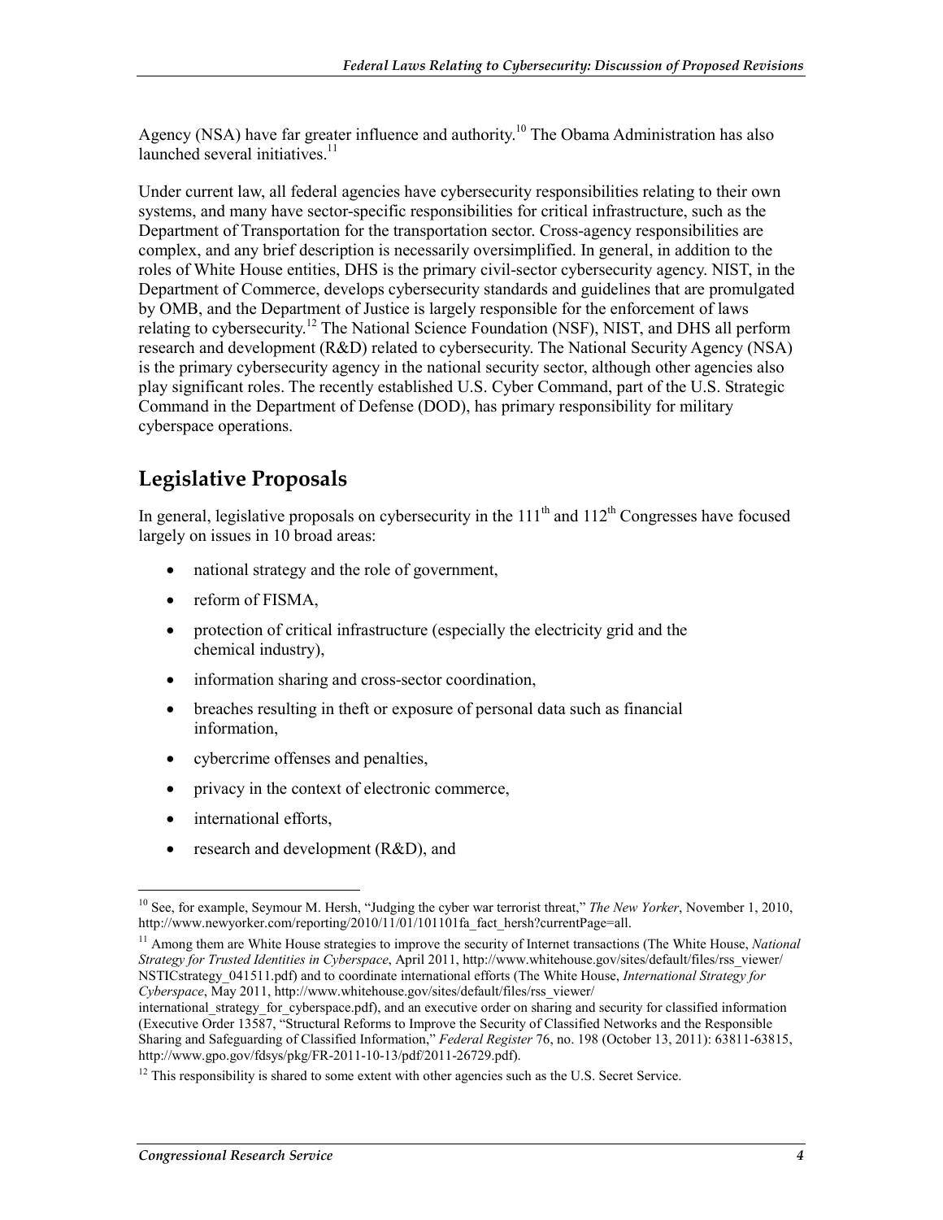Agency (NSA) have far greater influence and authority.[10] The Obama Administration has also launched several initiatives.[11]

Under current law, all federal agencies have cybersecurity responsibilities relating to their own systems, and many have sector-specific responsibilities for critical infrastructure, such as the Department of Transportation for the transportation sector. Cross-agency responsibilities are complex, and any brief description is necessarily oversimplified. In general, in addition to the roles of White House entities, DHS is the primary civil-sector cybersecurity agency. NIST, in the Department of Commerce, develops cybersecurity standards and guidelines that are promulgated by OMB, and the Department of Justice is largely responsible for the enforcement of laws relating to cybersecurity.[12] The National Science Foundation (NSF), NIST, and DHS all perform research and development (R&D) related to cybersecurity. The National Security Agency (NSA) is the primary cybersecurity agency in the national security sector, although other agencies also play significant roles. The recently established U.S. Cyber Command, part of the U.S. Strategic Command in the Department of Defense (DOD), has primary responsibility for military cyberspace operations.

## Legislative Proposals

In general, legislative proposals on cybersecurity in the 111th and 112th Congresses have focused largely on issues in 10 broad areas:

- national strategy and the role of government,
- reform of FISMA,
- protection of critical infrastructure (especially the electricity grid and the chemical industry),
- information sharing and cross-sector coordination,
- breaches resulting in theft or exposure of personal data such as financial information,
- cybercrime offenses and penalties,
- privacy in the context of electronic commerce,
- international efforts,
- research and development (R&D), and

---

[10] See, for example, Seymour M. Hersh, "Judging the cyber war terrorist threat," *The New Yorker*, November 1, 2010, http://www.newyorker.com/reporting/2010/11/01/101101fa_fact_hersh?currentPage=all.

[11] Among them are White House strategies to improve the security of Internet transactions (The White House, *National Strategy for Trusted Identities in Cyberspace*, April 2011, http://www.whitehouse.gov/sites/default/files/rss_viewer/NSTICstrategy_041511.pdf) and to coordinate international efforts (The White House, *International Strategy for Cyberspace*, May 2011, http://www.whitehouse.gov/sites/default/files/rss_viewer/international_strategy_for_cyberspace.pdf), and an executive order on sharing and security for classified information (Executive Order 13587, "Structural Reforms to Improve the Security of Classified Networks and the Responsible Sharing and Safeguarding of Classified Information," *Federal Register* 76, no. 198 (October 13, 2011): 63811-63815, http://www.gpo.gov/fdsys/pkg/FR-2011-10-13/pdf/2011-26729.pdf).

[12] This responsibility is shared to some extent with other agencies such as the U.S. Secret Service.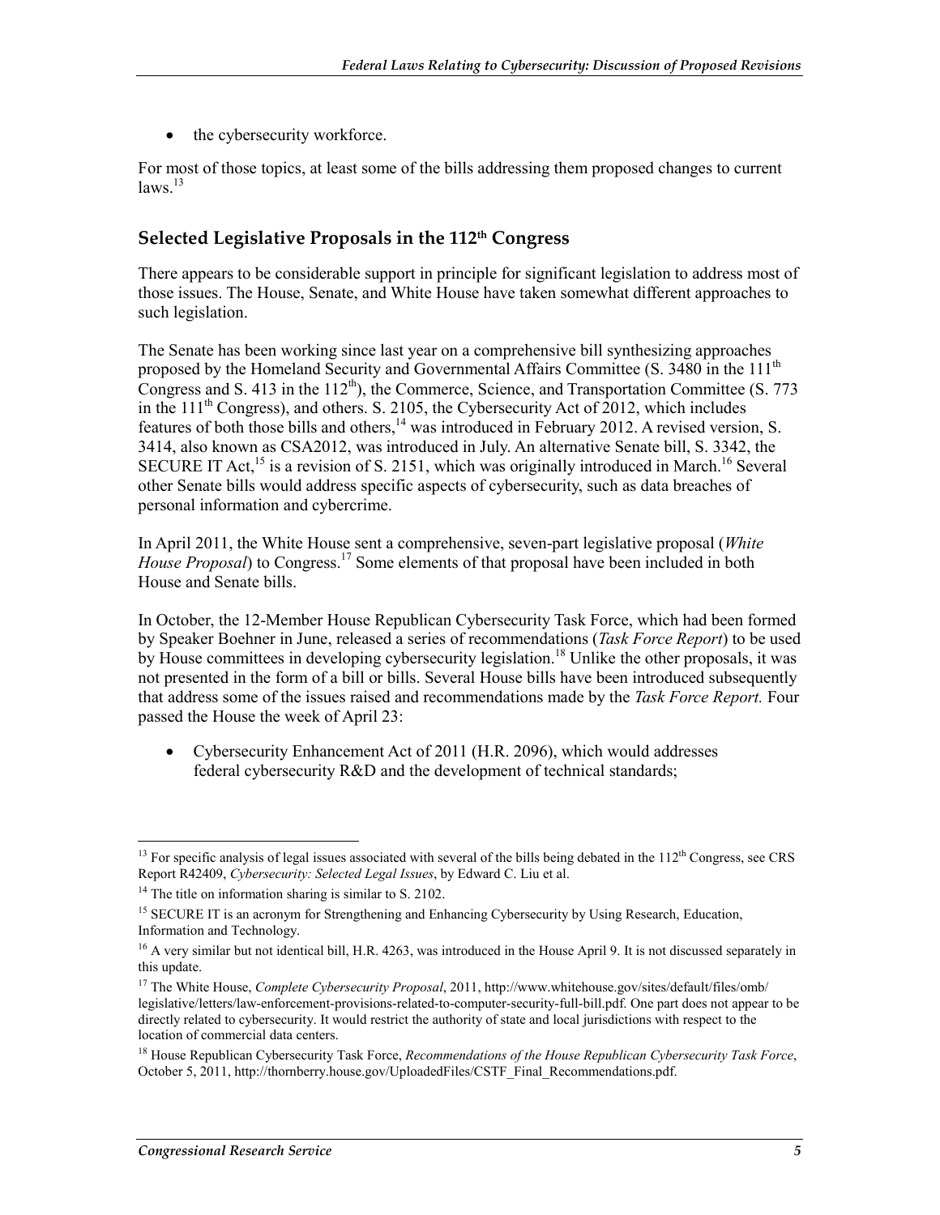- the cybersecurity workforce.

For most of those topics, at least some of the bills addressing them proposed changes to current laws.[13]

## Selected Legislative Proposals in the 112th Congress

There appears to be considerable support in principle for significant legislation to address most of those issues. The House, Senate, and White House have taken somewhat different approaches to such legislation.

The Senate has been working since last year on a comprehensive bill synthesizing approaches proposed by the Homeland Security and Governmental Affairs Committee (S. 3480 in the 111th Congress and S. 413 in the 112th), the Commerce, Science, and Transportation Committee (S. 773 in the 111th Congress), and others. S. 2105, the Cybersecurity Act of 2012, which includes features of both those bills and others,[14] was introduced in February 2012. A revised version, S. 3414, also known as CSA2012, was introduced in July. An alternative Senate bill, S. 3342, the SECURE IT Act,[15] is a revision of S. 2151, which was originally introduced in March.[16] Several other Senate bills would address specific aspects of cybersecurity, such as data breaches of personal information and cybercrime.

In April 2011, the White House sent a comprehensive, seven-part legislative proposal (*White House Proposal*) to Congress.[17] Some elements of that proposal have been included in both House and Senate bills.

In October, the 12-Member House Republican Cybersecurity Task Force, which had been formed by Speaker Boehner in June, released a series of recommendations (*Task Force Report*) to be used by House committees in developing cybersecurity legislation.[18] Unlike the other proposals, it was not presented in the form of a bill or bills. Several House bills have been introduced subsequently that address some of the issues raised and recommendations made by the *Task Force Report.* Four passed the House the week of April 23:

- Cybersecurity Enhancement Act of 2011 (H.R. 2096), which would addresses federal cybersecurity R&D and the development of technical standards;

---

[13] For specific analysis of legal issues associated with several of the bills being debated in the 112th Congress, see CRS Report R42409, *Cybersecurity: Selected Legal Issues*, by Edward C. Liu et al.

[14] The title on information sharing is similar to S. 2102.

[15] SECURE IT is an acronym for Strengthening and Enhancing Cybersecurity by Using Research, Education, Information and Technology.

[16] A very similar but not identical bill, H.R. 4263, was introduced in the House April 9. It is not discussed separately in this update.

[17] The White House, *Complete Cybersecurity Proposal*, 2011, http://www.whitehouse.gov/sites/default/files/omb/legislative/letters/law-enforcement-provisions-related-to-computer-security-full-bill.pdf. One part does not appear to be directly related to cybersecurity. It would restrict the authority of state and local jurisdictions with respect to the location of commercial data centers.

[18] House Republican Cybersecurity Task Force, *Recommendations of the House Republican Cybersecurity Task Force*, October 5, 2011, http://thornberry.house.gov/UploadedFiles/CSTF_Final_Recommendations.pdf.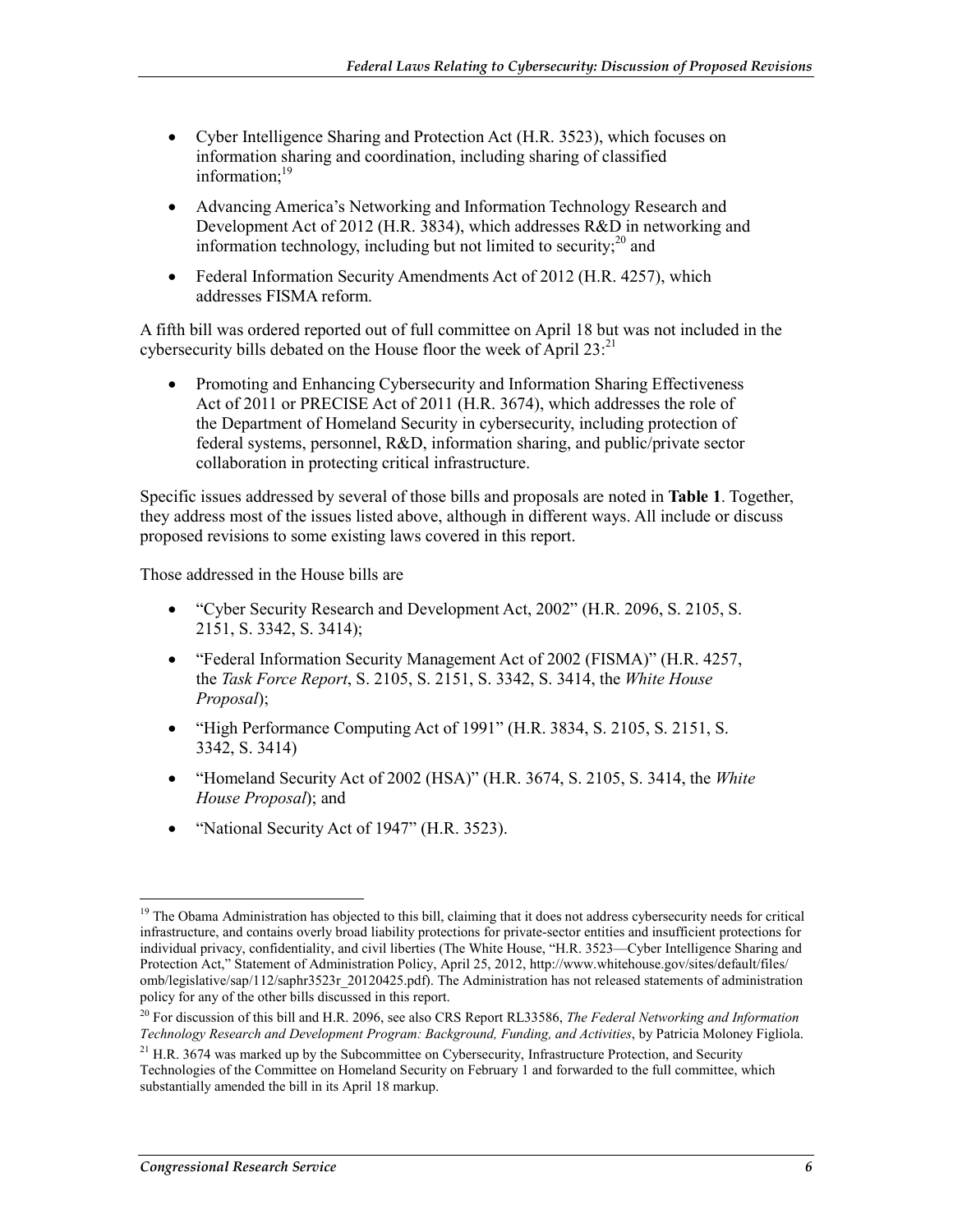- Cyber Intelligence Sharing and Protection Act (H.R. 3523), which focuses on information sharing and coordination, including sharing of classified information;[19]
- Advancing America's Networking and Information Technology Research and Development Act of 2012 (H.R. 3834), which addresses R&D in networking and information technology, including but not limited to security;[20] and
- Federal Information Security Amendments Act of 2012 (H.R. 4257), which addresses FISMA reform.

A fifth bill was ordered reported out of full committee on April 18 but was not included in the cybersecurity bills debated on the House floor the week of April 23:[21]

- Promoting and Enhancing Cybersecurity and Information Sharing Effectiveness Act of 2011 or PRECISE Act of 2011 (H.R. 3674), which addresses the role of the Department of Homeland Security in cybersecurity, including protection of federal systems, personnel, R&D, information sharing, and public/private sector collaboration in protecting critical infrastructure.

Specific issues addressed by several of those bills and proposals are noted in **Table 1**. Together, they address most of the issues listed above, although in different ways. All include or discuss proposed revisions to some existing laws covered in this report.

Those addressed in the House bills are

- "Cyber Security Research and Development Act, 2002" (H.R. 2096, S. 2105, S. 2151, S. 3342, S. 3414);
- "Federal Information Security Management Act of 2002 (FISMA)" (H.R. 4257, the *Task Force Report*, S. 2105, S. 2151, S. 3342, S. 3414, the *White House Proposal*);
- "High Performance Computing Act of 1991" (H.R. 3834, S. 2105, S. 2151, S. 3342, S. 3414)
- "Homeland Security Act of 2002 (HSA)" (H.R. 3674, S. 2105, S. 3414, the *White House Proposal*); and
- "National Security Act of 1947" (H.R. 3523).

---

[19] The Obama Administration has objected to this bill, claiming that it does not address cybersecurity needs for critical infrastructure, and contains overly broad liability protections for private-sector entities and insufficient protections for individual privacy, confidentiality, and civil liberties (The White House, "H.R. 3523—Cyber Intelligence Sharing and Protection Act," Statement of Administration Policy, April 25, 2012, http://www.whitehouse.gov/sites/default/files/omb/legislative/sap/112/saphr3523r_20120425.pdf). The Administration has not released statements of administration policy for any of the other bills discussed in this report.

[20] For discussion of this bill and H.R. 2096, see also CRS Report RL33586, *The Federal Networking and Information Technology Research and Development Program: Background, Funding, and Activities*, by Patricia Moloney Figliola.

[21] H.R. 3674 was marked up by the Subcommittee on Cybersecurity, Infrastructure Protection, and Security Technologies of the Committee on Homeland Security on February 1 and forwarded to the full committee, which substantially amended the bill in its April 18 markup.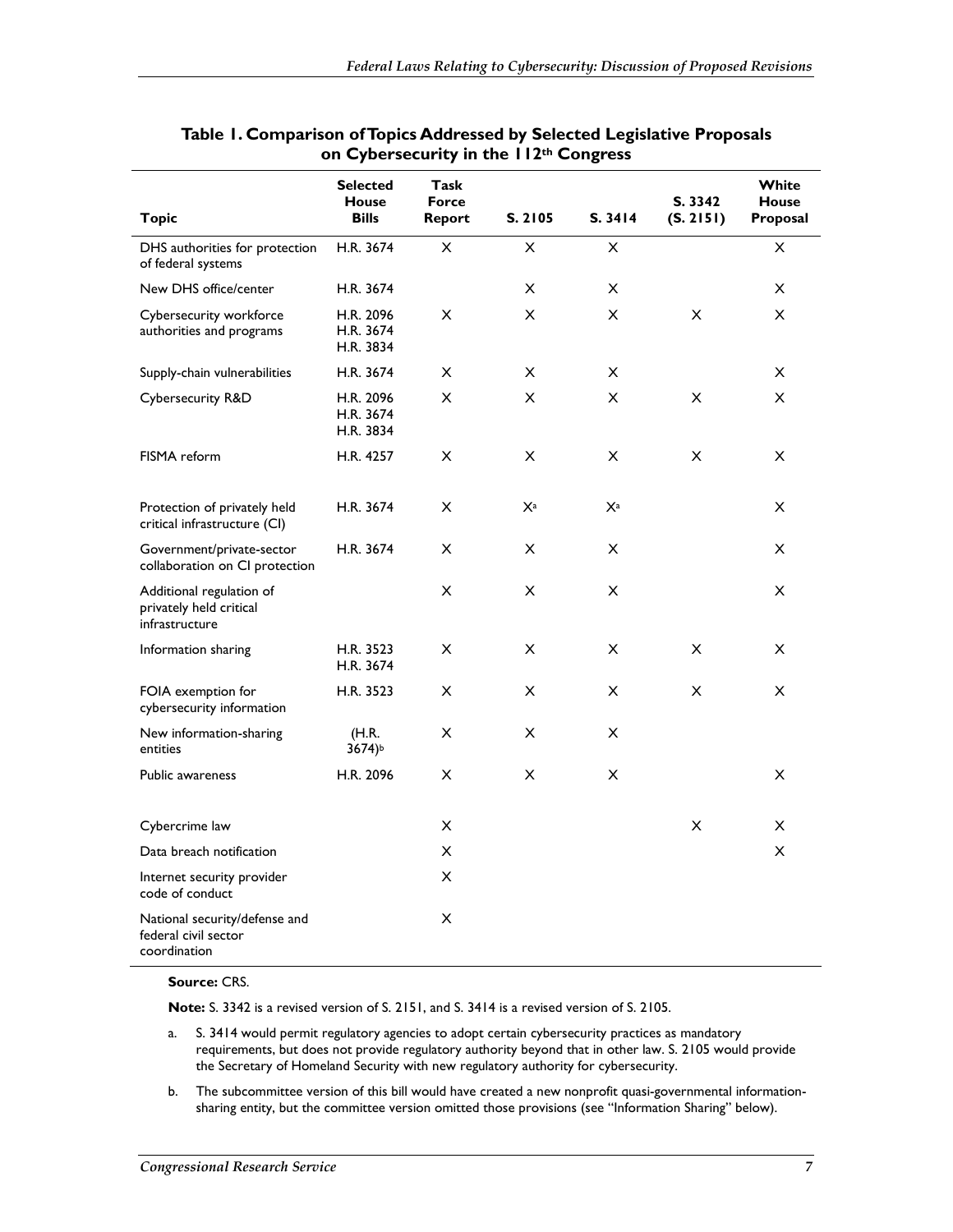**Table 1. Comparison of Topics Addressed by Selected Legislative Proposals on Cybersecurity in the 112th Congress**

| Topic | Selected House Bills | Task Force Report | S. 2105 | S. 3414 | S. 3342 (S. 2151) | White House Proposal |
|---|---|---|---|---|---|---|
| DHS authorities for protection of federal systems | H.R. 3674 | X | X | X | | X |
| New DHS office/center | H.R. 3674 | | X | X | | X |
| Cybersecurity workforce authorities and programs | H.R. 2096 H.R. 3674 H.R. 3834 | X | X | X | X | X |
| Supply-chain vulnerabilities | H.R. 3674 | X | X | X | | X |
| Cybersecurity R&D | H.R. 2096 H.R. 3674 H.R. 3834 | X | X | X | X | X |
| FISMA reform | H.R. 4257 | X | X | X | X | X |
| Protection of privately held critical infrastructure (CI) | H.R. 3674 | X | X[a] | X[a] | | X |
| Government/private-sector collaboration on CI protection | H.R. 3674 | X | X | X | | X |
| Additional regulation of privately held critical infrastructure | | X | X | X | | X |
| Information sharing | H.R. 3523 H.R. 3674 | X | X | X | X | X |
| FOIA exemption for cybersecurity information | H.R. 3523 | X | X | X | X | X |
| New information-sharing entities | (H.R. 3674)[b] | X | X | X | | |
| Public awareness | H.R. 2096 | X | X | X | | X |
| Cybercrime law | | X | | | X | X |
| Data breach notification | | X | | | | X |
| Internet security provider code of conduct | | X | | | | |
| National security/defense and federal civil sector coordination | | X | | | | |

**Source:** CRS.

**Note:** S. 3342 is a revised version of S. 2151, and S. 3414 is a revised version of S. 2105.

a. S. 3414 would permit regulatory agencies to adopt certain cybersecurity practices as mandatory requirements, but does not provide regulatory authority beyond that in other law. S. 2105 would provide the Secretary of Homeland Security with new regulatory authority for cybersecurity.

b. The subcommittee version of this bill would have created a new nonprofit quasi-governmental information-sharing entity, but the committee version omitted those provisions (see "Information Sharing" below).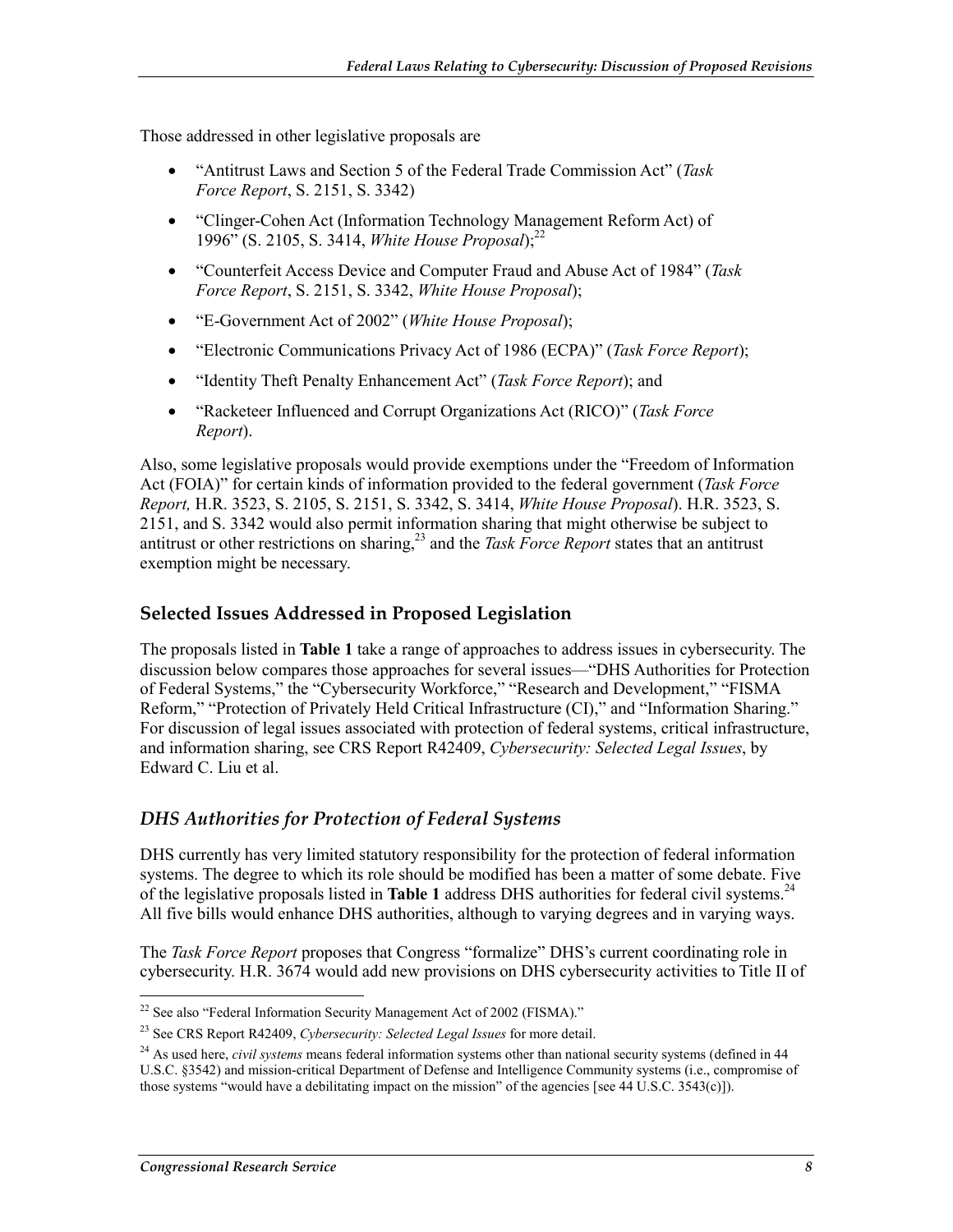Those addressed in other legislative proposals are

- "Antitrust Laws and Section 5 of the Federal Trade Commission Act" (*Task Force Report*, S. 2151, S. 3342)
- "Clinger-Cohen Act (Information Technology Management Reform Act) of 1996" (S. 2105, S. 3414, *White House Proposal*);[22]
- "Counterfeit Access Device and Computer Fraud and Abuse Act of 1984" (*Task Force Report*, S. 2151, S. 3342, *White House Proposal*);
- "E-Government Act of 2002" (*White House Proposal*);
- "Electronic Communications Privacy Act of 1986 (ECPA)" (*Task Force Report*);
- "Identity Theft Penalty Enhancement Act" (*Task Force Report*); and
- "Racketeer Influenced and Corrupt Organizations Act (RICO)" (*Task Force Report*).

Also, some legislative proposals would provide exemptions under the "Freedom of Information Act (FOIA)" for certain kinds of information provided to the federal government (*Task Force Report,* H.R. 3523, S. 2105, S. 2151, S. 3342, S. 3414, *White House Proposal*). H.R. 3523, S. 2151, and S. 3342 would also permit information sharing that might otherwise be subject to antitrust or other restrictions on sharing,[23] and the *Task Force Report* states that an antitrust exemption might be necessary.

## Selected Issues Addressed in Proposed Legislation

The proposals listed in **Table 1** take a range of approaches to address issues in cybersecurity. The discussion below compares those approaches for several issues—"DHS Authorities for Protection of Federal Systems," the "Cybersecurity Workforce," "Research and Development," "FISMA Reform," "Protection of Privately Held Critical Infrastructure (CI)," and "Information Sharing." For discussion of legal issues associated with protection of federal systems, critical infrastructure, and information sharing, see CRS Report R42409, *Cybersecurity: Selected Legal Issues*, by Edward C. Liu et al.

### *DHS Authorities for Protection of Federal Systems*

DHS currently has very limited statutory responsibility for the protection of federal information systems. The degree to which its role should be modified has been a matter of some debate. Five of the legislative proposals listed in **Table 1** address DHS authorities for federal civil systems.[24] All five bills would enhance DHS authorities, although to varying degrees and in varying ways.

The *Task Force Report* proposes that Congress "formalize" DHS's current coordinating role in cybersecurity. H.R. 3674 would add new provisions on DHS cybersecurity activities to Title II of

---

[22] See also "Federal Information Security Management Act of 2002 (FISMA)."

[23] See CRS Report R42409, *Cybersecurity: Selected Legal Issues* for more detail.

[24] As used here, *civil systems* means federal information systems other than national security systems (defined in 44 U.S.C. §3542) and mission-critical Department of Defense and Intelligence Community systems (i.e., compromise of those systems "would have a debilitating impact on the mission" of the agencies [see 44 U.S.C. 3543(c)]).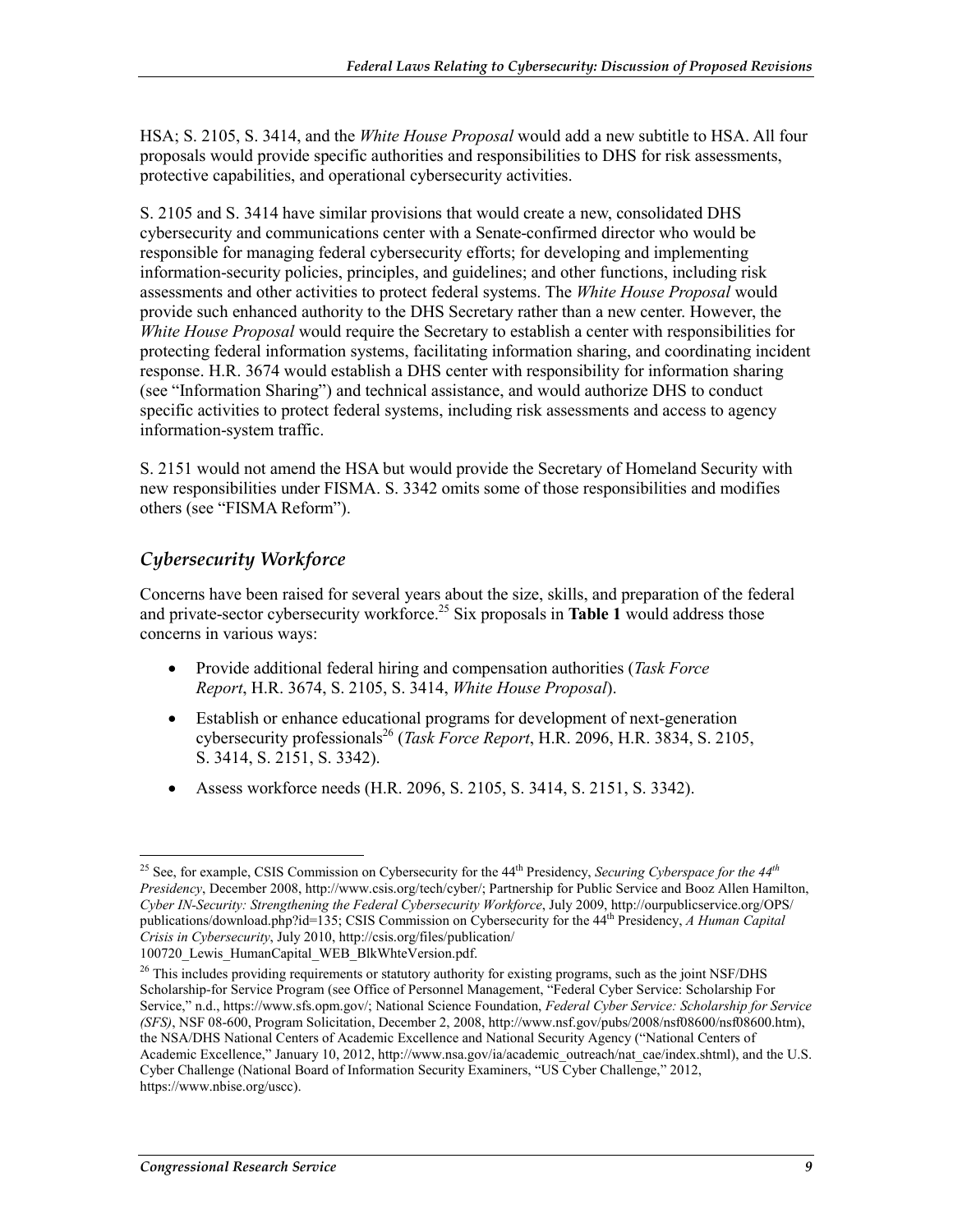HSA; S. 2105, S. 3414, and the *White House Proposal* would add a new subtitle to HSA. All four proposals would provide specific authorities and responsibilities to DHS for risk assessments, protective capabilities, and operational cybersecurity activities.

S. 2105 and S. 3414 have similar provisions that would create a new, consolidated DHS cybersecurity and communications center with a Senate-confirmed director who would be responsible for managing federal cybersecurity efforts; for developing and implementing information-security policies, principles, and guidelines; and other functions, including risk assessments and other activities to protect federal systems. The *White House Proposal* would provide such enhanced authority to the DHS Secretary rather than a new center. However, the *White House Proposal* would require the Secretary to establish a center with responsibilities for protecting federal information systems, facilitating information sharing, and coordinating incident response. H.R. 3674 would establish a DHS center with responsibility for information sharing (see "Information Sharing") and technical assistance, and would authorize DHS to conduct specific activities to protect federal systems, including risk assessments and access to agency information-system traffic.

S. 2151 would not amend the HSA but would provide the Secretary of Homeland Security with new responsibilities under FISMA. S. 3342 omits some of those responsibilities and modifies others (see "FISMA Reform").

### *Cybersecurity Workforce*

Concerns have been raised for several years about the size, skills, and preparation of the federal and private-sector cybersecurity workforce.[25] Six proposals in **Table 1** would address those concerns in various ways:

- Provide additional federal hiring and compensation authorities (*Task Force Report*, H.R. 3674, S. 2105, S. 3414, *White House Proposal*).
- Establish or enhance educational programs for development of next-generation cybersecurity professionals[26] (*Task Force Report*, H.R. 2096, H.R. 3834, S. 2105, S. 3414, S. 2151, S. 3342).
- Assess workforce needs (H.R. 2096, S. 2105, S. 3414, S. 2151, S. 3342).

---

[25] See, for example, CSIS Commission on Cybersecurity for the 44th Presidency, *Securing Cyberspace for the 44th Presidency*, December 2008, http://www.csis.org/tech/cyber/; Partnership for Public Service and Booz Allen Hamilton, *Cyber IN-Security: Strengthening the Federal Cybersecurity Workforce*, July 2009, http://ourpublicservice.org/OPS/publications/download.php?id=135; CSIS Commission on Cybersecurity for the 44th Presidency, *A Human Capital Crisis in Cybersecurity*, July 2010, http://csis.org/files/publication/100720_Lewis_HumanCapital_WEB_BlkWhteVersion.pdf.

[26] This includes providing requirements or statutory authority for existing programs, such as the joint NSF/DHS Scholarship-for Service Program (see Office of Personnel Management, "Federal Cyber Service: Scholarship For Service," n.d., https://www.sfs.opm.gov/; National Science Foundation, *Federal Cyber Service: Scholarship for Service (SFS)*, NSF 08-600, Program Solicitation, December 2, 2008, http://www.nsf.gov/pubs/2008/nsf08600/nsf08600.htm), the NSA/DHS National Centers of Academic Excellence and National Security Agency ("National Centers of Academic Excellence," January 10, 2012, http://www.nsa.gov/ia/academic_outreach/nat_cae/index.shtml), and the U.S. Cyber Challenge (National Board of Information Security Examiners, "US Cyber Challenge," 2012, https://www.nbise.org/uscc).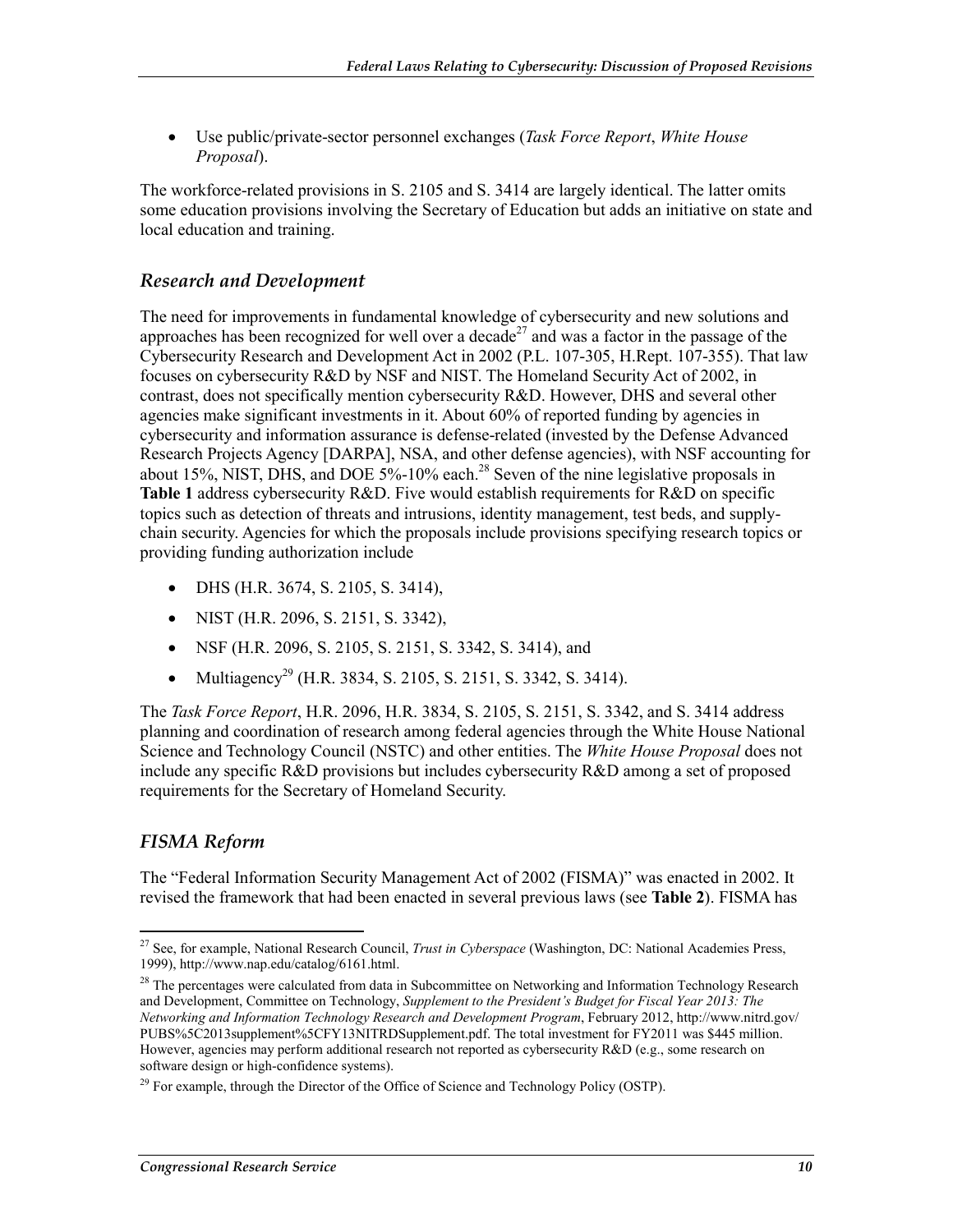- Use public/private-sector personnel exchanges (*Task Force Report*, *White House Proposal*).

The workforce-related provisions in S. 2105 and S. 3414 are largely identical. The latter omits some education provisions involving the Secretary of Education but adds an initiative on state and local education and training.

## Research and Development

The need for improvements in fundamental knowledge of cybersecurity and new solutions and approaches has been recognized for well over a decade[27] and was a factor in the passage of the Cybersecurity Research and Development Act in 2002 (P.L. 107-305, H.Rept. 107-355). That law focuses on cybersecurity R&D by NSF and NIST. The Homeland Security Act of 2002, in contrast, does not specifically mention cybersecurity R&D. However, DHS and several other agencies make significant investments in it. About 60% of reported funding by agencies in cybersecurity and information assurance is defense-related (invested by the Defense Advanced Research Projects Agency [DARPA], NSA, and other defense agencies), with NSF accounting for about 15%, NIST, DHS, and DOE 5%-10% each.[28] Seven of the nine legislative proposals in **Table 1** address cybersecurity R&D. Five would establish requirements for R&D on specific topics such as detection of threats and intrusions, identity management, test beds, and supply-chain security. Agencies for which the proposals include provisions specifying research topics or providing funding authorization include

- DHS (H.R. 3674, S. 2105, S. 3414),
- NIST (H.R. 2096, S. 2151, S. 3342),
- NSF (H.R. 2096, S. 2105, S. 2151, S. 3342, S. 3414), and
- Multiagency[29] (H.R. 3834, S. 2105, S. 2151, S. 3342, S. 3414).

The *Task Force Report*, H.R. 2096, H.R. 3834, S. 2105, S. 2151, S. 3342, and S. 3414 address planning and coordination of research among federal agencies through the White House National Science and Technology Council (NSTC) and other entities. The *White House Proposal* does not include any specific R&D provisions but includes cybersecurity R&D among a set of proposed requirements for the Secretary of Homeland Security.

## FISMA Reform

The "Federal Information Security Management Act of 2002 (FISMA)" was enacted in 2002. It revised the framework that had been enacted in several previous laws (see **Table 2**). FISMA has

---

[27] See, for example, National Research Council, *Trust in Cyberspace* (Washington, DC: National Academies Press, 1999), http://www.nap.edu/catalog/6161.html.

[28] The percentages were calculated from data in Subcommittee on Networking and Information Technology Research and Development, Committee on Technology, *Supplement to the President's Budget for Fiscal Year 2013: The Networking and Information Technology Research and Development Program*, February 2012, http://www.nitrd.gov/PUBS%5C2013supplement%5CFY13NITRDSupplement.pdf. The total investment for FY2011 was $445 million. However, agencies may perform additional research not reported as cybersecurity R&D (e.g., some research on software design or high-confidence systems).

[29] For example, through the Director of the Office of Science and Technology Policy (OSTP).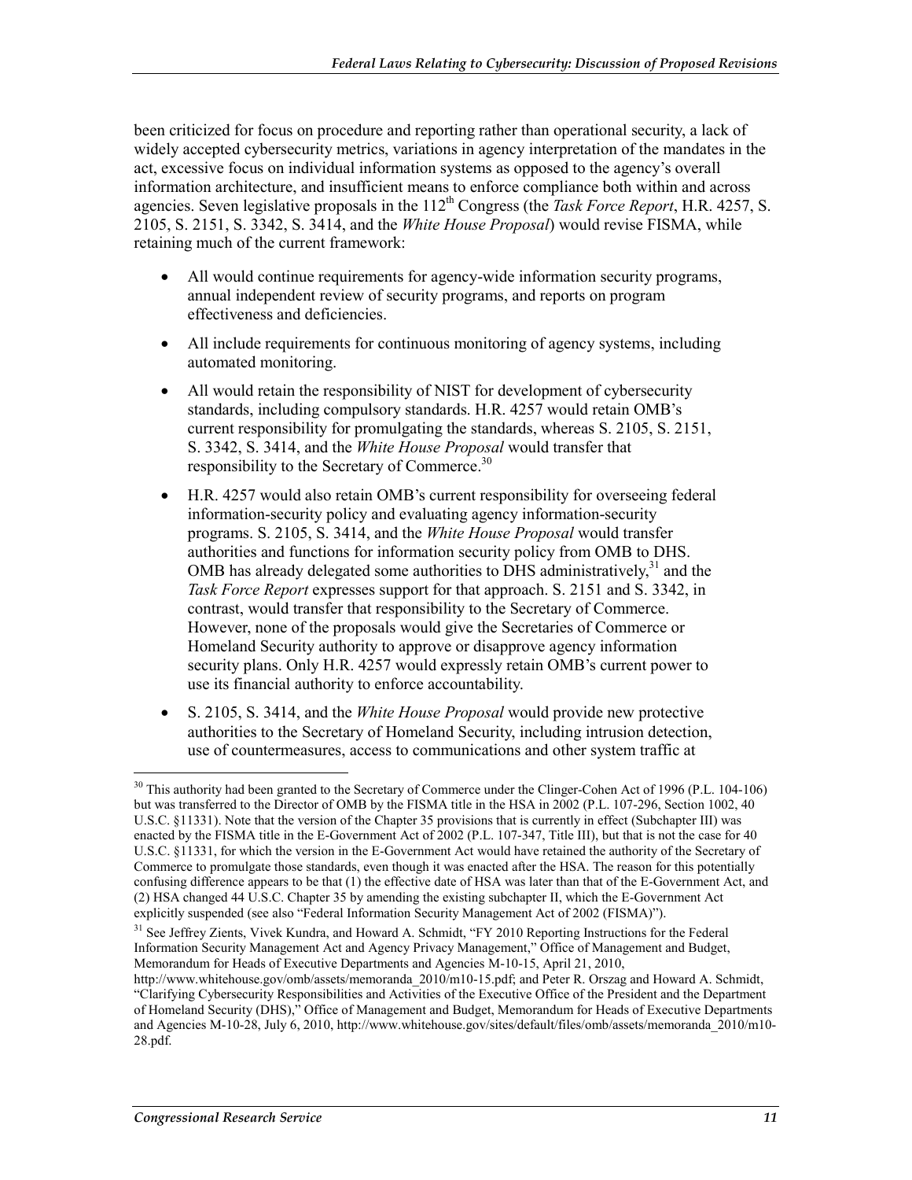been criticized for focus on procedure and reporting rather than operational security, a lack of widely accepted cybersecurity metrics, variations in agency interpretation of the mandates in the act, excessive focus on individual information systems as opposed to the agency's overall information architecture, and insufficient means to enforce compliance both within and across agencies. Seven legislative proposals in the 112th Congress (the *Task Force Report*, H.R. 4257, S. 2105, S. 2151, S. 3342, S. 3414, and the *White House Proposal*) would revise FISMA, while retaining much of the current framework:

- All would continue requirements for agency-wide information security programs, annual independent review of security programs, and reports on program effectiveness and deficiencies.
- All include requirements for continuous monitoring of agency systems, including automated monitoring.
- All would retain the responsibility of NIST for development of cybersecurity standards, including compulsory standards. H.R. 4257 would retain OMB's current responsibility for promulgating the standards, whereas S. 2105, S. 2151, S. 3342, S. 3414, and the *White House Proposal* would transfer that responsibility to the Secretary of Commerce.[30]
- H.R. 4257 would also retain OMB's current responsibility for overseeing federal information-security policy and evaluating agency information-security programs. S. 2105, S. 3414, and the *White House Proposal* would transfer authorities and functions for information security policy from OMB to DHS. OMB has already delegated some authorities to DHS administratively,[31] and the *Task Force Report* expresses support for that approach. S. 2151 and S. 3342, in contrast, would transfer that responsibility to the Secretary of Commerce. However, none of the proposals would give the Secretaries of Commerce or Homeland Security authority to approve or disapprove agency information security plans. Only H.R. 4257 would expressly retain OMB's current power to use its financial authority to enforce accountability.
- S. 2105, S. 3414, and the *White House Proposal* would provide new protective authorities to the Secretary of Homeland Security, including intrusion detection, use of countermeasures, access to communications and other system traffic at

---

[30] This authority had been granted to the Secretary of Commerce under the Clinger-Cohen Act of 1996 (P.L. 104-106) but was transferred to the Director of OMB by the FISMA title in the HSA in 2002 (P.L. 107-296, Section 1002, 40 U.S.C. §11331). Note that the version of the Chapter 35 provisions that is currently in effect (Subchapter III) was enacted by the FISMA title in the E-Government Act of 2002 (P.L. 107-347, Title III), but that is not the case for 40 U.S.C. §11331, for which the version in the E-Government Act would have retained the authority of the Secretary of Commerce to promulgate those standards, even though it was enacted after the HSA. The reason for this potentially confusing difference appears to be that (1) the effective date of HSA was later than that of the E-Government Act, and (2) HSA changed 44 U.S.C. Chapter 35 by amending the existing subchapter II, which the E-Government Act explicitly suspended (see also "Federal Information Security Management Act of 2002 (FISMA)").

[31] See Jeffrey Zients, Vivek Kundra, and Howard A. Schmidt, "FY 2010 Reporting Instructions for the Federal Information Security Management Act and Agency Privacy Management," Office of Management and Budget, Memorandum for Heads of Executive Departments and Agencies M-10-15, April 21, 2010, http://www.whitehouse.gov/omb/assets/memoranda_2010/m10-15.pdf; and Peter R. Orszag and Howard A. Schmidt, "Clarifying Cybersecurity Responsibilities and Activities of the Executive Office of the President and the Department of Homeland Security (DHS)," Office of Management and Budget, Memorandum for Heads of Executive Departments and Agencies M-10-28, July 6, 2010, http://www.whitehouse.gov/sites/default/files/omb/assets/memoranda_2010/m10-28.pdf.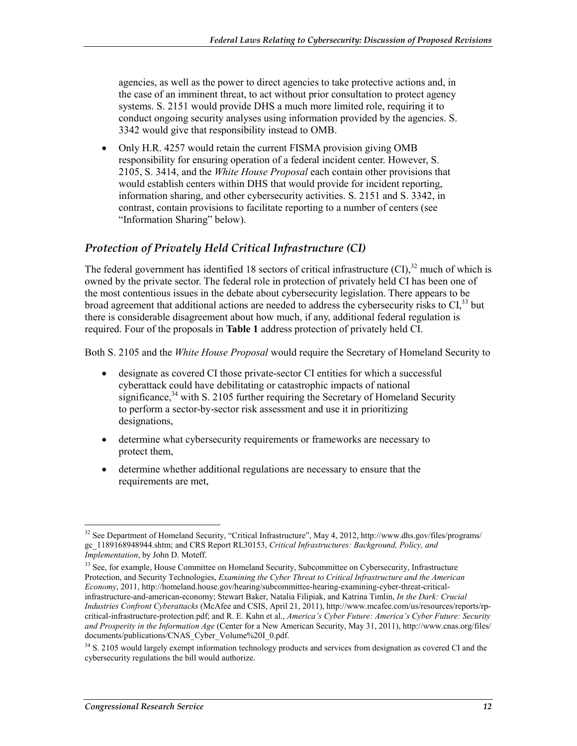agencies, as well as the power to direct agencies to take protective actions and, in the case of an imminent threat, to act without prior consultation to protect agency systems. S. 2151 would provide DHS a much more limited role, requiring it to conduct ongoing security analyses using information provided by the agencies. S. 3342 would give that responsibility instead to OMB.

- Only H.R. 4257 would retain the current FISMA provision giving OMB responsibility for ensuring operation of a federal incident center. However, S. 2105, S. 3414, and the *White House Proposal* each contain other provisions that would establish centers within DHS that would provide for incident reporting, information sharing, and other cybersecurity activities. S. 2151 and S. 3342, in contrast, contain provisions to facilitate reporting to a number of centers (see "Information Sharing" below).

### *Protection of Privately Held Critical Infrastructure (CI)*

The federal government has identified 18 sectors of critical infrastructure (CI),[32] much of which is owned by the private sector. The federal role in protection of privately held CI has been one of the most contentious issues in the debate about cybersecurity legislation. There appears to be broad agreement that additional actions are needed to address the cybersecurity risks to CI,[33] but there is considerable disagreement about how much, if any, additional federal regulation is required. Four of the proposals in **Table 1** address protection of privately held CI.

Both S. 2105 and the *White House Proposal* would require the Secretary of Homeland Security to

- designate as covered CI those private-sector CI entities for which a successful cyberattack could have debilitating or catastrophic impacts of national significance,[34] with S. 2105 further requiring the Secretary of Homeland Security to perform a sector-by-sector risk assessment and use it in prioritizing designations,
- determine what cybersecurity requirements or frameworks are necessary to protect them,
- determine whether additional regulations are necessary to ensure that the requirements are met,

---

[32] See Department of Homeland Security, "Critical Infrastructure", May 4, 2012, http://www.dhs.gov/files/programs/gc_1189168948944.shtm; and CRS Report RL30153, *Critical Infrastructures: Background, Policy, and Implementation*, by John D. Moteff.

[33] See, for example, House Committee on Homeland Security, Subcommittee on Cybersecurity, Infrastructure Protection, and Security Technologies, *Examining the Cyber Threat to Critical Infrastructure and the American Economy*, 2011, http://homeland.house.gov/hearing/subcommittee-hearing-examining-cyber-threat-critical-infrastructure-and-american-economy; Stewart Baker, Natalia Filipiak, and Katrina Timlin, *In the Dark: Crucial Industries Confront Cyberattacks* (McAfee and CSIS, April 21, 2011), http://www.mcafee.com/us/resources/reports/rp-critical-infrastructure-protection.pdf; and R. E. Kahn et al., *America's Cyber Future: America's Cyber Future: Security and Prosperity in the Information Age* (Center for a New American Security, May 31, 2011), http://www.cnas.org/files/documents/publications/CNAS_Cyber_Volume%20I_0.pdf.

[34] S. 2105 would largely exempt information technology products and services from designation as covered CI and the cybersecurity regulations the bill would authorize.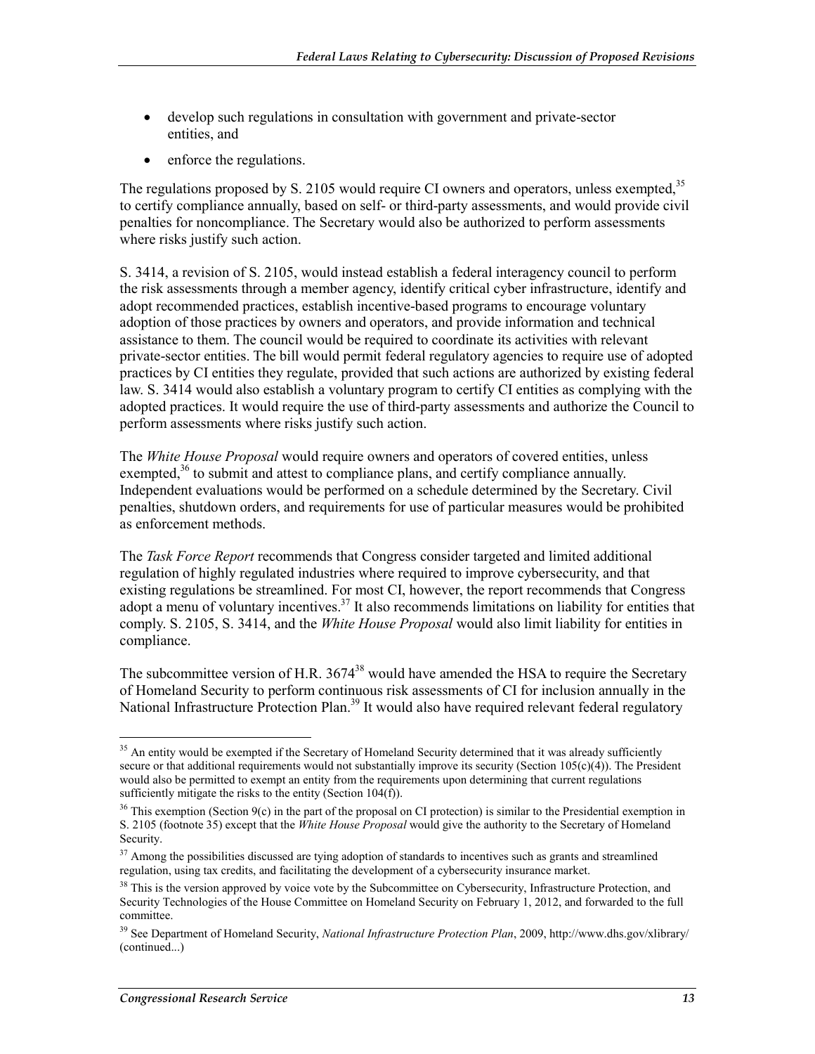- develop such regulations in consultation with government and private-sector entities, and
- enforce the regulations.

The regulations proposed by S. 2105 would require CI owners and operators, unless exempted,[35] to certify compliance annually, based on self- or third-party assessments, and would provide civil penalties for noncompliance. The Secretary would also be authorized to perform assessments where risks justify such action.

S. 3414, a revision of S. 2105, would instead establish a federal interagency council to perform the risk assessments through a member agency, identify critical cyber infrastructure, identify and adopt recommended practices, establish incentive-based programs to encourage voluntary adoption of those practices by owners and operators, and provide information and technical assistance to them. The council would be required to coordinate its activities with relevant private-sector entities. The bill would permit federal regulatory agencies to require use of adopted practices by CI entities they regulate, provided that such actions are authorized by existing federal law. S. 3414 would also establish a voluntary program to certify CI entities as complying with the adopted practices. It would require the use of third-party assessments and authorize the Council to perform assessments where risks justify such action.

The *White House Proposal* would require owners and operators of covered entities, unless exempted,[36] to submit and attest to compliance plans, and certify compliance annually. Independent evaluations would be performed on a schedule determined by the Secretary. Civil penalties, shutdown orders, and requirements for use of particular measures would be prohibited as enforcement methods.

The *Task Force Report* recommends that Congress consider targeted and limited additional regulation of highly regulated industries where required to improve cybersecurity, and that existing regulations be streamlined. For most CI, however, the report recommends that Congress adopt a menu of voluntary incentives.[37] It also recommends limitations on liability for entities that comply. S. 2105, S. 3414, and the *White House Proposal* would also limit liability for entities in compliance.

The subcommittee version of H.R. 3674[38] would have amended the HSA to require the Secretary of Homeland Security to perform continuous risk assessments of CI for inclusion annually in the National Infrastructure Protection Plan.[39] It would also have required relevant federal regulatory

---

[35] An entity would be exempted if the Secretary of Homeland Security determined that it was already sufficiently secure or that additional requirements would not substantially improve its security (Section 105(c)(4)). The President would also be permitted to exempt an entity from the requirements upon determining that current regulations sufficiently mitigate the risks to the entity (Section 104(f)).

[36] This exemption (Section 9(c) in the part of the proposal on CI protection) is similar to the Presidential exemption in S. 2105 (footnote 35) except that the *White House Proposal* would give the authority to the Secretary of Homeland Security.

[37] Among the possibilities discussed are tying adoption of standards to incentives such as grants and streamlined regulation, using tax credits, and facilitating the development of a cybersecurity insurance market.

[38] This is the version approved by voice vote by the Subcommittee on Cybersecurity, Infrastructure Protection, and Security Technologies of the House Committee on Homeland Security on February 1, 2012, and forwarded to the full committee.

[39] See Department of Homeland Security, *National Infrastructure Protection Plan*, 2009, http://www.dhs.gov/xlibrary/ (continued...)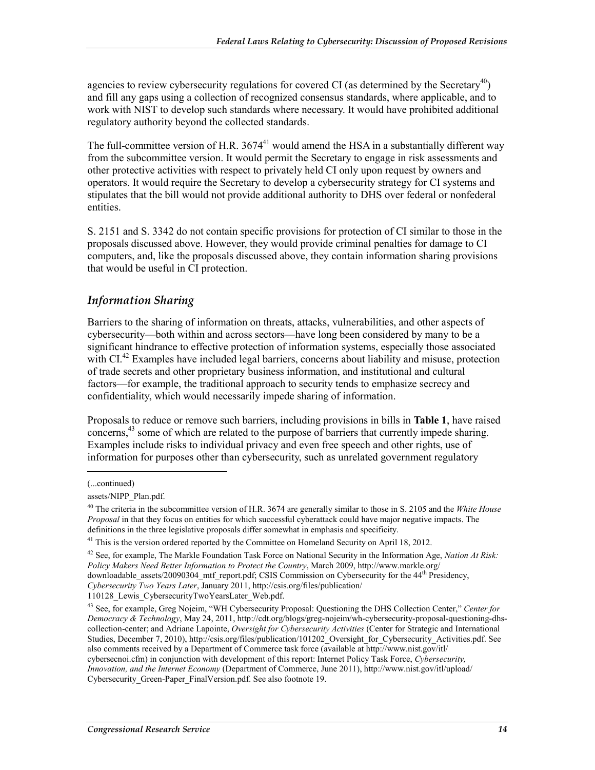agencies to review cybersecurity regulations for covered CI (as determined by the Secretary[40]) and fill any gaps using a collection of recognized consensus standards, where applicable, and to work with NIST to develop such standards where necessary. It would have prohibited additional regulatory authority beyond the collected standards.

The full-committee version of H.R. 3674[41] would amend the HSA in a substantially different way from the subcommittee version. It would permit the Secretary to engage in risk assessments and other protective activities with respect to privately held CI only upon request by owners and operators. It would require the Secretary to develop a cybersecurity strategy for CI systems and stipulates that the bill would not provide additional authority to DHS over federal or nonfederal entities.

S. 2151 and S. 3342 do not contain specific provisions for protection of CI similar to those in the proposals discussed above. However, they would provide criminal penalties for damage to CI computers, and, like the proposals discussed above, they contain information sharing provisions that would be useful in CI protection.

### *Information Sharing*

Barriers to the sharing of information on threats, attacks, vulnerabilities, and other aspects of cybersecurity—both within and across sectors—have long been considered by many to be a significant hindrance to effective protection of information systems, especially those associated with CI.[42] Examples have included legal barriers, concerns about liability and misuse, protection of trade secrets and other proprietary business information, and institutional and cultural factors—for example, the traditional approach to security tends to emphasize secrecy and confidentiality, which would necessarily impede sharing of information.

Proposals to reduce or remove such barriers, including provisions in bills in **Table 1**, have raised concerns,[43] some of which are related to the purpose of barriers that currently impede sharing. Examples include risks to individual privacy and even free speech and other rights, use of information for purposes other than cybersecurity, such as unrelated government regulatory

---

(...continued)

assets/NIPP_Plan.pdf.

[40] The criteria in the subcommittee version of H.R. 3674 are generally similar to those in S. 2105 and the *White House Proposal* in that they focus on entities for which successful cyberattack could have major negative impacts. The definitions in the three legislative proposals differ somewhat in emphasis and specificity.

[41] This is the version ordered reported by the Committee on Homeland Security on April 18, 2012.

[42] See, for example, The Markle Foundation Task Force on National Security in the Information Age, *Nation At Risk: Policy Makers Need Better Information to Protect the Country*, March 2009, http://www.markle.org/downloadable_assets/20090304_mtf_report.pdf; CSIS Commission on Cybersecurity for the 44th Presidency, *Cybersecurity Two Years Later*, January 2011, http://csis.org/files/publication/110128_Lewis_CybersecurityTwoYearsLater_Web.pdf.

[43] See, for example, Greg Nojeim, "WH Cybersecurity Proposal: Questioning the DHS Collection Center," *Center for Democracy & Technology*, May 24, 2011, http://cdt.org/blogs/greg-nojeim/wh-cybersecurity-proposal-questioning-dhs-collection-center; and Adriane Lapointe, *Oversight for Cybersecurity Activities* (Center for Strategic and International Studies, December 7, 2010), http://csis.org/files/publication/101202_Oversight_for_Cybersecurity_Activities.pdf. See also comments received by a Department of Commerce task force (available at http://www.nist.gov/itl/cybersecnoi.cfm) in conjunction with development of this report: Internet Policy Task Force, *Cybersecurity, Innovation, and the Internet Economy* (Department of Commerce, June 2011), http://www.nist.gov/itl/upload/Cybersecurity_Green-Paper_FinalVersion.pdf. See also footnote 19.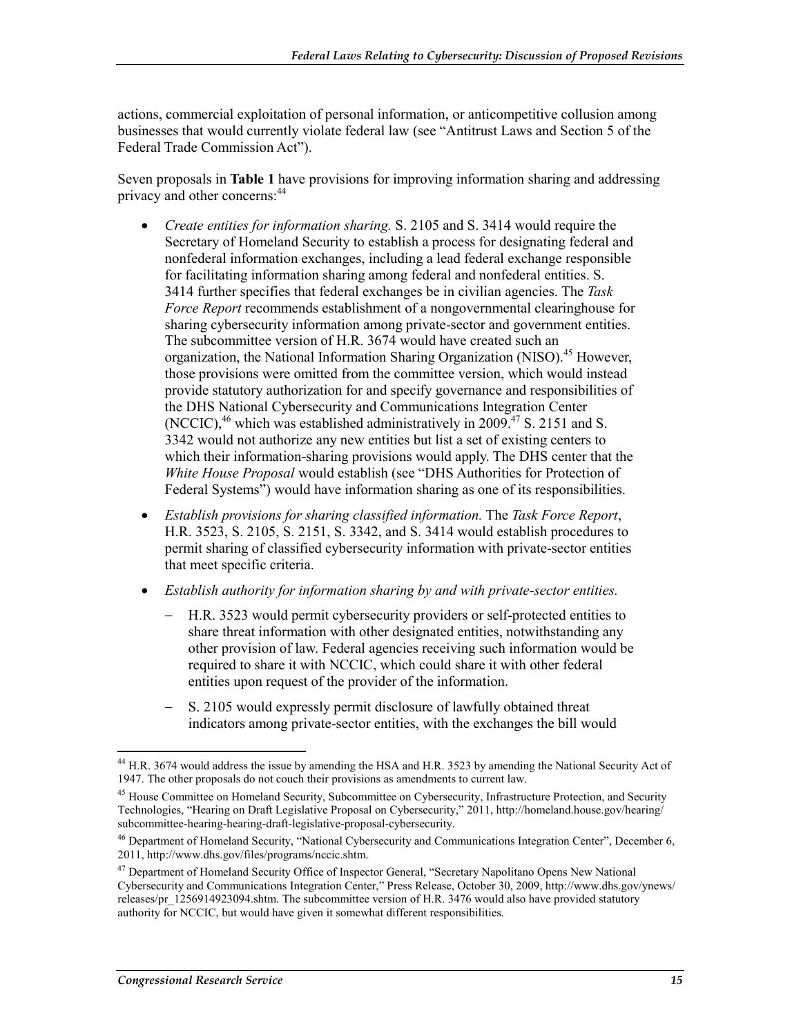actions, commercial exploitation of personal information, or anticompetitive collusion among businesses that would currently violate federal law (see "Antitrust Laws and Section 5 of the Federal Trade Commission Act").

Seven proposals in **Table 1** have provisions for improving information sharing and addressing privacy and other concerns:[44]

- *Create entities for information sharing.* S. 2105 and S. 3414 would require the Secretary of Homeland Security to establish a process for designating federal and nonfederal information exchanges, including a lead federal exchange responsible for facilitating information sharing among federal and nonfederal entities. S. 3414 further specifies that federal exchanges be in civilian agencies. The *Task Force Report* recommends establishment of a nongovernmental clearinghouse for sharing cybersecurity information among private-sector and government entities. The subcommittee version of H.R. 3674 would have created such an organization, the National Information Sharing Organization (NISO).[45] However, those provisions were omitted from the committee version, which would instead provide statutory authorization for and specify governance and responsibilities of the DHS National Cybersecurity and Communications Integration Center (NCCIC),[46] which was established administratively in 2009.[47] S. 2151 and S. 3342 would not authorize any new entities but list a set of existing centers to which their information-sharing provisions would apply. The DHS center that the *White House Proposal* would establish (see "DHS Authorities for Protection of Federal Systems") would have information sharing as one of its responsibilities.
- *Establish provisions for sharing classified information.* The *Task Force Report*, H.R. 3523, S. 2105, S. 2151, S. 3342, and S. 3414 would establish procedures to permit sharing of classified cybersecurity information with private-sector entities that meet specific criteria.
- *Establish authority for information sharing by and with private-sector entities.*
  - H.R. 3523 would permit cybersecurity providers or self-protected entities to share threat information with other designated entities, notwithstanding any other provision of law. Federal agencies receiving such information would be required to share it with NCCIC, which could share it with other federal entities upon request of the provider of the information.
  - S. 2105 would expressly permit disclosure of lawfully obtained threat indicators among private-sector entities, with the exchanges the bill would

---

[44] H.R. 3674 would address the issue by amending the HSA and H.R. 3523 by amending the National Security Act of 1947. The other proposals do not couch their provisions as amendments to current law.

[45] House Committee on Homeland Security, Subcommittee on Cybersecurity, Infrastructure Protection, and Security Technologies, "Hearing on Draft Legislative Proposal on Cybersecurity," 2011, http://homeland.house.gov/hearing/subcommittee-hearing-hearing-draft-legislative-proposal-cybersecurity.

[46] Department of Homeland Security, "National Cybersecurity and Communications Integration Center", December 6, 2011, http://www.dhs.gov/files/programs/nccic.shtm.

[47] Department of Homeland Security Office of Inspector General, "Secretary Napolitano Opens New National Cybersecurity and Communications Integration Center," Press Release, October 30, 2009, http://www.dhs.gov/ynews/releases/pr_1256914923094.shtm. The subcommittee version of H.R. 3476 would also have provided statutory authority for NCCIC, but would have given it somewhat different responsibilities.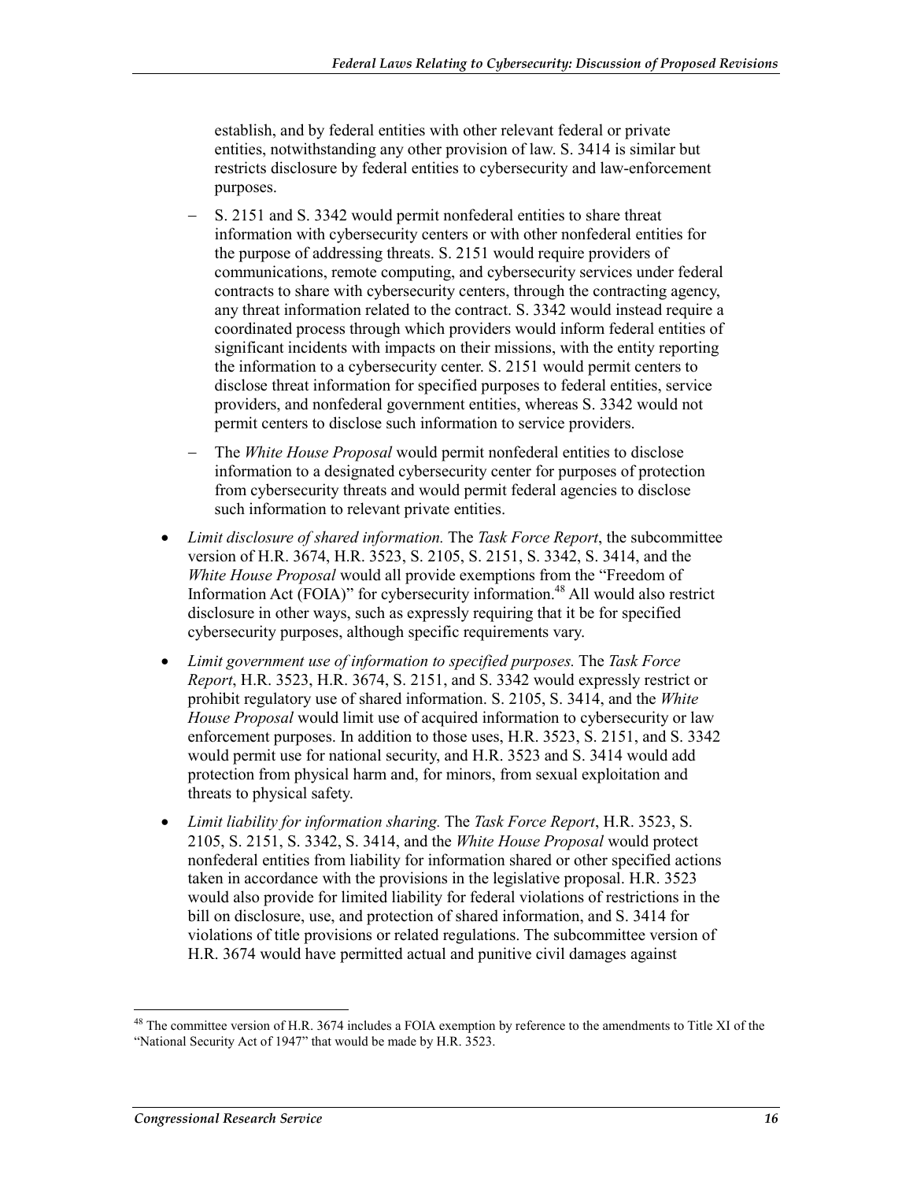establish, and by federal entities with other relevant federal or private entities, notwithstanding any other provision of law. S. 3414 is similar but restricts disclosure by federal entities to cybersecurity and law-enforcement purposes.

- S. 2151 and S. 3342 would permit nonfederal entities to share threat information with cybersecurity centers or with other nonfederal entities for the purpose of addressing threats. S. 2151 would require providers of communications, remote computing, and cybersecurity services under federal contracts to share with cybersecurity centers, through the contracting agency, any threat information related to the contract. S. 3342 would instead require a coordinated process through which providers would inform federal entities of significant incidents with impacts on their missions, with the entity reporting the information to a cybersecurity center. S. 2151 would permit centers to disclose threat information for specified purposes to federal entities, service providers, and nonfederal government entities, whereas S. 3342 would not permit centers to disclose such information to service providers.
- The *White House Proposal* would permit nonfederal entities to disclose information to a designated cybersecurity center for purposes of protection from cybersecurity threats and would permit federal agencies to disclose such information to relevant private entities.

- *Limit disclosure of shared information.* The *Task Force Report*, the subcommittee version of H.R. 3674, H.R. 3523, S. 2105, S. 2151, S. 3342, S. 3414, and the *White House Proposal* would all provide exemptions from the "Freedom of Information Act (FOIA)" for cybersecurity information.[48] All would also restrict disclosure in other ways, such as expressly requiring that it be for specified cybersecurity purposes, although specific requirements vary.
- *Limit government use of information to specified purposes.* The *Task Force Report*, H.R. 3523, H.R. 3674, S. 2151, and S. 3342 would expressly restrict or prohibit regulatory use of shared information. S. 2105, S. 3414, and the *White House Proposal* would limit use of acquired information to cybersecurity or law enforcement purposes. In addition to those uses, H.R. 3523, S. 2151, and S. 3342 would permit use for national security, and H.R. 3523 and S. 3414 would add protection from physical harm and, for minors, from sexual exploitation and threats to physical safety.
- *Limit liability for information sharing.* The *Task Force Report*, H.R. 3523, S. 2105, S. 2151, S. 3342, S. 3414, and the *White House Proposal* would protect nonfederal entities from liability for information shared or other specified actions taken in accordance with the provisions in the legislative proposal. H.R. 3523 would also provide for limited liability for federal violations of restrictions in the bill on disclosure, use, and protection of shared information, and S. 3414 for violations of title provisions or related regulations. The subcommittee version of H.R. 3674 would have permitted actual and punitive civil damages against

[48] The committee version of H.R. 3674 includes a FOIA exemption by reference to the amendments to Title XI of the "National Security Act of 1947" that would be made by H.R. 3523.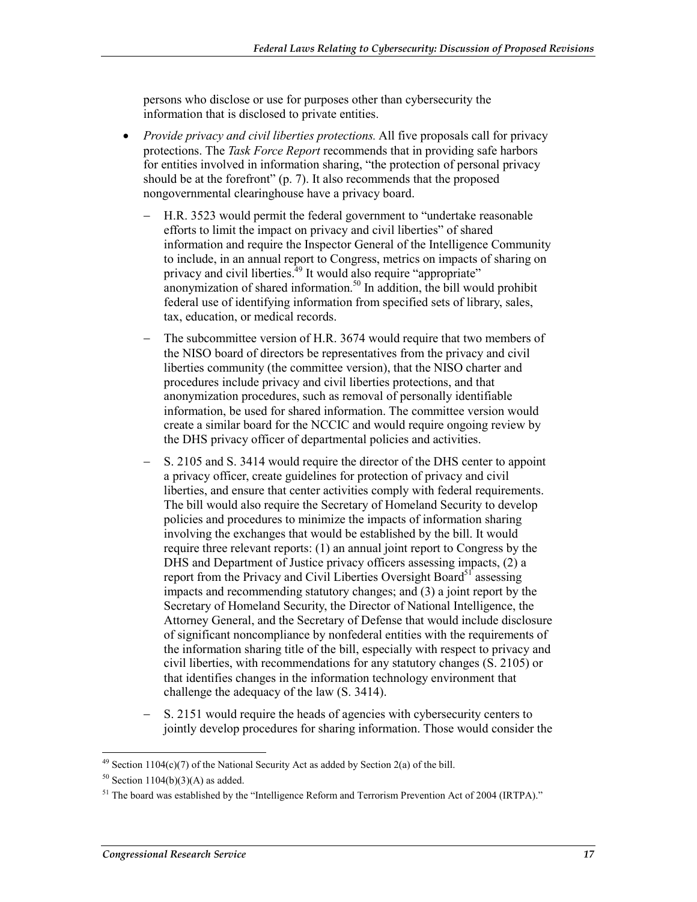persons who disclose or use for purposes other than cybersecurity the information that is disclosed to private entities.

- *Provide privacy and civil liberties protections.* All five proposals call for privacy protections. The *Task Force Report* recommends that in providing safe harbors for entities involved in information sharing, "the protection of personal privacy should be at the forefront" (p. 7). It also recommends that the proposed nongovernmental clearinghouse have a privacy board.
  - H.R. 3523 would permit the federal government to "undertake reasonable efforts to limit the impact on privacy and civil liberties" of shared information and require the Inspector General of the Intelligence Community to include, in an annual report to Congress, metrics on impacts of sharing on privacy and civil liberties.[49] It would also require "appropriate" anonymization of shared information.[50] In addition, the bill would prohibit federal use of identifying information from specified sets of library, sales, tax, education, or medical records.
  - The subcommittee version of H.R. 3674 would require that two members of the NISO board of directors be representatives from the privacy and civil liberties community (the committee version), that the NISO charter and procedures include privacy and civil liberties protections, and that anonymization procedures, such as removal of personally identifiable information, be used for shared information. The committee version would create a similar board for the NCCIC and would require ongoing review by the DHS privacy officer of departmental policies and activities.
  - S. 2105 and S. 3414 would require the director of the DHS center to appoint a privacy officer, create guidelines for protection of privacy and civil liberties, and ensure that center activities comply with federal requirements. The bill would also require the Secretary of Homeland Security to develop policies and procedures to minimize the impacts of information sharing involving the exchanges that would be established by the bill. It would require three relevant reports: (1) an annual joint report to Congress by the DHS and Department of Justice privacy officers assessing impacts, (2) a report from the Privacy and Civil Liberties Oversight Board[51] assessing impacts and recommending statutory changes; and (3) a joint report by the Secretary of Homeland Security, the Director of National Intelligence, the Attorney General, and the Secretary of Defense that would include disclosure of significant noncompliance by nonfederal entities with the requirements of the information sharing title of the bill, especially with respect to privacy and civil liberties, with recommendations for any statutory changes (S. 2105) or that identifies changes in the information technology environment that challenge the adequacy of the law (S. 3414).
  - S. 2151 would require the heads of agencies with cybersecurity centers to jointly develop procedures for sharing information. Those would consider the

---

[49] Section 1104(c)(7) of the National Security Act as added by Section 2(a) of the bill.

[50] Section 1104(b)(3)(A) as added.

[51] The board was established by the "Intelligence Reform and Terrorism Prevention Act of 2004 (IRTPA)."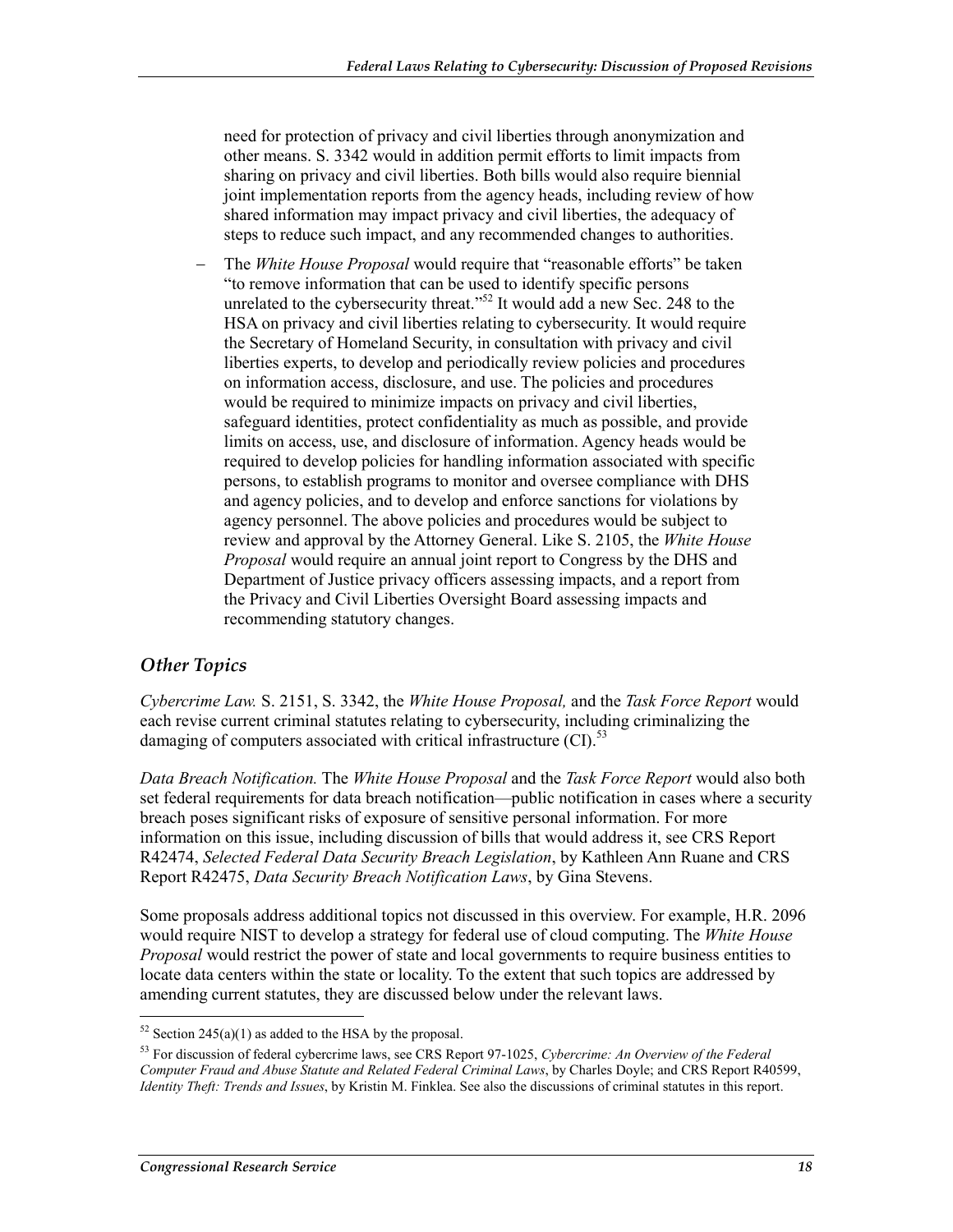need for protection of privacy and civil liberties through anonymization and other means. S. 3342 would in addition permit efforts to limit impacts from sharing on privacy and civil liberties. Both bills would also require biennial joint implementation reports from the agency heads, including review of how shared information may impact privacy and civil liberties, the adequacy of steps to reduce such impact, and any recommended changes to authorities.

- The *White House Proposal* would require that "reasonable efforts" be taken "to remove information that can be used to identify specific persons unrelated to the cybersecurity threat."[52] It would add a new Sec. 248 to the HSA on privacy and civil liberties relating to cybersecurity. It would require the Secretary of Homeland Security, in consultation with privacy and civil liberties experts, to develop and periodically review policies and procedures on information access, disclosure, and use. The policies and procedures would be required to minimize impacts on privacy and civil liberties, safeguard identities, protect confidentiality as much as possible, and provide limits on access, use, and disclosure of information. Agency heads would be required to develop policies for handling information associated with specific persons, to establish programs to monitor and oversee compliance with DHS and agency policies, and to develop and enforce sanctions for violations by agency personnel. The above policies and procedures would be subject to review and approval by the Attorney General. Like S. 2105, the *White House Proposal* would require an annual joint report to Congress by the DHS and Department of Justice privacy officers assessing impacts, and a report from the Privacy and Civil Liberties Oversight Board assessing impacts and recommending statutory changes.

### *Other Topics*

*Cybercrime Law.* S. 2151, S. 3342, the *White House Proposal,* and the *Task Force Report* would each revise current criminal statutes relating to cybersecurity, including criminalizing the damaging of computers associated with critical infrastructure (CI).[53]

*Data Breach Notification.* The *White House Proposal* and the *Task Force Report* would also both set federal requirements for data breach notification—public notification in cases where a security breach poses significant risks of exposure of sensitive personal information. For more information on this issue, including discussion of bills that would address it, see CRS Report R42474, *Selected Federal Data Security Breach Legislation*, by Kathleen Ann Ruane and CRS Report R42475, *Data Security Breach Notification Laws*, by Gina Stevens.

Some proposals address additional topics not discussed in this overview. For example, H.R. 2096 would require NIST to develop a strategy for federal use of cloud computing. The *White House Proposal* would restrict the power of state and local governments to require business entities to locate data centers within the state or locality. To the extent that such topics are addressed by amending current statutes, they are discussed below under the relevant laws.

---

[52] Section 245(a)(1) as added to the HSA by the proposal.

[53] For discussion of federal cybercrime laws, see CRS Report 97-1025, *Cybercrime: An Overview of the Federal Computer Fraud and Abuse Statute and Related Federal Criminal Laws*, by Charles Doyle; and CRS Report R40599, *Identity Theft: Trends and Issues*, by Kristin M. Finklea. See also the discussions of criminal statutes in this report.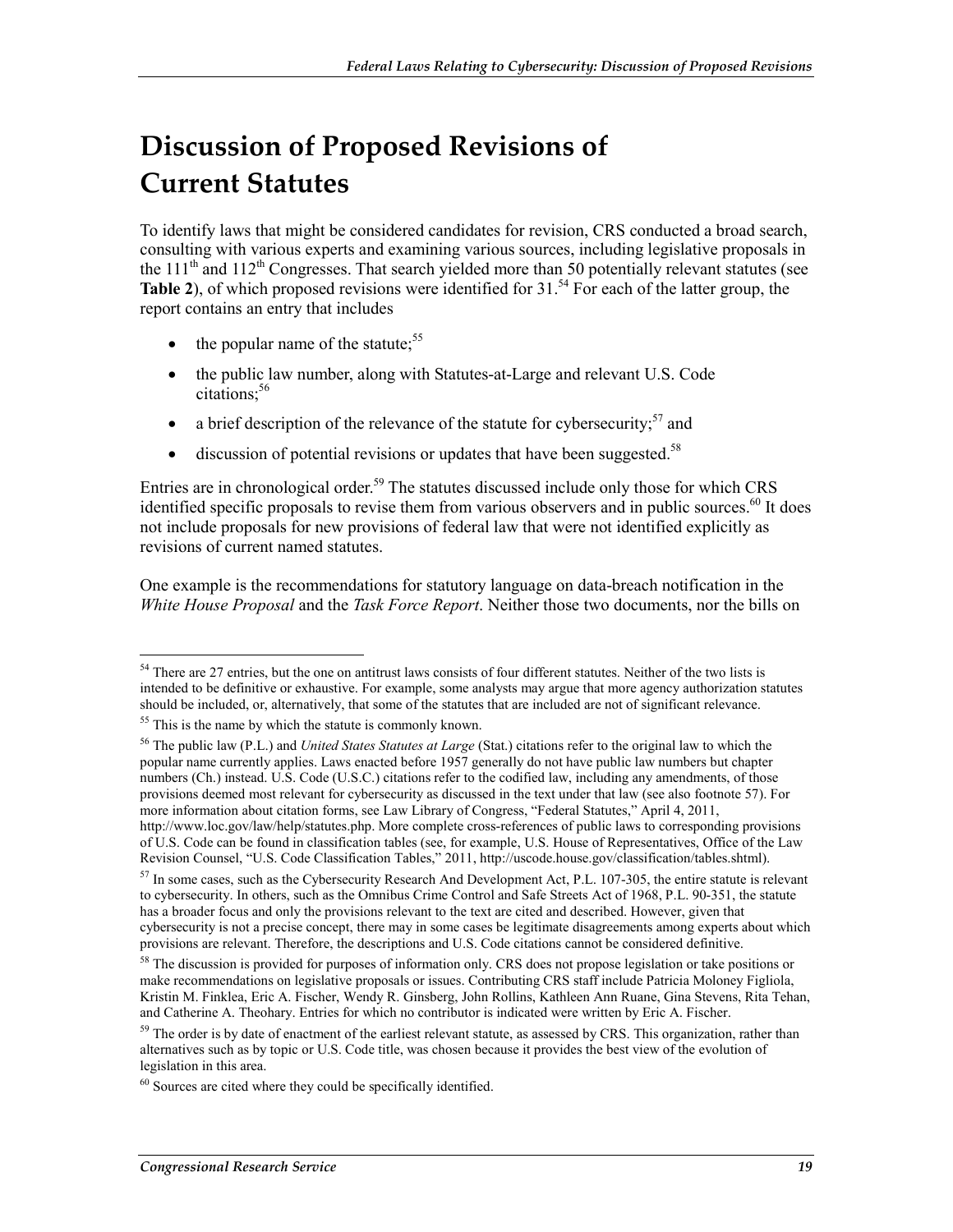# Discussion of Proposed Revisions of Current Statutes

To identify laws that might be considered candidates for revision, CRS conducted a broad search, consulting with various experts and examining various sources, including legislative proposals in the 111th and 112th Congresses. That search yielded more than 50 potentially relevant statutes (see **Table 2**), of which proposed revisions were identified for 31.[54] For each of the latter group, the report contains an entry that includes

- the popular name of the statute;[55]
- the public law number, along with Statutes-at-Large and relevant U.S. Code citations;[56]
- a brief description of the relevance of the statute for cybersecurity;[57] and
- discussion of potential revisions or updates that have been suggested.[58]

Entries are in chronological order.[59] The statutes discussed include only those for which CRS identified specific proposals to revise them from various observers and in public sources.[60] It does not include proposals for new provisions of federal law that were not identified explicitly as revisions of current named statutes.

One example is the recommendations for statutory language on data-breach notification in the *White House Proposal* and the *Task Force Report*. Neither those two documents, nor the bills on

---

[54] There are 27 entries, but the one on antitrust laws consists of four different statutes. Neither of the two lists is intended to be definitive or exhaustive. For example, some analysts may argue that more agency authorization statutes should be included, or, alternatively, that some of the statutes that are included are not of significant relevance.

[55] This is the name by which the statute is commonly known.

[56] The public law (P.L.) and *United States Statutes at Large* (Stat.) citations refer to the original law to which the popular name currently applies. Laws enacted before 1957 generally do not have public law numbers but chapter numbers (Ch.) instead. U.S. Code (U.S.C.) citations refer to the codified law, including any amendments, of those provisions deemed most relevant for cybersecurity as discussed in the text under that law (see also footnote 57). For more information about citation forms, see Law Library of Congress, "Federal Statutes," April 4, 2011, http://www.loc.gov/law/help/statutes.php. More complete cross-references of public laws to corresponding provisions of U.S. Code can be found in classification tables (see, for example, U.S. House of Representatives, Office of the Law Revision Counsel, "U.S. Code Classification Tables," 2011, http://uscode.house.gov/classification/tables.shtml).

[57] In some cases, such as the Cybersecurity Research And Development Act, P.L. 107-305, the entire statute is relevant to cybersecurity. In others, such as the Omnibus Crime Control and Safe Streets Act of 1968, P.L. 90-351, the statute has a broader focus and only the provisions relevant to the text are cited and described. However, given that cybersecurity is not a precise concept, there may in some cases be legitimate disagreements among experts about which provisions are relevant. Therefore, the descriptions and U.S. Code citations cannot be considered definitive.

[58] The discussion is provided for purposes of information only. CRS does not propose legislation or take positions or make recommendations on legislative proposals or issues. Contributing CRS staff include Patricia Moloney Figliola, Kristin M. Finklea, Eric A. Fischer, Wendy R. Ginsberg, John Rollins, Kathleen Ann Ruane, Gina Stevens, Rita Tehan, and Catherine A. Theohary. Entries for which no contributor is indicated were written by Eric A. Fischer.

[59] The order is by date of enactment of the earliest relevant statute, as assessed by CRS. This organization, rather than alternatives such as by topic or U.S. Code title, was chosen because it provides the best view of the evolution of legislation in this area.

[60] Sources are cited where they could be specifically identified.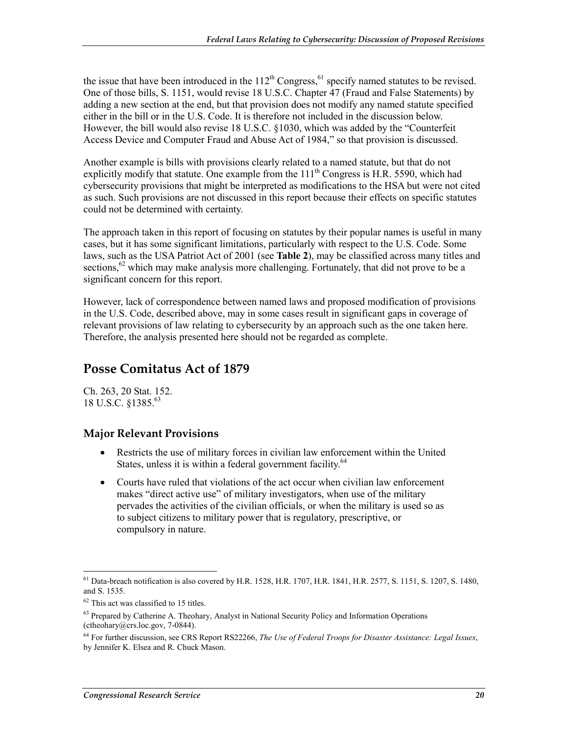the issue that have been introduced in the 112th Congress,[61] specify named statutes to be revised. One of those bills, S. 1151, would revise 18 U.S.C. Chapter 47 (Fraud and False Statements) by adding a new section at the end, but that provision does not modify any named statute specified either in the bill or in the U.S. Code. It is therefore not included in the discussion below. However, the bill would also revise 18 U.S.C. §1030, which was added by the "Counterfeit Access Device and Computer Fraud and Abuse Act of 1984," so that provision is discussed.

Another example is bills with provisions clearly related to a named statute, but that do not explicitly modify that statute. One example from the 111th Congress is H.R. 5590, which had cybersecurity provisions that might be interpreted as modifications to the HSA but were not cited as such. Such provisions are not discussed in this report because their effects on specific statutes could not be determined with certainty.

The approach taken in this report of focusing on statutes by their popular names is useful in many cases, but it has some significant limitations, particularly with respect to the U.S. Code. Some laws, such as the USA Patriot Act of 2001 (see **Table 2**), may be classified across many titles and sections,[62] which may make analysis more challenging. Fortunately, that did not prove to be a significant concern for this report.

However, lack of correspondence between named laws and proposed modification of provisions in the U.S. Code, described above, may in some cases result in significant gaps in coverage of relevant provisions of law relating to cybersecurity by an approach such as the one taken here. Therefore, the analysis presented here should not be regarded as complete.

## Posse Comitatus Act of 1879

Ch. 263, 20 Stat. 152.
18 U.S.C. §1385.[63]

### Major Relevant Provisions

- Restricts the use of military forces in civilian law enforcement within the United States, unless it is within a federal government facility.[64]
- Courts have ruled that violations of the act occur when civilian law enforcement makes "direct active use" of military investigators, when use of the military pervades the activities of the civilian officials, or when the military is used so as to subject citizens to military power that is regulatory, prescriptive, or compulsory in nature.

---

[61] Data-breach notification is also covered by H.R. 1528, H.R. 1707, H.R. 1841, H.R. 2577, S. 1151, S. 1207, S. 1480, and S. 1535.

[62] This act was classified to 15 titles.

[63] Prepared by Catherine A. Theohary, Analyst in National Security Policy and Information Operations (ctheohary@crs.loc.gov, 7-0844).

[64] For further discussion, see CRS Report RS22266, *The Use of Federal Troops for Disaster Assistance: Legal Issues*, by Jennifer K. Elsea and R. Chuck Mason.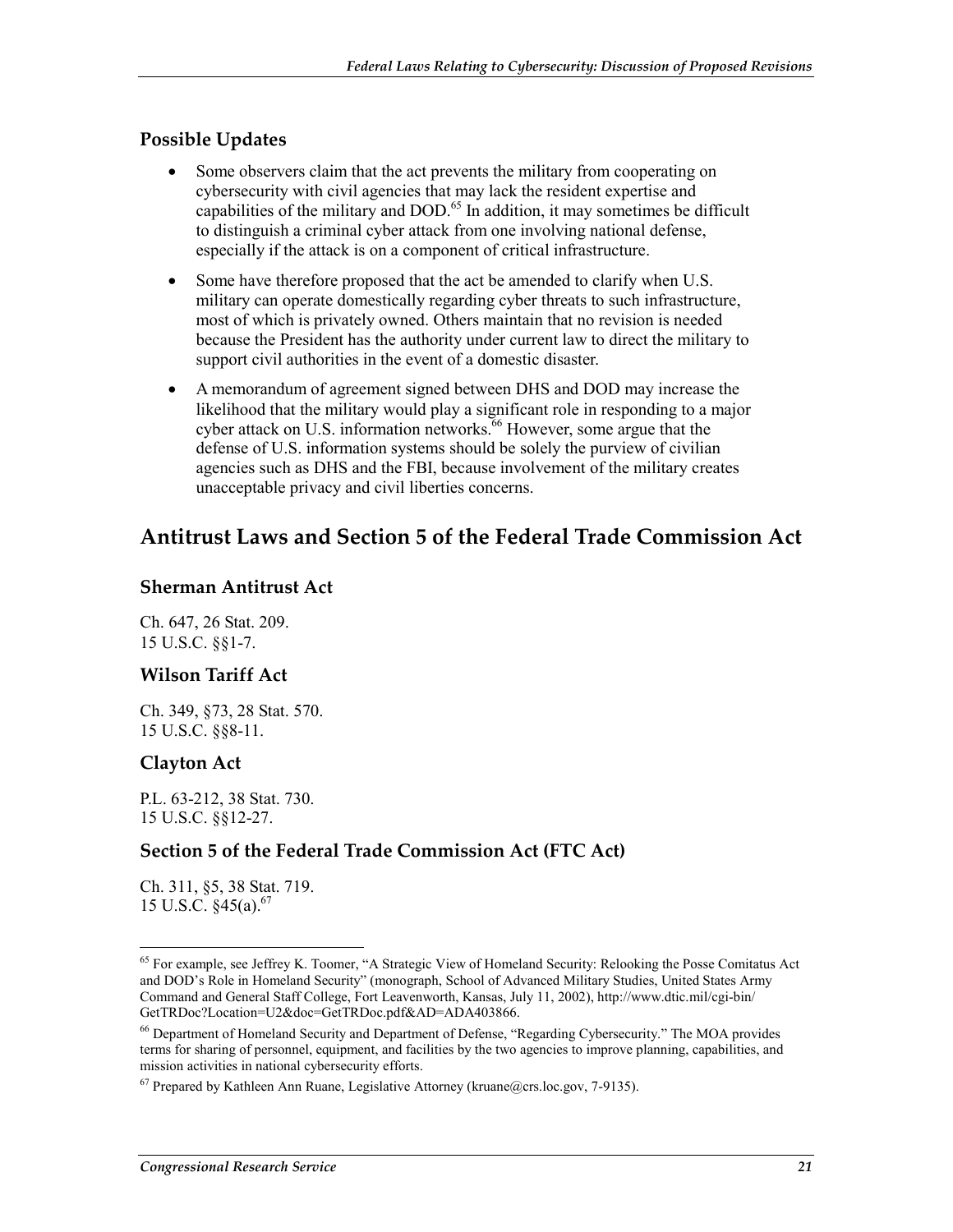### Possible Updates

- Some observers claim that the act prevents the military from cooperating on cybersecurity with civil agencies that may lack the resident expertise and capabilities of the military and DOD.[65] In addition, it may sometimes be difficult to distinguish a criminal cyber attack from one involving national defense, especially if the attack is on a component of critical infrastructure.
- Some have therefore proposed that the act be amended to clarify when U.S. military can operate domestically regarding cyber threats to such infrastructure, most of which is privately owned. Others maintain that no revision is needed because the President has the authority under current law to direct the military to support civil authorities in the event of a domestic disaster.
- A memorandum of agreement signed between DHS and DOD may increase the likelihood that the military would play a significant role in responding to a major cyber attack on U.S. information networks.[66] However, some argue that the defense of U.S. information systems should be solely the purview of civilian agencies such as DHS and the FBI, because involvement of the military creates unacceptable privacy and civil liberties concerns.

## Antitrust Laws and Section 5 of the Federal Trade Commission Act

### Sherman Antitrust Act

Ch. 647, 26 Stat. 209.
15 U.S.C. §§1-7.

### Wilson Tariff Act

Ch. 349, §73, 28 Stat. 570.
15 U.S.C. §§8-11.

### Clayton Act

P.L. 63-212, 38 Stat. 730.
15 U.S.C. §§12-27.

### Section 5 of the Federal Trade Commission Act (FTC Act)

Ch. 311, §5, 38 Stat. 719.
15 U.S.C. §45(a).[67]

---

[65] For example, see Jeffrey K. Toomer, "A Strategic View of Homeland Security: Relooking the Posse Comitatus Act and DOD's Role in Homeland Security" (monograph, School of Advanced Military Studies, United States Army Command and General Staff College, Fort Leavenworth, Kansas, July 11, 2002), http://www.dtic.mil/cgi-bin/GetTRDoc?Location=U2&doc=GetTRDoc.pdf&AD=ADA403866.

[66] Department of Homeland Security and Department of Defense, "Regarding Cybersecurity." The MOA provides terms for sharing of personnel, equipment, and facilities by the two agencies to improve planning, capabilities, and mission activities in national cybersecurity efforts.

[67] Prepared by Kathleen Ann Ruane, Legislative Attorney (kruane@crs.loc.gov, 7-9135).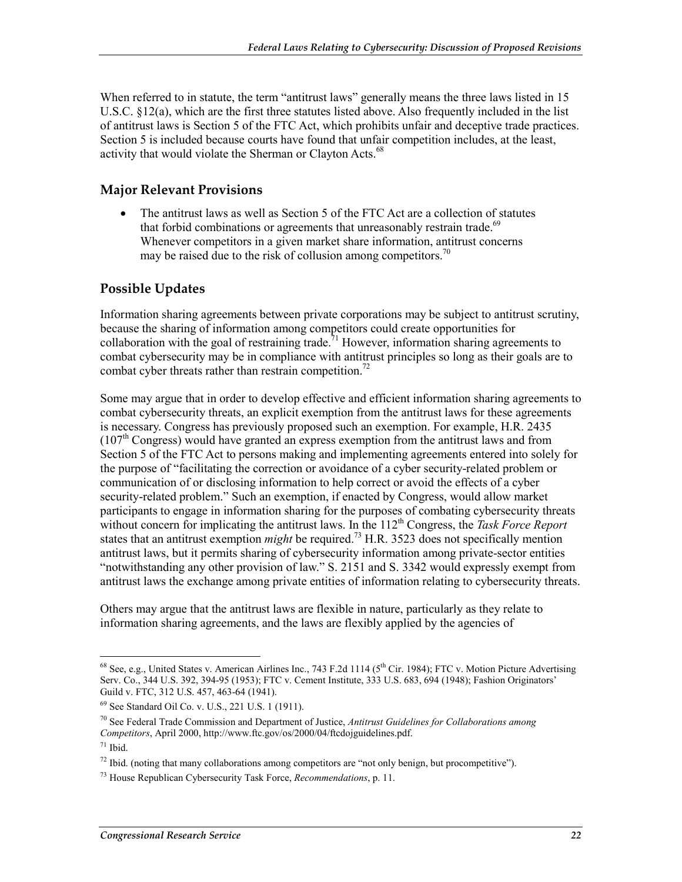When referred to in statute, the term "antitrust laws" generally means the three laws listed in 15 U.S.C. §12(a), which are the first three statutes listed above. Also frequently included in the list of antitrust laws is Section 5 of the FTC Act, which prohibits unfair and deceptive trade practices. Section 5 is included because courts have found that unfair competition includes, at the least, activity that would violate the Sherman or Clayton Acts.[68]

### Major Relevant Provisions

- The antitrust laws as well as Section 5 of the FTC Act are a collection of statutes that forbid combinations or agreements that unreasonably restrain trade.[69] Whenever competitors in a given market share information, antitrust concerns may be raised due to the risk of collusion among competitors.[70]

### Possible Updates

Information sharing agreements between private corporations may be subject to antitrust scrutiny, because the sharing of information among competitors could create opportunities for collaboration with the goal of restraining trade.[71] However, information sharing agreements to combat cybersecurity may be in compliance with antitrust principles so long as their goals are to combat cyber threats rather than restrain competition.[72]

Some may argue that in order to develop effective and efficient information sharing agreements to combat cybersecurity threats, an explicit exemption from the antitrust laws for these agreements is necessary. Congress has previously proposed such an exemption. For example, H.R. 2435 (107th Congress) would have granted an express exemption from the antitrust laws and from Section 5 of the FTC Act to persons making and implementing agreements entered into solely for the purpose of "facilitating the correction or avoidance of a cyber security-related problem or communication of or disclosing information to help correct or avoid the effects of a cyber security-related problem." Such an exemption, if enacted by Congress, would allow market participants to engage in information sharing for the purposes of combating cybersecurity threats without concern for implicating the antitrust laws. In the 112th Congress, the *Task Force Report* states that an antitrust exemption *might* be required.[73] H.R. 3523 does not specifically mention antitrust laws, but it permits sharing of cybersecurity information among private-sector entities "notwithstanding any other provision of law." S. 2151 and S. 3342 would expressly exempt from antitrust laws the exchange among private entities of information relating to cybersecurity threats.

Others may argue that the antitrust laws are flexible in nature, particularly as they relate to information sharing agreements, and the laws are flexibly applied by the agencies of

---

[68] See, e.g., United States v. American Airlines Inc., 743 F.2d 1114 (5th Cir. 1984); FTC v. Motion Picture Advertising Serv. Co., 344 U.S. 392, 394-95 (1953); FTC v. Cement Institute, 333 U.S. 683, 694 (1948); Fashion Originators' Guild v. FTC, 312 U.S. 457, 463-64 (1941).

[69] See Standard Oil Co. v. U.S., 221 U.S. 1 (1911).

[70] See Federal Trade Commission and Department of Justice, *Antitrust Guidelines for Collaborations among Competitors*, April 2000, http://www.ftc.gov/os/2000/04/ftcdojguidelines.pdf.

[71] Ibid.

[72] Ibid. (noting that many collaborations among competitors are "not only benign, but procompetitive").

[73] House Republican Cybersecurity Task Force, *Recommendations*, p. 11.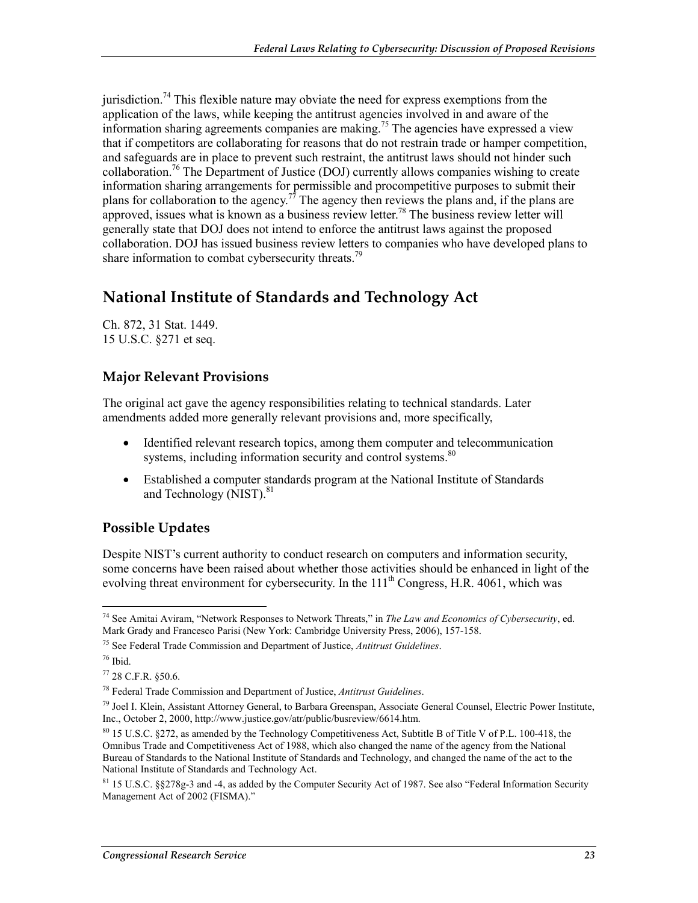jurisdiction.[74] This flexible nature may obviate the need for express exemptions from the application of the laws, while keeping the antitrust agencies involved in and aware of the information sharing agreements companies are making.[75] The agencies have expressed a view that if competitors are collaborating for reasons that do not restrain trade or hamper competition, and safeguards are in place to prevent such restraint, the antitrust laws should not hinder such collaboration.[76] The Department of Justice (DOJ) currently allows companies wishing to create information sharing arrangements for permissible and procompetitive purposes to submit their plans for collaboration to the agency.[77] The agency then reviews the plans and, if the plans are approved, issues what is known as a business review letter.[78] The business review letter will generally state that DOJ does not intend to enforce the antitrust laws against the proposed collaboration. DOJ has issued business review letters to companies who have developed plans to share information to combat cybersecurity threats.[79]

## National Institute of Standards and Technology Act

Ch. 872, 31 Stat. 1449.
15 U.S.C. §271 et seq.

### Major Relevant Provisions

The original act gave the agency responsibilities relating to technical standards. Later amendments added more generally relevant provisions and, more specifically,

- Identified relevant research topics, among them computer and telecommunication systems, including information security and control systems.[80]
- Established a computer standards program at the National Institute of Standards and Technology (NIST).[81]

### Possible Updates

Despite NIST's current authority to conduct research on computers and information security, some concerns have been raised about whether those activities should be enhanced in light of the evolving threat environment for cybersecurity. In the 111th Congress, H.R. 4061, which was

---

[74] See Amitai Aviram, "Network Responses to Network Threats," in *The Law and Economics of Cybersecurity*, ed. Mark Grady and Francesco Parisi (New York: Cambridge University Press, 2006), 157-158.

[75] See Federal Trade Commission and Department of Justice, *Antitrust Guidelines*.

[76] Ibid.

[77] 28 C.F.R. §50.6.

[78] Federal Trade Commission and Department of Justice, *Antitrust Guidelines*.

[79] Joel I. Klein, Assistant Attorney General, to Barbara Greenspan, Associate General Counsel, Electric Power Institute, Inc., October 2, 2000, http://www.justice.gov/atr/public/busreview/6614.htm.

[80] 15 U.S.C. §272, as amended by the Technology Competitiveness Act, Subtitle B of Title V of P.L. 100-418, the Omnibus Trade and Competitiveness Act of 1988, which also changed the name of the agency from the National Bureau of Standards to the National Institute of Standards and Technology, and changed the name of the act to the National Institute of Standards and Technology Act.

[81] 15 U.S.C. §§278g-3 and -4, as added by the Computer Security Act of 1987. See also "Federal Information Security Management Act of 2002 (FISMA)."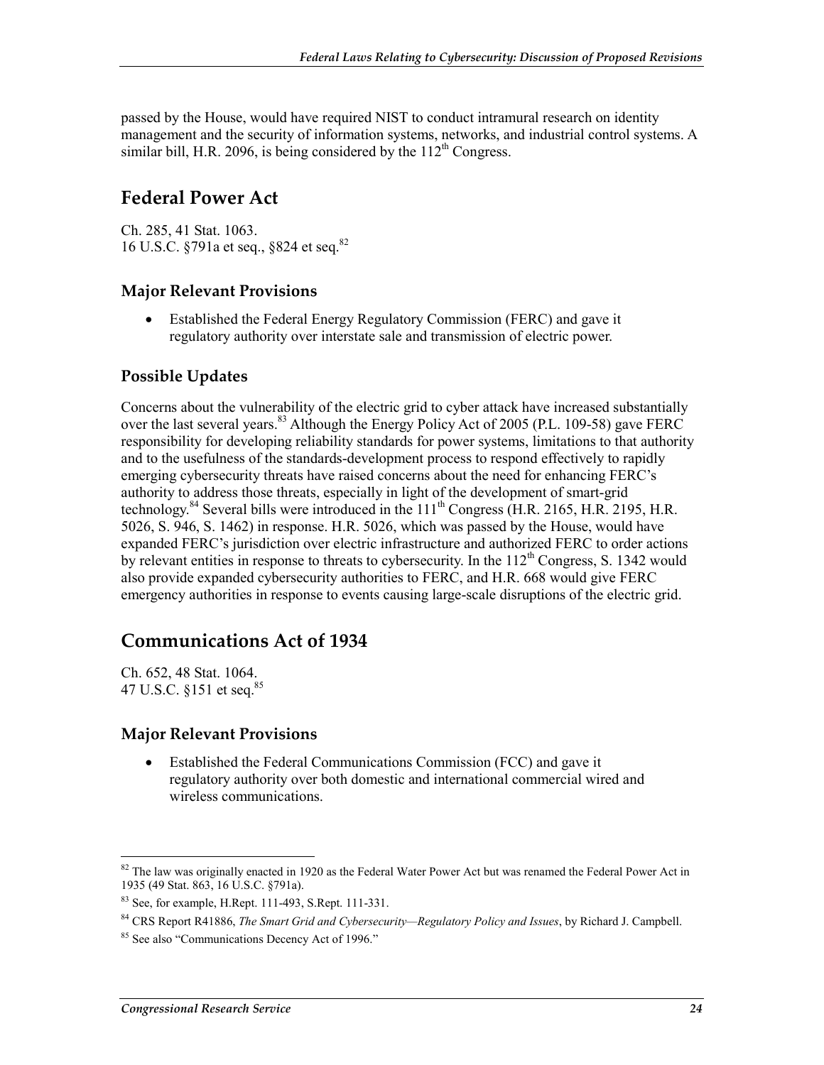passed by the House, would have required NIST to conduct intramural research on identity management and the security of information systems, networks, and industrial control systems. A similar bill, H.R. 2096, is being considered by the 112th Congress.

## Federal Power Act

Ch. 285, 41 Stat. 1063.
16 U.S.C. §791a et seq., §824 et seq.[82]

### Major Relevant Provisions

- Established the Federal Energy Regulatory Commission (FERC) and gave it regulatory authority over interstate sale and transmission of electric power.

### Possible Updates

Concerns about the vulnerability of the electric grid to cyber attack have increased substantially over the last several years.[83] Although the Energy Policy Act of 2005 (P.L. 109-58) gave FERC responsibility for developing reliability standards for power systems, limitations to that authority and to the usefulness of the standards-development process to respond effectively to rapidly emerging cybersecurity threats have raised concerns about the need for enhancing FERC's authority to address those threats, especially in light of the development of smart-grid technology.[84] Several bills were introduced in the 111th Congress (H.R. 2165, H.R. 2195, H.R. 5026, S. 946, S. 1462) in response. H.R. 5026, which was passed by the House, would have expanded FERC's jurisdiction over electric infrastructure and authorized FERC to order actions by relevant entities in response to threats to cybersecurity. In the 112th Congress, S. 1342 would also provide expanded cybersecurity authorities to FERC, and H.R. 668 would give FERC emergency authorities in response to events causing large-scale disruptions of the electric grid.

## Communications Act of 1934

Ch. 652, 48 Stat. 1064.
47 U.S.C. §151 et seq.[85]

### Major Relevant Provisions

- Established the Federal Communications Commission (FCC) and gave it regulatory authority over both domestic and international commercial wired and wireless communications.

---

[82] The law was originally enacted in 1920 as the Federal Water Power Act but was renamed the Federal Power Act in 1935 (49 Stat. 863, 16 U.S.C. §791a).

[83] See, for example, H.Rept. 111-493, S.Rept. 111-331.

[84] CRS Report R41886, *The Smart Grid and Cybersecurity—Regulatory Policy and Issues*, by Richard J. Campbell.

[85] See also "Communications Decency Act of 1996."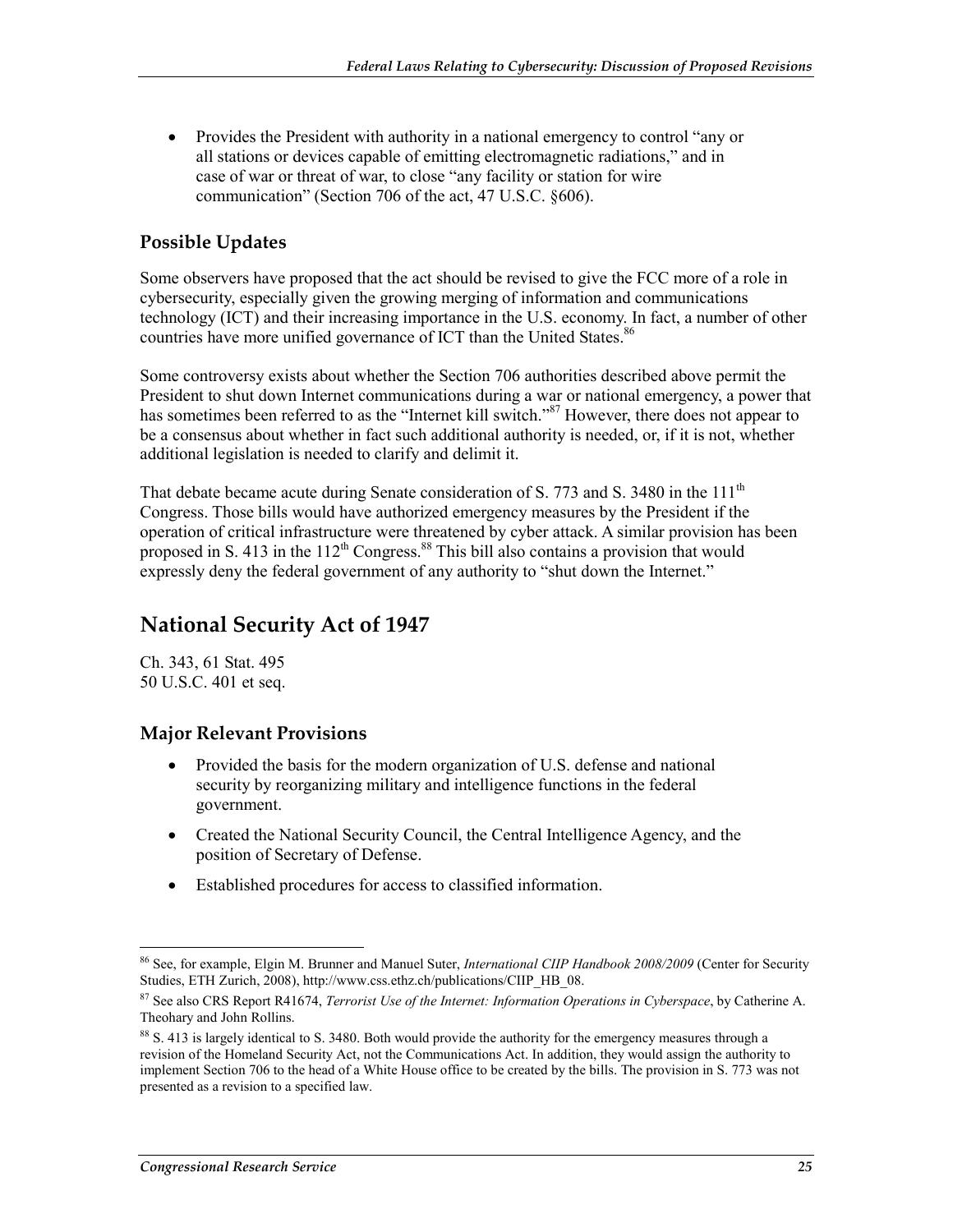- Provides the President with authority in a national emergency to control "any or all stations or devices capable of emitting electromagnetic radiations," and in case of war or threat of war, to close "any facility or station for wire communication" (Section 706 of the act, 47 U.S.C. §606).

### Possible Updates

Some observers have proposed that the act should be revised to give the FCC more of a role in cybersecurity, especially given the growing merging of information and communications technology (ICT) and their increasing importance in the U.S. economy. In fact, a number of other countries have more unified governance of ICT than the United States.[86]

Some controversy exists about whether the Section 706 authorities described above permit the President to shut down Internet communications during a war or national emergency, a power that has sometimes been referred to as the "Internet kill switch."[87] However, there does not appear to be a consensus about whether in fact such additional authority is needed, or, if it is not, whether additional legislation is needed to clarify and delimit it.

That debate became acute during Senate consideration of S. 773 and S. 3480 in the 111th Congress. Those bills would have authorized emergency measures by the President if the operation of critical infrastructure were threatened by cyber attack. A similar provision has been proposed in S. 413 in the 112th Congress.[88] This bill also contains a provision that would expressly deny the federal government of any authority to "shut down the Internet."

## National Security Act of 1947

Ch. 343, 61 Stat. 495
50 U.S.C. 401 et seq.

### Major Relevant Provisions

- Provided the basis for the modern organization of U.S. defense and national security by reorganizing military and intelligence functions in the federal government.
- Created the National Security Council, the Central Intelligence Agency, and the position of Secretary of Defense.
- Established procedures for access to classified information.

---

[86] See, for example, Elgin M. Brunner and Manuel Suter, *International CIIP Handbook 2008/2009* (Center for Security Studies, ETH Zurich, 2008), http://www.css.ethz.ch/publications/CIIP_HB_08.

[87] See also CRS Report R41674, *Terrorist Use of the Internet: Information Operations in Cyberspace*, by Catherine A. Theohary and John Rollins.

[88] S. 413 is largely identical to S. 3480. Both would provide the authority for the emergency measures through a revision of the Homeland Security Act, not the Communications Act. In addition, they would assign the authority to implement Section 706 to the head of a White House office to be created by the bills. The provision in S. 773 was not presented as a revision to a specified law.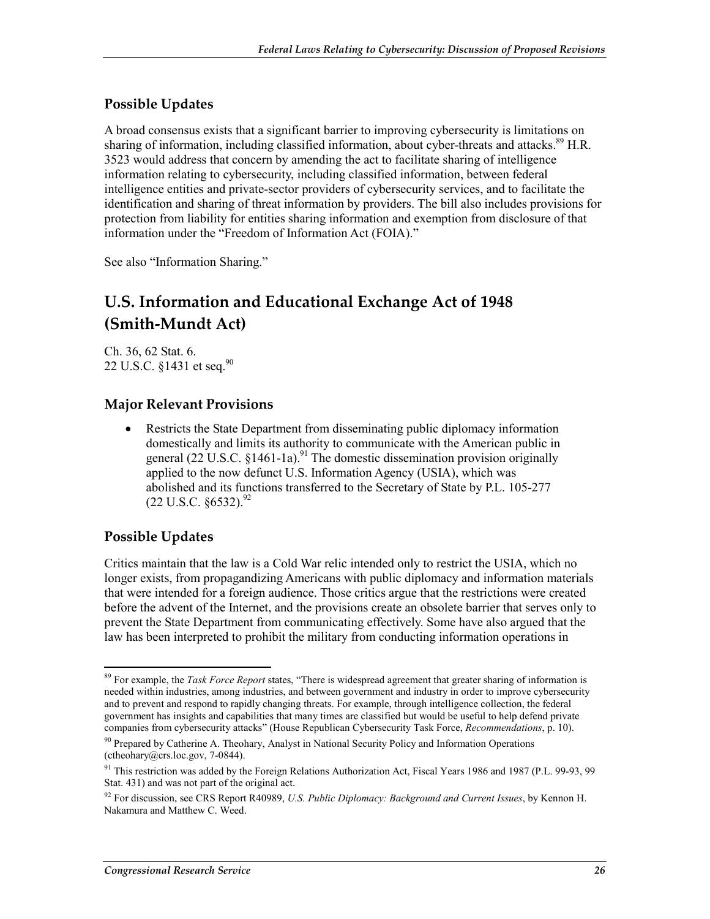### Possible Updates

A broad consensus exists that a significant barrier to improving cybersecurity is limitations on sharing of information, including classified information, about cyber-threats and attacks.[89] H.R. 3523 would address that concern by amending the act to facilitate sharing of intelligence information relating to cybersecurity, including classified information, between federal intelligence entities and private-sector providers of cybersecurity services, and to facilitate the identification and sharing of threat information by providers. The bill also includes provisions for protection from liability for entities sharing information and exemption from disclosure of that information under the "Freedom of Information Act (FOIA)."

See also "Information Sharing."

## U.S. Information and Educational Exchange Act of 1948 (Smith-Mundt Act)

Ch. 36, 62 Stat. 6.
22 U.S.C. §1431 et seq.[90]

### Major Relevant Provisions

- Restricts the State Department from disseminating public diplomacy information domestically and limits its authority to communicate with the American public in general (22 U.S.C. §1461-1a).[91] The domestic dissemination provision originally applied to the now defunct U.S. Information Agency (USIA), which was abolished and its functions transferred to the Secretary of State by P.L. 105-277 (22 U.S.C. §6532).[92]

### Possible Updates

Critics maintain that the law is a Cold War relic intended only to restrict the USIA, which no longer exists, from propagandizing Americans with public diplomacy and information materials that were intended for a foreign audience. Those critics argue that the restrictions were created before the advent of the Internet, and the provisions create an obsolete barrier that serves only to prevent the State Department from communicating effectively. Some have also argued that the law has been interpreted to prohibit the military from conducting information operations in

---

[89] For example, the *Task Force Report* states, "There is widespread agreement that greater sharing of information is needed within industries, among industries, and between government and industry in order to improve cybersecurity and to prevent and respond to rapidly changing threats. For example, through intelligence collection, the federal government has insights and capabilities that many times are classified but would be useful to help defend private companies from cybersecurity attacks" (House Republican Cybersecurity Task Force, *Recommendations*, p. 10).

[90] Prepared by Catherine A. Theohary, Analyst in National Security Policy and Information Operations (ctheohary@crs.loc.gov, 7-0844).

[91] This restriction was added by the Foreign Relations Authorization Act, Fiscal Years 1986 and 1987 (P.L. 99-93, 99 Stat. 431) and was not part of the original act.

[92] For discussion, see CRS Report R40989, *U.S. Public Diplomacy: Background and Current Issues*, by Kennon H. Nakamura and Matthew C. Weed.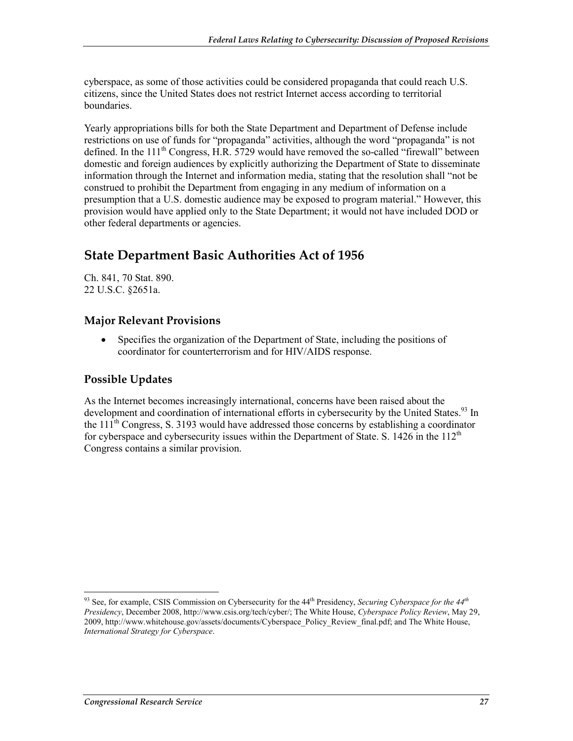cyberspace, as some of those activities could be considered propaganda that could reach U.S. citizens, since the United States does not restrict Internet access according to territorial boundaries.

Yearly appropriations bills for both the State Department and Department of Defense include restrictions on use of funds for "propaganda" activities, although the word "propaganda" is not defined. In the 111th Congress, H.R. 5729 would have removed the so-called "firewall" between domestic and foreign audiences by explicitly authorizing the Department of State to disseminate information through the Internet and information media, stating that the resolution shall "not be construed to prohibit the Department from engaging in any medium of information on a presumption that a U.S. domestic audience may be exposed to program material." However, this provision would have applied only to the State Department; it would not have included DOD or other federal departments or agencies.

## State Department Basic Authorities Act of 1956

Ch. 841, 70 Stat. 890.
22 U.S.C. §2651a.

### Major Relevant Provisions

- Specifies the organization of the Department of State, including the positions of coordinator for counterterrorism and for HIV/AIDS response.

### Possible Updates

As the Internet becomes increasingly international, concerns have been raised about the development and coordination of international efforts in cybersecurity by the United States.[93] In the 111th Congress, S. 3193 would have addressed those concerns by establishing a coordinator for cyberspace and cybersecurity issues within the Department of State. S. 1426 in the 112th Congress contains a similar provision.

[93] See, for example, CSIS Commission on Cybersecurity for the 44th Presidency, *Securing Cyberspace for the 44th Presidency*, December 2008, http://www.csis.org/tech/cyber/; The White House, *Cyberspace Policy Review*, May 29, 2009, http://www.whitehouse.gov/assets/documents/Cyberspace_Policy_Review_final.pdf; and The White House, *International Strategy for Cyberspace*.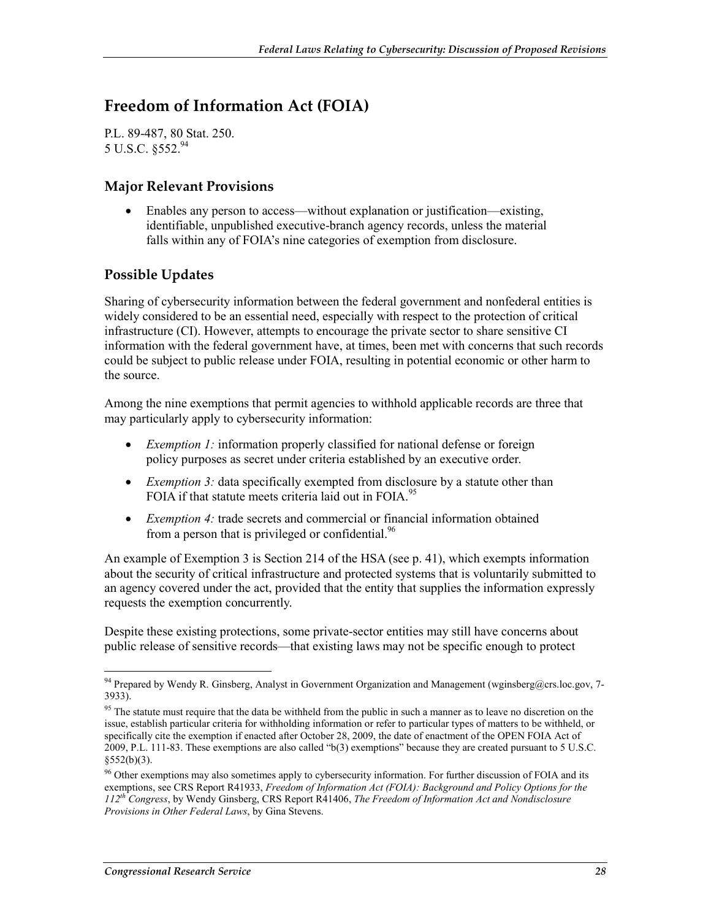## Freedom of Information Act (FOIA)

P.L. 89-487, 80 Stat. 250.
5 U.S.C. §552.[94]

### Major Relevant Provisions

- Enables any person to access—without explanation or justification—existing, identifiable, unpublished executive-branch agency records, unless the material falls within any of FOIA's nine categories of exemption from disclosure.

### Possible Updates

Sharing of cybersecurity information between the federal government and nonfederal entities is widely considered to be an essential need, especially with respect to the protection of critical infrastructure (CI). However, attempts to encourage the private sector to share sensitive CI information with the federal government have, at times, been met with concerns that such records could be subject to public release under FOIA, resulting in potential economic or other harm to the source.

Among the nine exemptions that permit agencies to withhold applicable records are three that may particularly apply to cybersecurity information:

- *Exemption 1:* information properly classified for national defense or foreign policy purposes as secret under criteria established by an executive order.
- *Exemption 3:* data specifically exempted from disclosure by a statute other than FOIA if that statute meets criteria laid out in FOIA.[95]
- *Exemption 4:* trade secrets and commercial or financial information obtained from a person that is privileged or confidential.[96]

An example of Exemption 3 is Section 214 of the HSA (see p. 41), which exempts information about the security of critical infrastructure and protected systems that is voluntarily submitted to an agency covered under the act, provided that the entity that supplies the information expressly requests the exemption concurrently.

Despite these existing protections, some private-sector entities may still have concerns about public release of sensitive records—that existing laws may not be specific enough to protect

---

[94] Prepared by Wendy R. Ginsberg, Analyst in Government Organization and Management (wginsberg@crs.loc.gov, 7-3933).

[95] The statute must require that the data be withheld from the public in such a manner as to leave no discretion on the issue, establish particular criteria for withholding information or refer to particular types of matters to be withheld, or specifically cite the exemption if enacted after October 28, 2009, the date of enactment of the OPEN FOIA Act of 2009, P.L. 111-83. These exemptions are also called "b(3) exemptions" because they are created pursuant to 5 U.S.C. §552(b)(3).

[96] Other exemptions may also sometimes apply to cybersecurity information. For further discussion of FOIA and its exemptions, see CRS Report R41933, *Freedom of Information Act (FOIA): Background and Policy Options for the 112th Congress*, by Wendy Ginsberg, CRS Report R41406, *The Freedom of Information Act and Nondisclosure Provisions in Other Federal Laws*, by Gina Stevens.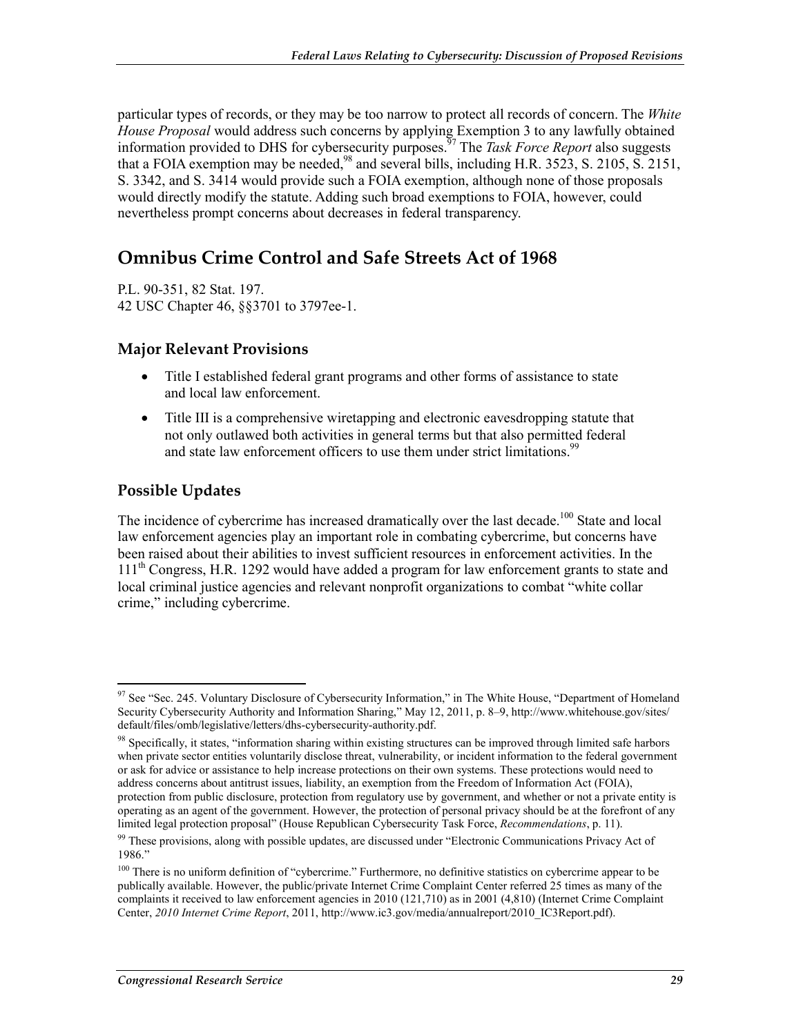particular types of records, or they may be too narrow to protect all records of concern. The *White House Proposal* would address such concerns by applying Exemption 3 to any lawfully obtained information provided to DHS for cybersecurity purposes.[97] The *Task Force Report* also suggests that a FOIA exemption may be needed,[98] and several bills, including H.R. 3523, S. 2105, S. 2151, S. 3342, and S. 3414 would provide such a FOIA exemption, although none of those proposals would directly modify the statute. Adding such broad exemptions to FOIA, however, could nevertheless prompt concerns about decreases in federal transparency.

## Omnibus Crime Control and Safe Streets Act of 1968

P.L. 90-351, 82 Stat. 197.
42 USC Chapter 46, §§3701 to 3797ee-1.

### Major Relevant Provisions

- Title I established federal grant programs and other forms of assistance to state and local law enforcement.
- Title III is a comprehensive wiretapping and electronic eavesdropping statute that not only outlawed both activities in general terms but that also permitted federal and state law enforcement officers to use them under strict limitations.[99]

### Possible Updates

The incidence of cybercrime has increased dramatically over the last decade.[100] State and local law enforcement agencies play an important role in combating cybercrime, but concerns have been raised about their abilities to invest sufficient resources in enforcement activities. In the 111th Congress, H.R. 1292 would have added a program for law enforcement grants to state and local criminal justice agencies and relevant nonprofit organizations to combat "white collar crime," including cybercrime.

---

[97] See "Sec. 245. Voluntary Disclosure of Cybersecurity Information," in The White House, "Department of Homeland Security Cybersecurity Authority and Information Sharing," May 12, 2011, p. 8–9, http://www.whitehouse.gov/sites/default/files/omb/legislative/letters/dhs-cybersecurity-authority.pdf.

[98] Specifically, it states, "information sharing within existing structures can be improved through limited safe harbors when private sector entities voluntarily disclose threat, vulnerability, or incident information to the federal government or ask for advice or assistance to help increase protections on their own systems. These protections would need to address concerns about antitrust issues, liability, an exemption from the Freedom of Information Act (FOIA), protection from public disclosure, protection from regulatory use by government, and whether or not a private entity is operating as an agent of the government. However, the protection of personal privacy should be at the forefront of any limited legal protection proposal" (House Republican Cybersecurity Task Force, *Recommendations*, p. 11).

[99] These provisions, along with possible updates, are discussed under "Electronic Communications Privacy Act of 1986."

[100] There is no uniform definition of "cybercrime." Furthermore, no definitive statistics on cybercrime appear to be publically available. However, the public/private Internet Crime Complaint Center referred 25 times as many of the complaints it received to law enforcement agencies in 2010 (121,710) as in 2001 (4,810) (Internet Crime Complaint Center, *2010 Internet Crime Report*, 2011, http://www.ic3.gov/media/annualreport/2010_IC3Report.pdf).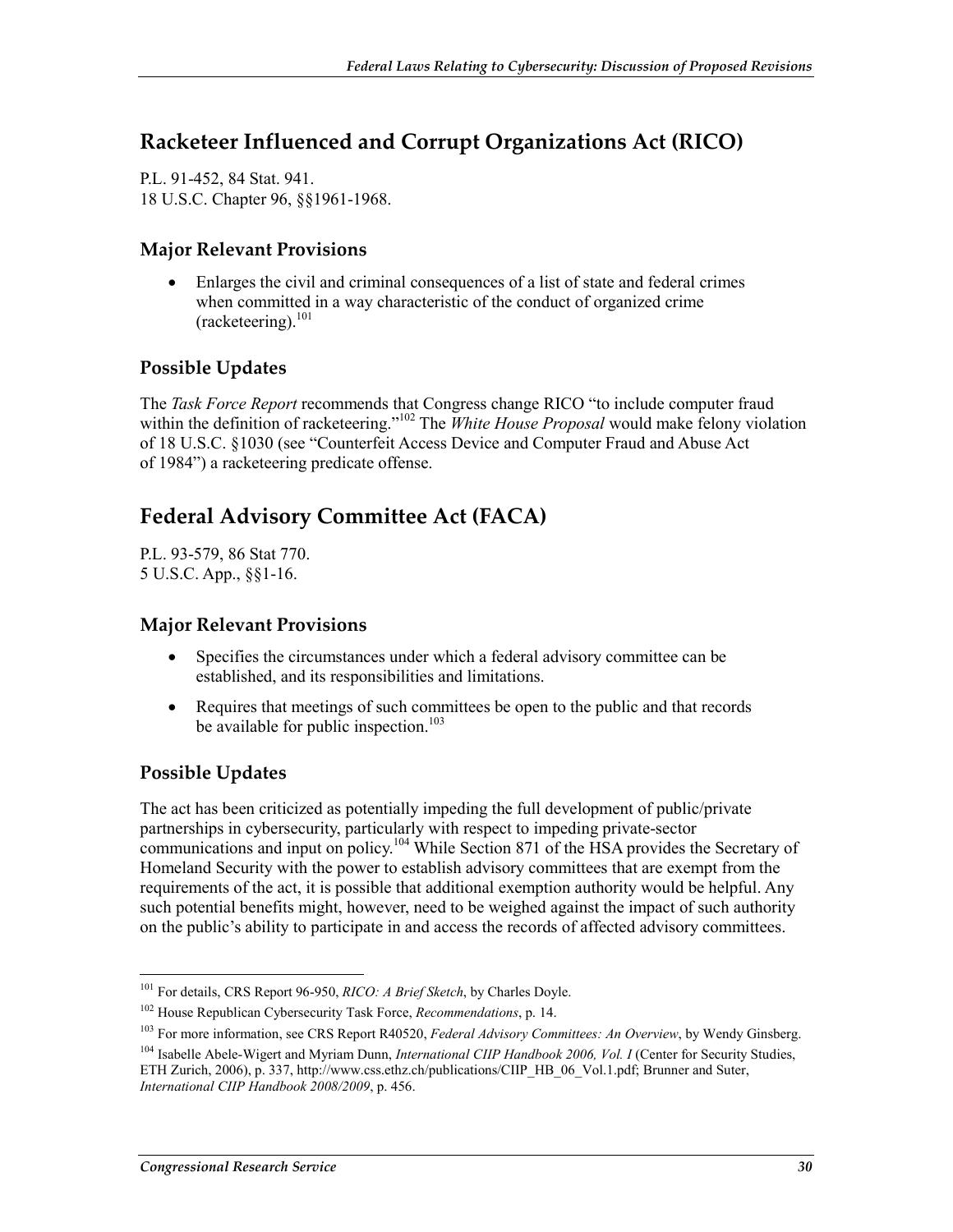## Racketeer Influenced and Corrupt Organizations Act (RICO)

P.L. 91-452, 84 Stat. 941.
18 U.S.C. Chapter 96, §§1961-1968.

### Major Relevant Provisions

- Enlarges the civil and criminal consequences of a list of state and federal crimes when committed in a way characteristic of the conduct of organized crime (racketeering).[101]

### Possible Updates

The *Task Force Report* recommends that Congress change RICO "to include computer fraud within the definition of racketeering."[102] The *White House Proposal* would make felony violation of 18 U.S.C. §1030 (see "Counterfeit Access Device and Computer Fraud and Abuse Act of 1984") a racketeering predicate offense.

## Federal Advisory Committee Act (FACA)

P.L. 93-579, 86 Stat 770.
5 U.S.C. App., §§1-16.

### Major Relevant Provisions

- Specifies the circumstances under which a federal advisory committee can be established, and its responsibilities and limitations.
- Requires that meetings of such committees be open to the public and that records be available for public inspection.[103]

### Possible Updates

The act has been criticized as potentially impeding the full development of public/private partnerships in cybersecurity, particularly with respect to impeding private-sector communications and input on policy.[104] While Section 871 of the HSA provides the Secretary of Homeland Security with the power to establish advisory committees that are exempt from the requirements of the act, it is possible that additional exemption authority would be helpful. Any such potential benefits might, however, need to be weighed against the impact of such authority on the public's ability to participate in and access the records of affected advisory committees.

---

[101] For details, CRS Report 96-950, *RICO: A Brief Sketch*, by Charles Doyle.

[102] House Republican Cybersecurity Task Force, *Recommendations*, p. 14.

[103] For more information, see CRS Report R40520, *Federal Advisory Committees: An Overview*, by Wendy Ginsberg.

[104] Isabelle Abele-Wigert and Myriam Dunn, *International CIIP Handbook 2006, Vol. I* (Center for Security Studies, ETH Zurich, 2006), p. 337, http://www.css.ethz.ch/publications/CIIP_HB_06_Vol.1.pdf; Brunner and Suter, *International CIIP Handbook 2008/2009*, p. 456.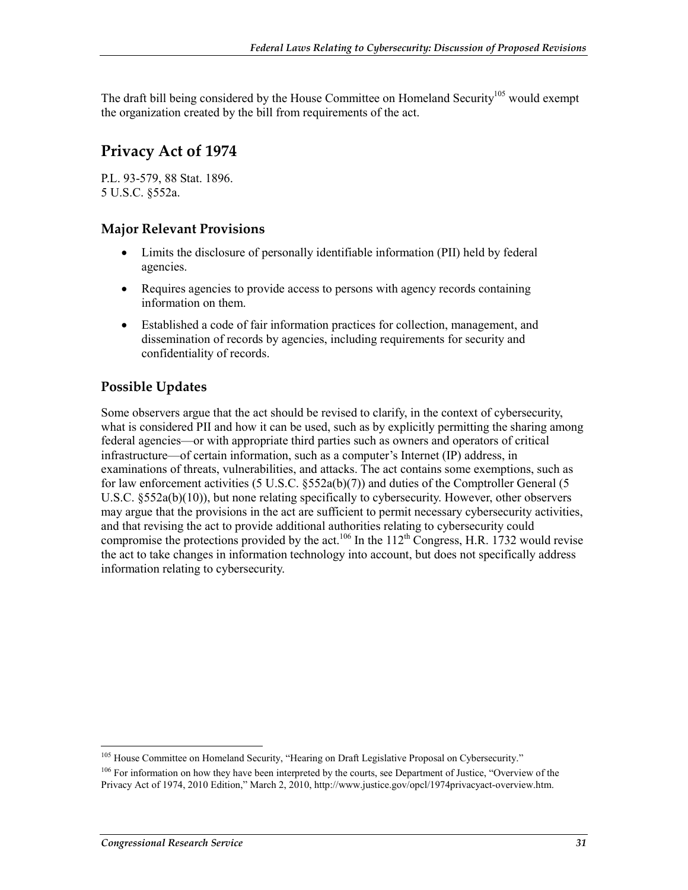The draft bill being considered by the House Committee on Homeland Security[105] would exempt the organization created by the bill from requirements of the act.

## Privacy Act of 1974

P.L. 93-579, 88 Stat. 1896.
5 U.S.C. §552a.

### Major Relevant Provisions

- Limits the disclosure of personally identifiable information (PII) held by federal agencies.
- Requires agencies to provide access to persons with agency records containing information on them.
- Established a code of fair information practices for collection, management, and dissemination of records by agencies, including requirements for security and confidentiality of records.

### Possible Updates

Some observers argue that the act should be revised to clarify, in the context of cybersecurity, what is considered PII and how it can be used, such as by explicitly permitting the sharing among federal agencies—or with appropriate third parties such as owners and operators of critical infrastructure—of certain information, such as a computer's Internet (IP) address, in examinations of threats, vulnerabilities, and attacks. The act contains some exemptions, such as for law enforcement activities (5 U.S.C. §552a(b)(7)) and duties of the Comptroller General (5 U.S.C. §552a(b)(10)), but none relating specifically to cybersecurity. However, other observers may argue that the provisions in the act are sufficient to permit necessary cybersecurity activities, and that revising the act to provide additional authorities relating to cybersecurity could compromise the protections provided by the act.[106] In the 112th Congress, H.R. 1732 would revise the act to take changes in information technology into account, but does not specifically address information relating to cybersecurity.

---

[105] House Committee on Homeland Security, "Hearing on Draft Legislative Proposal on Cybersecurity."

[106] For information on how they have been interpreted by the courts, see Department of Justice, "Overview of the Privacy Act of 1974, 2010 Edition," March 2, 2010, http://www.justice.gov/opcl/1974privacyact-overview.htm.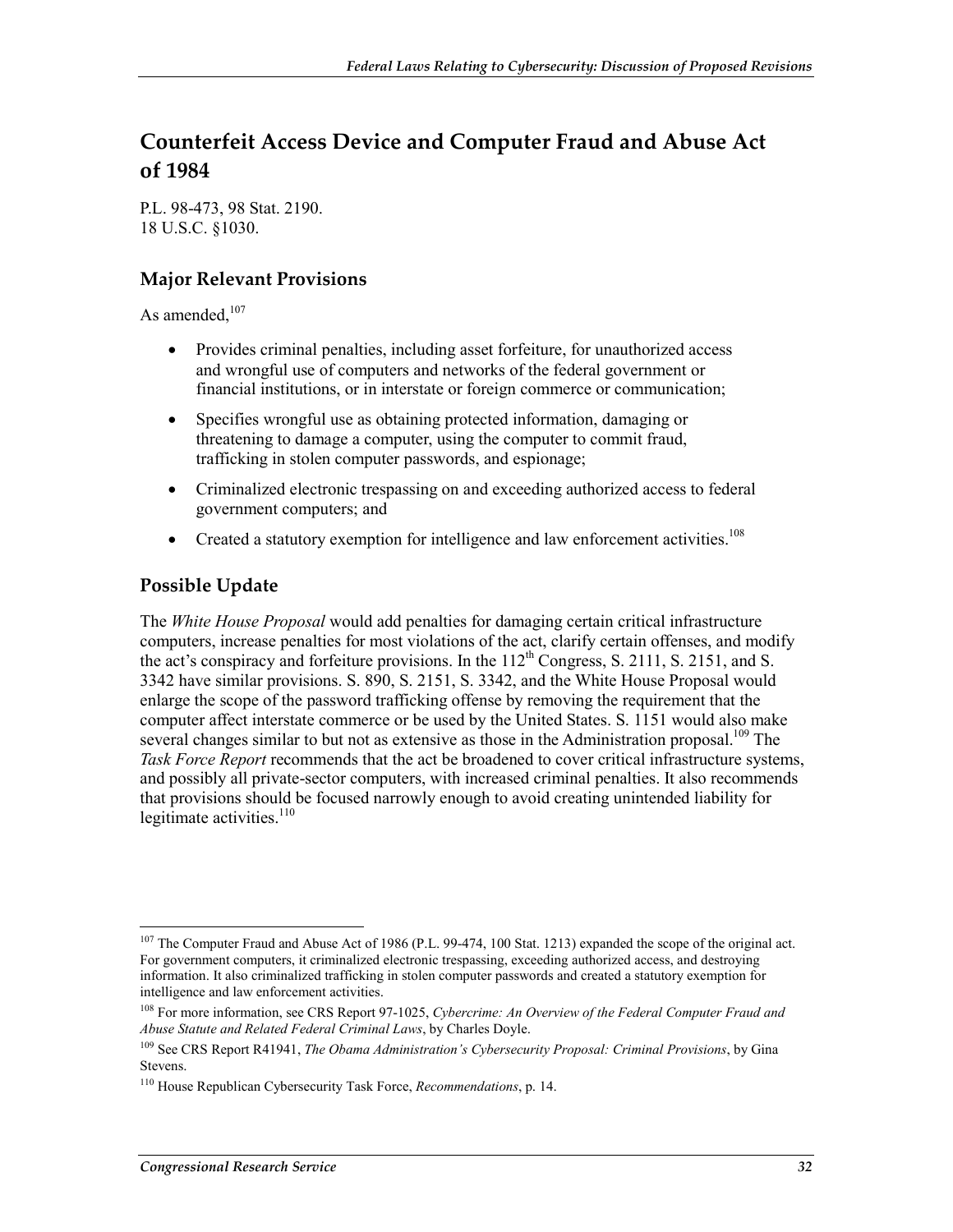## Counterfeit Access Device and Computer Fraud and Abuse Act of 1984

P.L. 98-473, 98 Stat. 2190.
18 U.S.C. §1030.

### Major Relevant Provisions

As amended,[107]

- Provides criminal penalties, including asset forfeiture, for unauthorized access and wrongful use of computers and networks of the federal government or financial institutions, or in interstate or foreign commerce or communication;
- Specifies wrongful use as obtaining protected information, damaging or threatening to damage a computer, using the computer to commit fraud, trafficking in stolen computer passwords, and espionage;
- Criminalized electronic trespassing on and exceeding authorized access to federal government computers; and
- Created a statutory exemption for intelligence and law enforcement activities.[108]

### Possible Update

The *White House Proposal* would add penalties for damaging certain critical infrastructure computers, increase penalties for most violations of the act, clarify certain offenses, and modify the act's conspiracy and forfeiture provisions. In the 112th Congress, S. 2111, S. 2151, and S. 3342 have similar provisions. S. 890, S. 2151, S. 3342, and the White House Proposal would enlarge the scope of the password trafficking offense by removing the requirement that the computer affect interstate commerce or be used by the United States. S. 1151 would also make several changes similar to but not as extensive as those in the Administration proposal.[109] The *Task Force Report* recommends that the act be broadened to cover critical infrastructure systems, and possibly all private-sector computers, with increased criminal penalties. It also recommends that provisions should be focused narrowly enough to avoid creating unintended liability for legitimate activities.[110]

---

[107] The Computer Fraud and Abuse Act of 1986 (P.L. 99-474, 100 Stat. 1213) expanded the scope of the original act. For government computers, it criminalized electronic trespassing, exceeding authorized access, and destroying information. It also criminalized trafficking in stolen computer passwords and created a statutory exemption for intelligence and law enforcement activities.

[108] For more information, see CRS Report 97-1025, *Cybercrime: An Overview of the Federal Computer Fraud and Abuse Statute and Related Federal Criminal Laws*, by Charles Doyle.

[109] See CRS Report R41941, *The Obama Administration's Cybersecurity Proposal: Criminal Provisions*, by Gina Stevens.

[110] House Republican Cybersecurity Task Force, *Recommendations*, p. 14.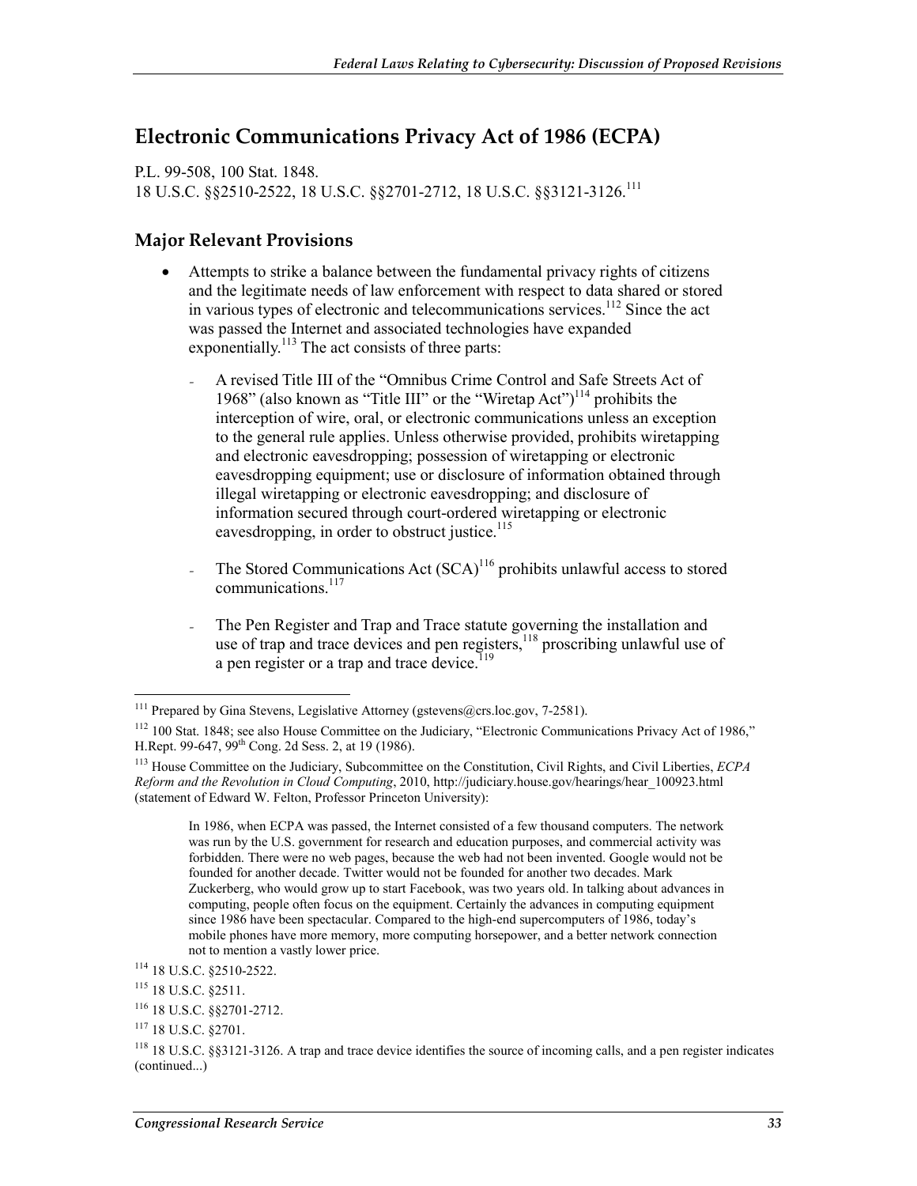## Electronic Communications Privacy Act of 1986 (ECPA)

P.L. 99-508, 100 Stat. 1848.
18 U.S.C. §§2510-2522, 18 U.S.C. §§2701-2712, 18 U.S.C. §§3121-3126.[111]

### Major Relevant Provisions

- Attempts to strike a balance between the fundamental privacy rights of citizens and the legitimate needs of law enforcement with respect to data shared or stored in various types of electronic and telecommunications services.[112] Since the act was passed the Internet and associated technologies have expanded exponentially.[113] The act consists of three parts:
  - A revised Title III of the "Omnibus Crime Control and Safe Streets Act of 1968" (also known as "Title III" or the "Wiretap Act")[114] prohibits the interception of wire, oral, or electronic communications unless an exception to the general rule applies. Unless otherwise provided, prohibits wiretapping and electronic eavesdropping; possession of wiretapping or electronic eavesdropping equipment; use or disclosure of information obtained through illegal wiretapping or electronic eavesdropping; and disclosure of information secured through court-ordered wiretapping or electronic eavesdropping, in order to obstruct justice.[115]
  - The Stored Communications Act (SCA)[116] prohibits unlawful access to stored communications.[117]
  - The Pen Register and Trap and Trace statute governing the installation and use of trap and trace devices and pen registers,[118] proscribing unlawful use of a pen register or a trap and trace device.[119]

---

[111] Prepared by Gina Stevens, Legislative Attorney (gstevens@crs.loc.gov, 7-2581).

[112] 100 Stat. 1848; see also House Committee on the Judiciary, "Electronic Communications Privacy Act of 1986," H.Rept. 99-647, 99th Cong. 2d Sess. 2, at 19 (1986).

[113] House Committee on the Judiciary, Subcommittee on the Constitution, Civil Rights, and Civil Liberties, *ECPA Reform and the Revolution in Cloud Computing*, 2010, http://judiciary.house.gov/hearings/hear_100923.html (statement of Edward W. Felton, Professor Princeton University):

> In 1986, when ECPA was passed, the Internet consisted of a few thousand computers. The network was run by the U.S. government for research and education purposes, and commercial activity was forbidden. There were no web pages, because the web had not been invented. Google would not be founded for another decade. Twitter would not be founded for another two decades. Mark Zuckerberg, who would grow up to start Facebook, was two years old. In talking about advances in computing, people often focus on the equipment. Certainly the advances in computing equipment since 1986 have been spectacular. Compared to the high-end supercomputers of 1986, today's mobile phones have more memory, more computing horsepower, and a better network connection not to mention a vastly lower price.

[114] 18 U.S.C. §2510-2522.

[115] 18 U.S.C. §2511.

[116] 18 U.S.C. §§2701-2712.

[117] 18 U.S.C. §2701.

[118] 18 U.S.C. §§3121-3126. A trap and trace device identifies the source of incoming calls, and a pen register indicates (continued...)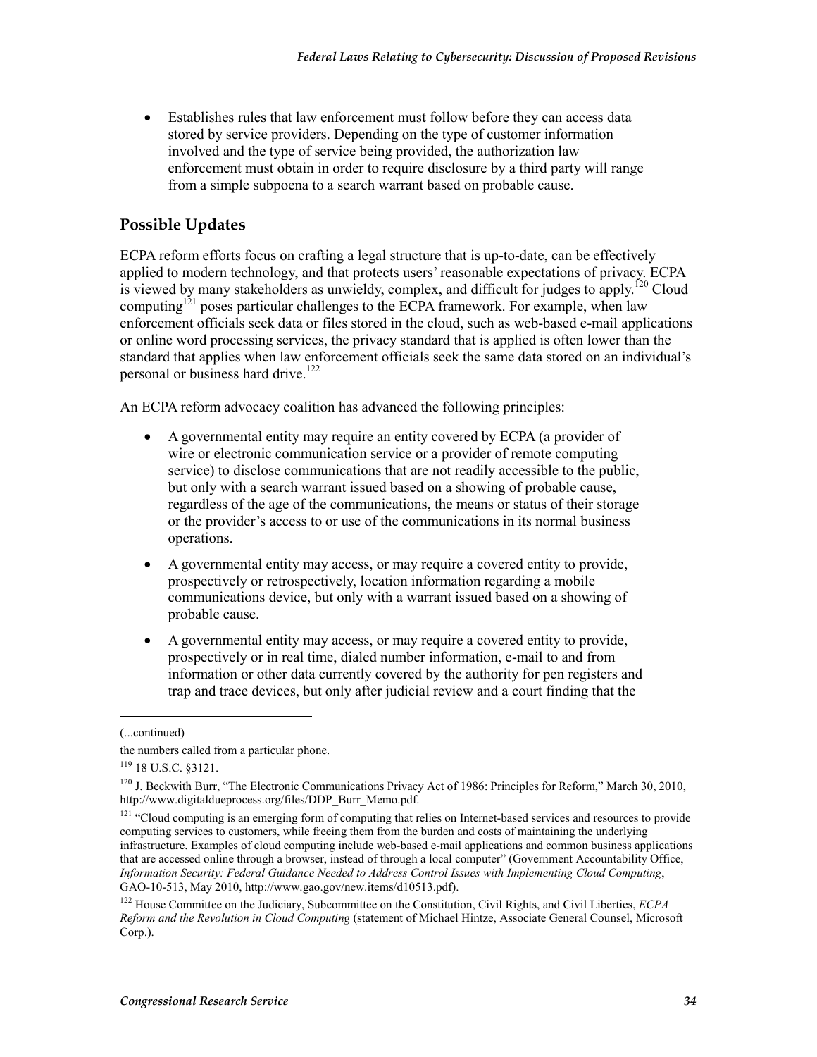- Establishes rules that law enforcement must follow before they can access data stored by service providers. Depending on the type of customer information involved and the type of service being provided, the authorization law enforcement must obtain in order to require disclosure by a third party will range from a simple subpoena to a search warrant based on probable cause.

## Possible Updates

ECPA reform efforts focus on crafting a legal structure that is up-to-date, can be effectively applied to modern technology, and that protects users' reasonable expectations of privacy. ECPA is viewed by many stakeholders as unwieldy, complex, and difficult for judges to apply.[120] Cloud computing[121] poses particular challenges to the ECPA framework. For example, when law enforcement officials seek data or files stored in the cloud, such as web-based e-mail applications or online word processing services, the privacy standard that is applied is often lower than the standard that applies when law enforcement officials seek the same data stored on an individual's personal or business hard drive.[122]

An ECPA reform advocacy coalition has advanced the following principles:

- A governmental entity may require an entity covered by ECPA (a provider of wire or electronic communication service or a provider of remote computing service) to disclose communications that are not readily accessible to the public, but only with a search warrant issued based on a showing of probable cause, regardless of the age of the communications, the means or status of their storage or the provider's access to or use of the communications in its normal business operations.
- A governmental entity may access, or may require a covered entity to provide, prospectively or retrospectively, location information regarding a mobile communications device, but only with a warrant issued based on a showing of probable cause.
- A governmental entity may access, or may require a covered entity to provide, prospectively or in real time, dialed number information, e-mail to and from information or other data currently covered by the authority for pen registers and trap and trace devices, but only after judicial review and a court finding that the

---

(...continued)

the numbers called from a particular phone.

[119] 18 U.S.C. §3121.

[120] J. Beckwith Burr, "The Electronic Communications Privacy Act of 1986: Principles for Reform," March 30, 2010, http://www.digitaldueprocess.org/files/DDP_Burr_Memo.pdf.

[121] "Cloud computing is an emerging form of computing that relies on Internet-based services and resources to provide computing services to customers, while freeing them from the burden and costs of maintaining the underlying infrastructure. Examples of cloud computing include web-based e-mail applications and common business applications that are accessed online through a browser, instead of through a local computer" (Government Accountability Office, *Information Security: Federal Guidance Needed to Address Control Issues with Implementing Cloud Computing*, GAO-10-513, May 2010, http://www.gao.gov/new.items/d10513.pdf).

[122] House Committee on the Judiciary, Subcommittee on the Constitution, Civil Rights, and Civil Liberties, *ECPA Reform and the Revolution in Cloud Computing* (statement of Michael Hintze, Associate General Counsel, Microsoft Corp.).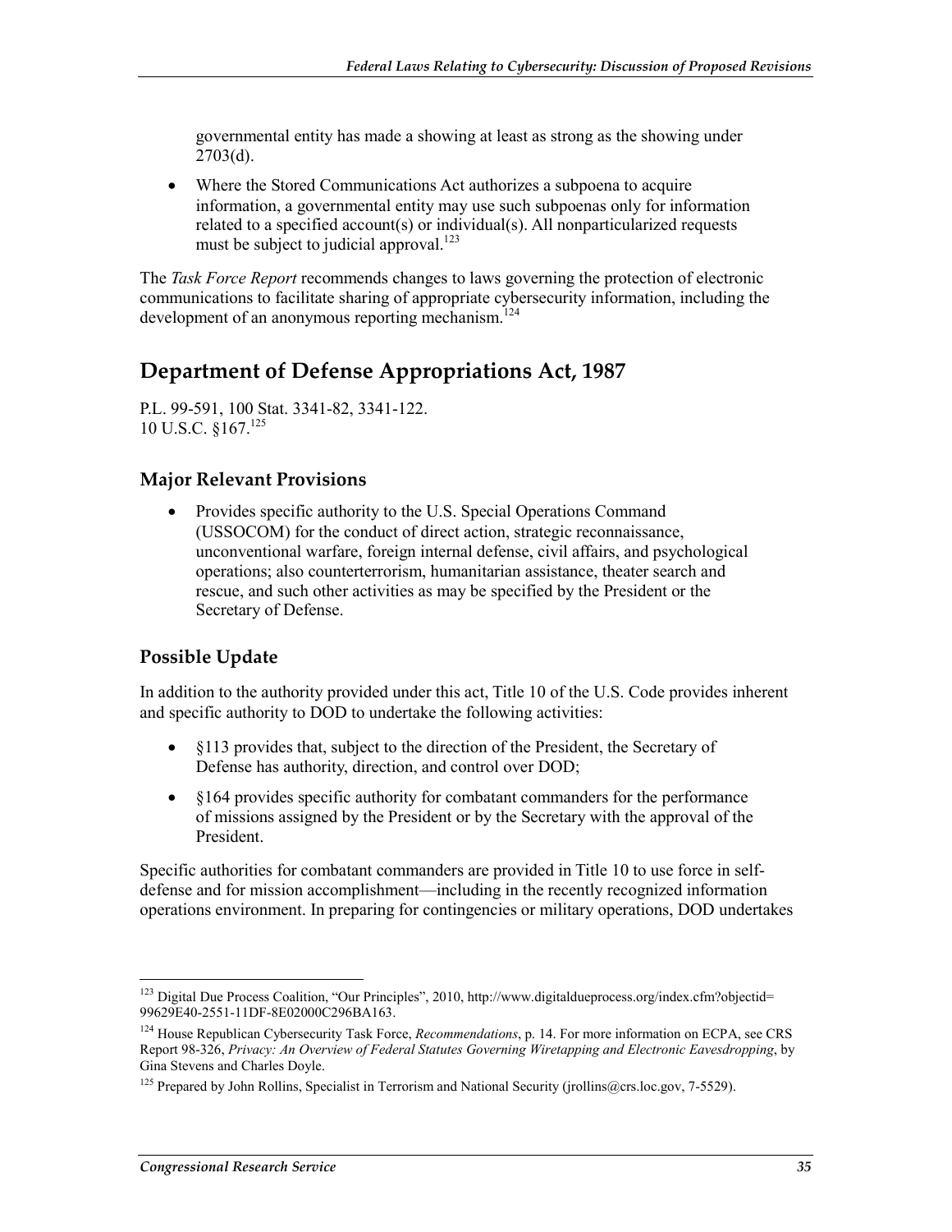governmental entity has made a showing at least as strong as the showing under 2703(d).

- Where the Stored Communications Act authorizes a subpoena to acquire information, a governmental entity may use such subpoenas only for information related to a specified account(s) or individual(s). All nonparticularized requests must be subject to judicial approval.[123]

The *Task Force Report* recommends changes to laws governing the protection of electronic communications to facilitate sharing of appropriate cybersecurity information, including the development of an anonymous reporting mechanism.[124]

## Department of Defense Appropriations Act, 1987

P.L. 99-591, 100 Stat. 3341-82, 3341-122.
10 U.S.C. §167.[125]

### Major Relevant Provisions

- Provides specific authority to the U.S. Special Operations Command (USSOCOM) for the conduct of direct action, strategic reconnaissance, unconventional warfare, foreign internal defense, civil affairs, and psychological operations; also counterterrorism, humanitarian assistance, theater search and rescue, and such other activities as may be specified by the President or the Secretary of Defense.

### Possible Update

In addition to the authority provided under this act, Title 10 of the U.S. Code provides inherent and specific authority to DOD to undertake the following activities:

- §113 provides that, subject to the direction of the President, the Secretary of Defense has authority, direction, and control over DOD;
- §164 provides specific authority for combatant commanders for the performance of missions assigned by the President or by the Secretary with the approval of the President.

Specific authorities for combatant commanders are provided in Title 10 to use force in self-defense and for mission accomplishment—including in the recently recognized information operations environment. In preparing for contingencies or military operations, DOD undertakes

---

[123] Digital Due Process Coalition, "Our Principles", 2010, http://www.digitaldueprocess.org/index.cfm?objectid=99629E40-2551-11DF-8E02000C296BA163.

[124] House Republican Cybersecurity Task Force, *Recommendations*, p. 14. For more information on ECPA, see CRS Report 98-326, *Privacy: An Overview of Federal Statutes Governing Wiretapping and Electronic Eavesdropping*, by Gina Stevens and Charles Doyle.

[125] Prepared by John Rollins, Specialist in Terrorism and National Security (jrollins@crs.loc.gov, 7-5529).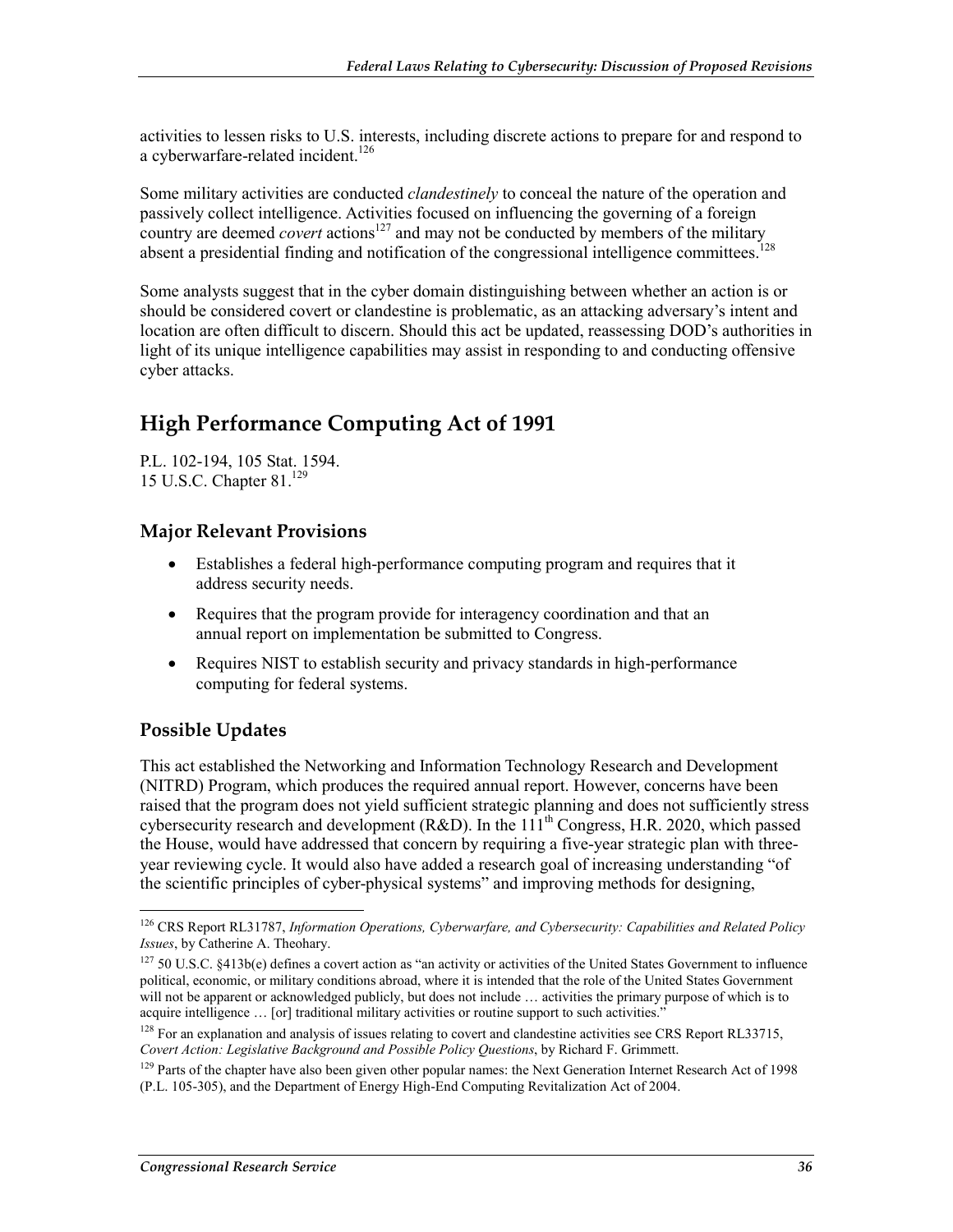activities to lessen risks to U.S. interests, including discrete actions to prepare for and respond to a cyberwarfare-related incident.[126]

Some military activities are conducted *clandestinely* to conceal the nature of the operation and passively collect intelligence. Activities focused on influencing the governing of a foreign country are deemed *covert* actions[127] and may not be conducted by members of the military absent a presidential finding and notification of the congressional intelligence committees.[128]

Some analysts suggest that in the cyber domain distinguishing between whether an action is or should be considered covert or clandestine is problematic, as an attacking adversary's intent and location are often difficult to discern. Should this act be updated, reassessing DOD's authorities in light of its unique intelligence capabilities may assist in responding to and conducting offensive cyber attacks.

## High Performance Computing Act of 1991

P.L. 102-194, 105 Stat. 1594.
15 U.S.C. Chapter 81.[129]

### Major Relevant Provisions

- Establishes a federal high-performance computing program and requires that it address security needs.
- Requires that the program provide for interagency coordination and that an annual report on implementation be submitted to Congress.
- Requires NIST to establish security and privacy standards in high-performance computing for federal systems.

### Possible Updates

This act established the Networking and Information Technology Research and Development (NITRD) Program, which produces the required annual report. However, concerns have been raised that the program does not yield sufficient strategic planning and does not sufficiently stress cybersecurity research and development (R&D). In the 111th Congress, H.R. 2020, which passed the House, would have addressed that concern by requiring a five-year strategic plan with three-year reviewing cycle. It would also have added a research goal of increasing understanding "of the scientific principles of cyber-physical systems" and improving methods for designing,

---

[126] CRS Report RL31787, *Information Operations, Cyberwarfare, and Cybersecurity: Capabilities and Related Policy Issues*, by Catherine A. Theohary.

[127] 50 U.S.C. §413b(e) defines a covert action as "an activity or activities of the United States Government to influence political, economic, or military conditions abroad, where it is intended that the role of the United States Government will not be apparent or acknowledged publicly, but does not include … activities the primary purpose of which is to acquire intelligence … [or] traditional military activities or routine support to such activities."

[128] For an explanation and analysis of issues relating to covert and clandestine activities see CRS Report RL33715, *Covert Action: Legislative Background and Possible Policy Questions*, by Richard F. Grimmett.

[129] Parts of the chapter have also been given other popular names: the Next Generation Internet Research Act of 1998 (P.L. 105-305), and the Department of Energy High-End Computing Revitalization Act of 2004.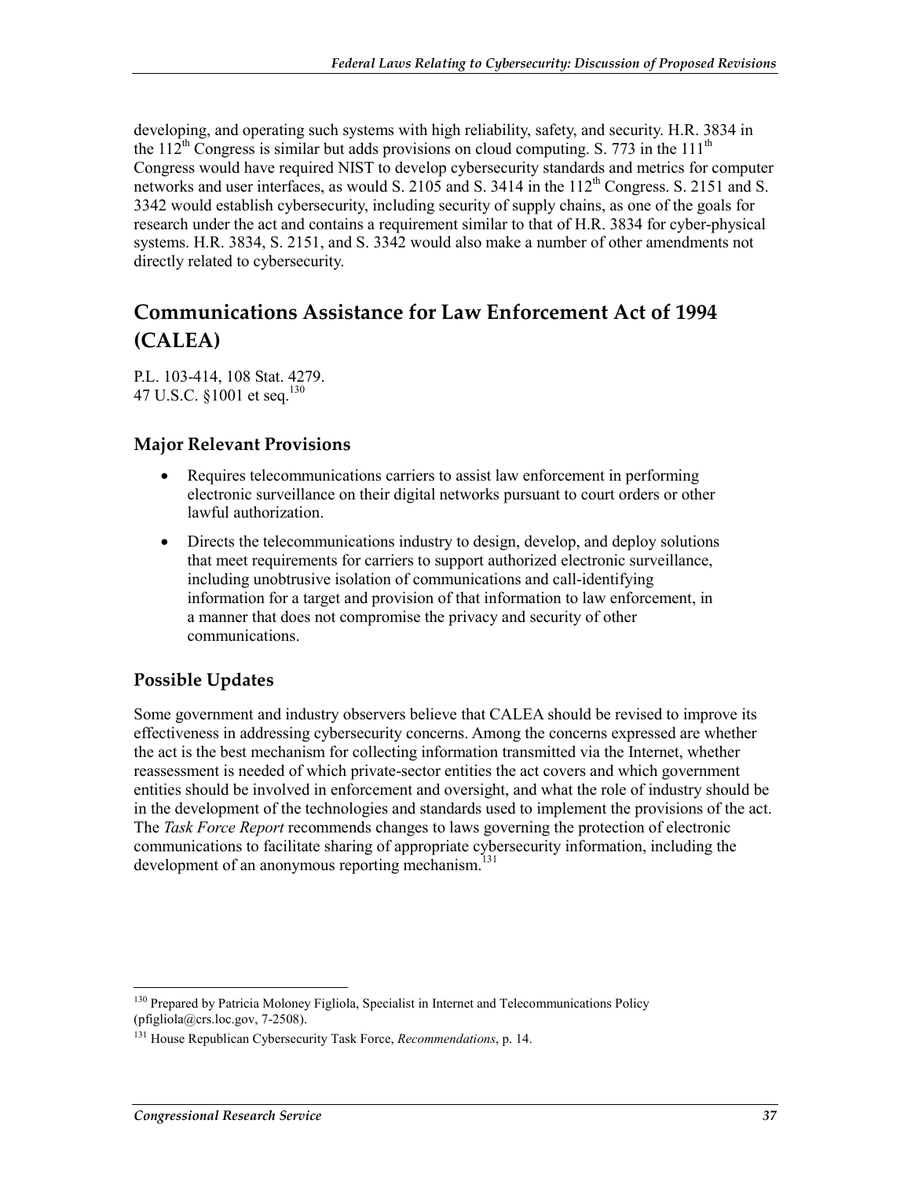developing, and operating such systems with high reliability, safety, and security. H.R. 3834 in the 112th Congress is similar but adds provisions on cloud computing. S. 773 in the 111th Congress would have required NIST to develop cybersecurity standards and metrics for computer networks and user interfaces, as would S. 2105 and S. 3414 in the 112th Congress. S. 2151 and S. 3342 would establish cybersecurity, including security of supply chains, as one of the goals for research under the act and contains a requirement similar to that of H.R. 3834 for cyber-physical systems. H.R. 3834, S. 2151, and S. 3342 would also make a number of other amendments not directly related to cybersecurity.

## Communications Assistance for Law Enforcement Act of 1994 (CALEA)

P.L. 103-414, 108 Stat. 4279.
47 U.S.C. §1001 et seq.[130]

### Major Relevant Provisions

- Requires telecommunications carriers to assist law enforcement in performing electronic surveillance on their digital networks pursuant to court orders or other lawful authorization.
- Directs the telecommunications industry to design, develop, and deploy solutions that meet requirements for carriers to support authorized electronic surveillance, including unobtrusive isolation of communications and call-identifying information for a target and provision of that information to law enforcement, in a manner that does not compromise the privacy and security of other communications.

### Possible Updates

Some government and industry observers believe that CALEA should be revised to improve its effectiveness in addressing cybersecurity concerns. Among the concerns expressed are whether the act is the best mechanism for collecting information transmitted via the Internet, whether reassessment is needed of which private-sector entities the act covers and which government entities should be involved in enforcement and oversight, and what the role of industry should be in the development of the technologies and standards used to implement the provisions of the act. The *Task Force Report* recommends changes to laws governing the protection of electronic communications to facilitate sharing of appropriate cybersecurity information, including the development of an anonymous reporting mechanism.[131]

---

[130] Prepared by Patricia Moloney Figliola, Specialist in Internet and Telecommunications Policy (pfigliola@crs.loc.gov, 7-2508).

[131] House Republican Cybersecurity Task Force, *Recommendations*, p. 14.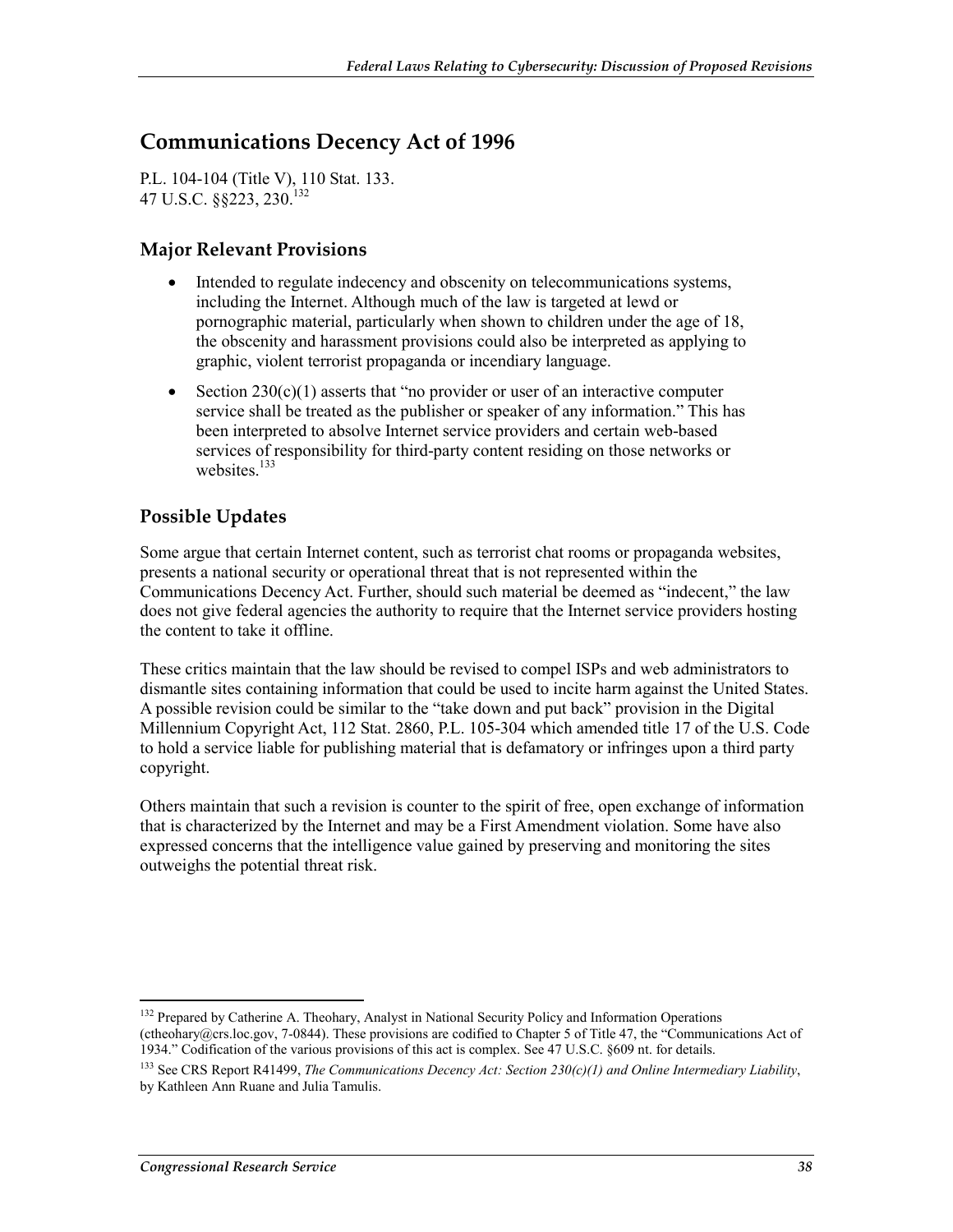## Communications Decency Act of 1996

P.L. 104-104 (Title V), 110 Stat. 133.
47 U.S.C. §§223, 230.[132]

### Major Relevant Provisions

- Intended to regulate indecency and obscenity on telecommunications systems, including the Internet. Although much of the law is targeted at lewd or pornographic material, particularly when shown to children under the age of 18, the obscenity and harassment provisions could also be interpreted as applying to graphic, violent terrorist propaganda or incendiary language.
- Section 230(c)(1) asserts that "no provider or user of an interactive computer service shall be treated as the publisher or speaker of any information." This has been interpreted to absolve Internet service providers and certain web-based services of responsibility for third-party content residing on those networks or websites.[133]

### Possible Updates

Some argue that certain Internet content, such as terrorist chat rooms or propaganda websites, presents a national security or operational threat that is not represented within the Communications Decency Act. Further, should such material be deemed as "indecent," the law does not give federal agencies the authority to require that the Internet service providers hosting the content to take it offline.

These critics maintain that the law should be revised to compel ISPs and web administrators to dismantle sites containing information that could be used to incite harm against the United States. A possible revision could be similar to the "take down and put back" provision in the Digital Millennium Copyright Act, 112 Stat. 2860, P.L. 105-304 which amended title 17 of the U.S. Code to hold a service liable for publishing material that is defamatory or infringes upon a third party copyright.

Others maintain that such a revision is counter to the spirit of free, open exchange of information that is characterized by the Internet and may be a First Amendment violation. Some have also expressed concerns that the intelligence value gained by preserving and monitoring the sites outweighs the potential threat risk.

---

[132] Prepared by Catherine A. Theohary, Analyst in National Security Policy and Information Operations (ctheohary@crs.loc.gov, 7-0844). These provisions are codified to Chapter 5 of Title 47, the "Communications Act of 1934." Codification of the various provisions of this act is complex. See 47 U.S.C. §609 nt. for details.

[133] See CRS Report R41499, *The Communications Decency Act: Section 230(c)(1) and Online Intermediary Liability*, by Kathleen Ann Ruane and Julia Tamulis.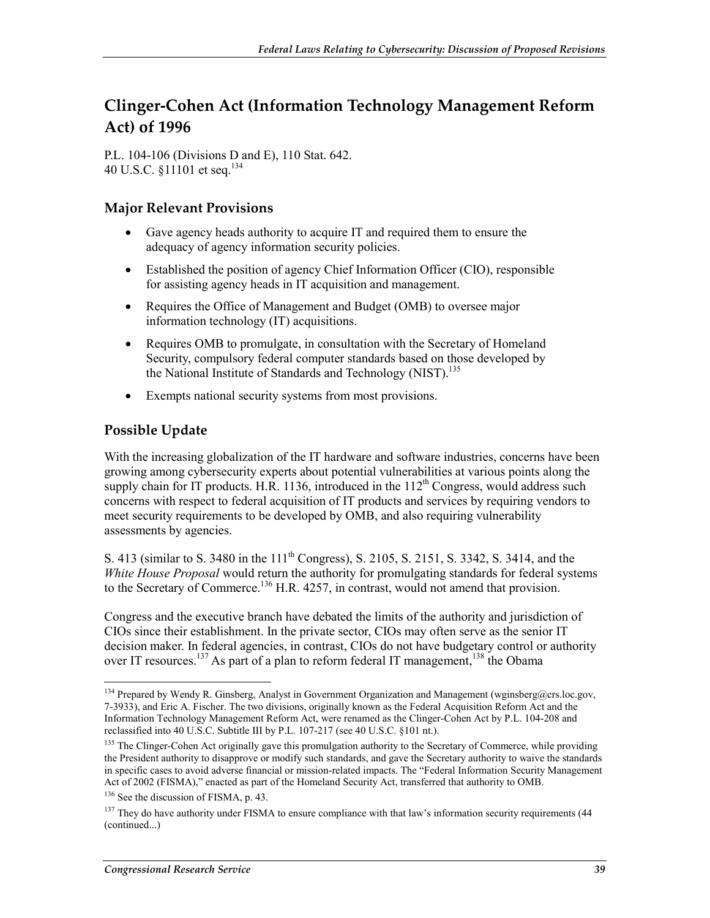## Clinger-Cohen Act (Information Technology Management Reform Act) of 1996

P.L. 104-106 (Divisions D and E), 110 Stat. 642.
40 U.S.C. §11101 et seq.[134]

### Major Relevant Provisions

- Gave agency heads authority to acquire IT and required them to ensure the adequacy of agency information security policies.
- Established the position of agency Chief Information Officer (CIO), responsible for assisting agency heads in IT acquisition and management.
- Requires the Office of Management and Budget (OMB) to oversee major information technology (IT) acquisitions.
- Requires OMB to promulgate, in consultation with the Secretary of Homeland Security, compulsory federal computer standards based on those developed by the National Institute of Standards and Technology (NIST).[135]
- Exempts national security systems from most provisions.

### Possible Update

With the increasing globalization of the IT hardware and software industries, concerns have been growing among cybersecurity experts about potential vulnerabilities at various points along the supply chain for IT products. H.R. 1136, introduced in the 112th Congress, would address such concerns with respect to federal acquisition of IT products and services by requiring vendors to meet security requirements to be developed by OMB, and also requiring vulnerability assessments by agencies.

S. 413 (similar to S. 3480 in the 111th Congress), S. 2105, S. 2151, S. 3342, S. 3414, and the *White House Proposal* would return the authority for promulgating standards for federal systems to the Secretary of Commerce.[136] H.R. 4257, in contrast, would not amend that provision.

Congress and the executive branch have debated the limits of the authority and jurisdiction of CIOs since their establishment. In the private sector, CIOs may often serve as the senior IT decision maker. In federal agencies, in contrast, CIOs do not have budgetary control or authority over IT resources.[137] As part of a plan to reform federal IT management,[138] the Obama

---

[134] Prepared by Wendy R. Ginsberg, Analyst in Government Organization and Management (wginsberg@crs.loc.gov, 7-3933), and Eric A. Fischer. The two divisions, originally known as the Federal Acquisition Reform Act and the Information Technology Management Reform Act, were renamed as the Clinger-Cohen Act by P.L. 104-208 and reclassified into 40 U.S.C. Subtitle III by P.L. 107-217 (see 40 U.S.C. §101 nt.).

[135] The Clinger-Cohen Act originally gave this promulgation authority to the Secretary of Commerce, while providing the President authority to disapprove or modify such standards, and gave the Secretary authority to waive the standards in specific cases to avoid adverse financial or mission-related impacts. The "Federal Information Security Management Act of 2002 (FISMA)," enacted as part of the Homeland Security Act, transferred that authority to OMB.

[136] See the discussion of FISMA, p. 43.

[137] They do have authority under FISMA to ensure compliance with that law's information security requirements (44 (continued...)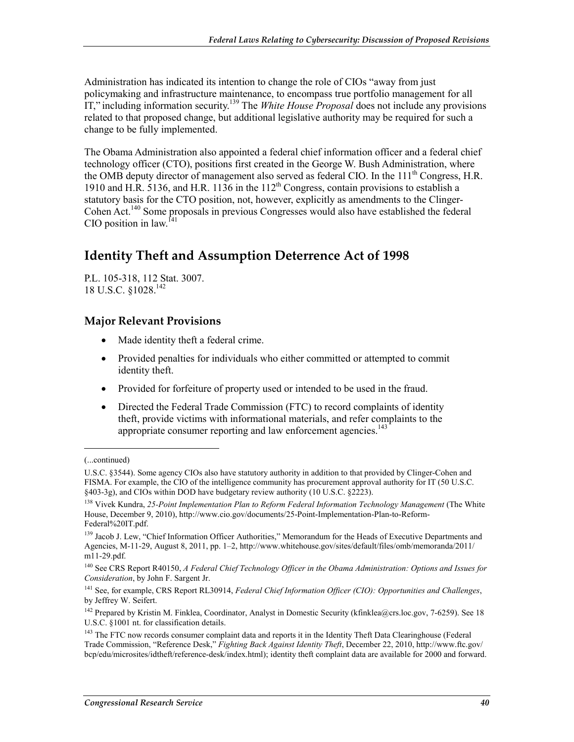Administration has indicated its intention to change the role of CIOs "away from just policymaking and infrastructure maintenance, to encompass true portfolio management for all IT," including information security.[139] The *White House Proposal* does not include any provisions related to that proposed change, but additional legislative authority may be required for such a change to be fully implemented.

The Obama Administration also appointed a federal chief information officer and a federal chief technology officer (CTO), positions first created in the George W. Bush Administration, where the OMB deputy director of management also served as federal CIO. In the 111th Congress, H.R. 1910 and H.R. 5136, and H.R. 1136 in the 112th Congress, contain provisions to establish a statutory basis for the CTO position, not, however, explicitly as amendments to the Clinger-Cohen Act.[140] Some proposals in previous Congresses would also have established the federal CIO position in law.[141]

## Identity Theft and Assumption Deterrence Act of 1998

P.L. 105-318, 112 Stat. 3007.
18 U.S.C. §1028.[142]

### Major Relevant Provisions

- Made identity theft a federal crime.
- Provided penalties for individuals who either committed or attempted to commit identity theft.
- Provided for forfeiture of property used or intended to be used in the fraud.
- Directed the Federal Trade Commission (FTC) to record complaints of identity theft, provide victims with informational materials, and refer complaints to the appropriate consumer reporting and law enforcement agencies.[143]

---

(...continued)

U.S.C. §3544). Some agency CIOs also have statutory authority in addition to that provided by Clinger-Cohen and FISMA. For example, the CIO of the intelligence community has procurement approval authority for IT (50 U.S.C. §403-3g), and CIOs within DOD have budgetary review authority (10 U.S.C. §2223).

[138] Vivek Kundra, *25-Point Implementation Plan to Reform Federal Information Technology Management* (The White House, December 9, 2010), http://www.cio.gov/documents/25-Point-Implementation-Plan-to-Reform-Federal%20IT.pdf.

[139] Jacob J. Lew, "Chief Information Officer Authorities," Memorandum for the Heads of Executive Departments and Agencies, M-11-29, August 8, 2011, pp. 1–2, http://www.whitehouse.gov/sites/default/files/omb/memoranda/2011/m11-29.pdf.

[140] See CRS Report R40150, *A Federal Chief Technology Officer in the Obama Administration: Options and Issues for Consideration*, by John F. Sargent Jr.

[141] See, for example, CRS Report RL30914, *Federal Chief Information Officer (CIO): Opportunities and Challenges*, by Jeffrey W. Seifert.

[142] Prepared by Kristin M. Finklea, Coordinator, Analyst in Domestic Security (kfinklea@crs.loc.gov, 7-6259). See 18 U.S.C. §1001 nt. for classification details.

[143] The FTC now records consumer complaint data and reports it in the Identity Theft Data Clearinghouse (Federal Trade Commission, "Reference Desk," *Fighting Back Against Identity Theft*, December 22, 2010, http://www.ftc.gov/bcp/edu/microsites/idtheft/reference-desk/index.html); identity theft complaint data are available for 2000 and forward.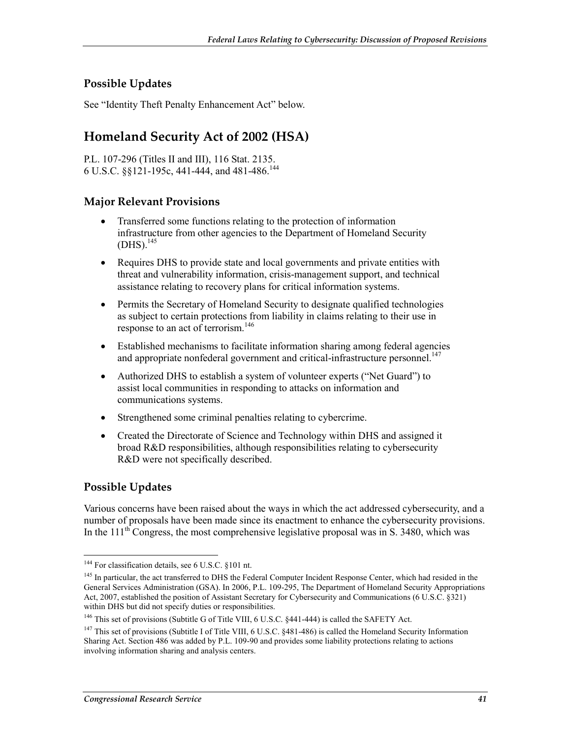### Possible Updates

See "Identity Theft Penalty Enhancement Act" below.

## Homeland Security Act of 2002 (HSA)

P.L. 107-296 (Titles II and III), 116 Stat. 2135.
6 U.S.C. §§121-195c, 441-444, and 481-486.[144]

### Major Relevant Provisions

- Transferred some functions relating to the protection of information infrastructure from other agencies to the Department of Homeland Security (DHS).[145]
- Requires DHS to provide state and local governments and private entities with threat and vulnerability information, crisis-management support, and technical assistance relating to recovery plans for critical information systems.
- Permits the Secretary of Homeland Security to designate qualified technologies as subject to certain protections from liability in claims relating to their use in response to an act of terrorism.[146]
- Established mechanisms to facilitate information sharing among federal agencies and appropriate nonfederal government and critical-infrastructure personnel.[147]
- Authorized DHS to establish a system of volunteer experts ("Net Guard") to assist local communities in responding to attacks on information and communications systems.
- Strengthened some criminal penalties relating to cybercrime.
- Created the Directorate of Science and Technology within DHS and assigned it broad R&D responsibilities, although responsibilities relating to cybersecurity R&D were not specifically described.

### Possible Updates

Various concerns have been raised about the ways in which the act addressed cybersecurity, and a number of proposals have been made since its enactment to enhance the cybersecurity provisions. In the 111th Congress, the most comprehensive legislative proposal was in S. 3480, which was

[144] For classification details, see 6 U.S.C. §101 nt.

[145] In particular, the act transferred to DHS the Federal Computer Incident Response Center, which had resided in the General Services Administration (GSA). In 2006, P.L. 109-295, The Department of Homeland Security Appropriations Act, 2007, established the position of Assistant Secretary for Cybersecurity and Communications (6 U.S.C. §321) within DHS but did not specify duties or responsibilities.

[146] This set of provisions (Subtitle G of Title VIII, 6 U.S.C. §441-444) is called the SAFETY Act.

[147] This set of provisions (Subtitle I of Title VIII, 6 U.S.C. §481-486) is called the Homeland Security Information Sharing Act. Section 486 was added by P.L. 109-90 and provides some liability protections relating to actions involving information sharing and analysis centers.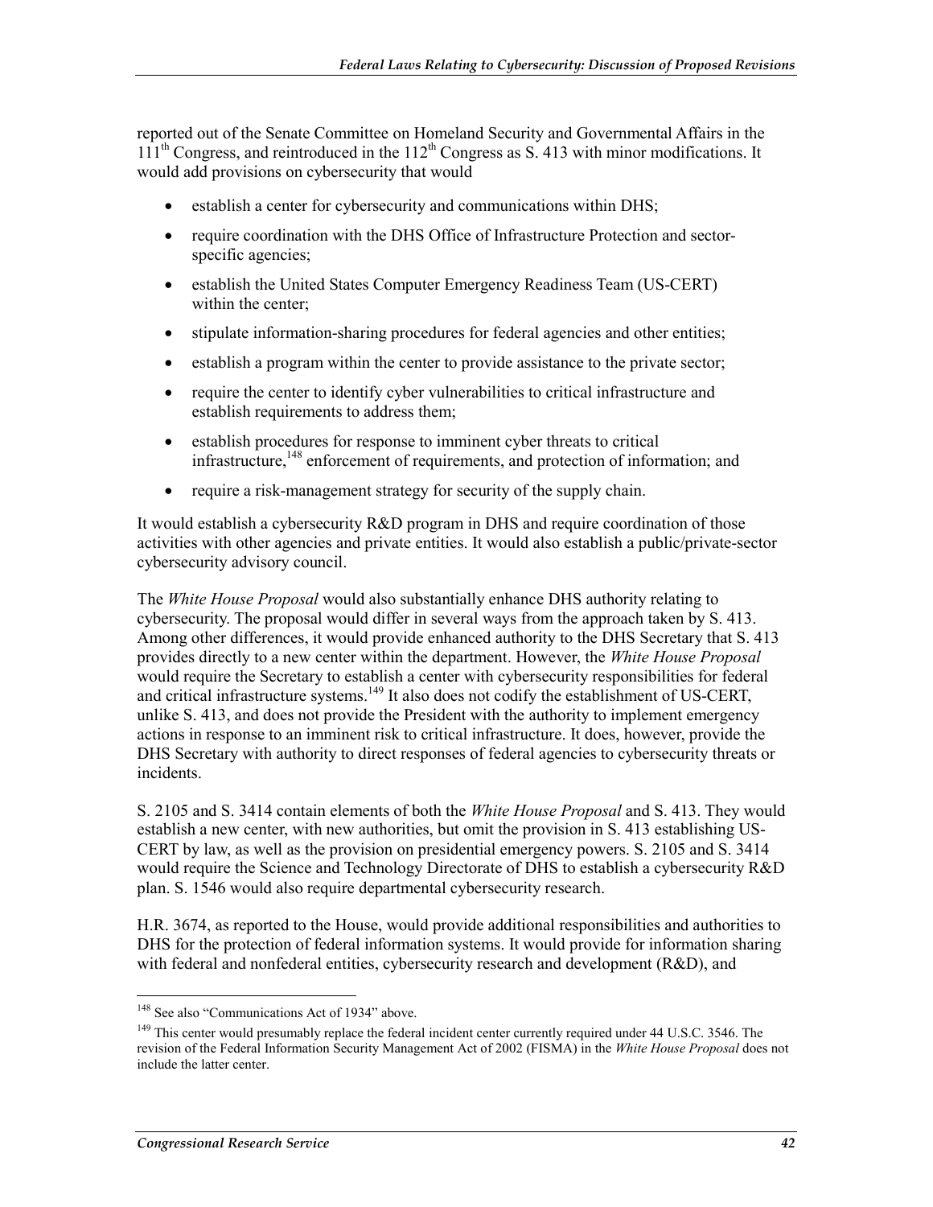reported out of the Senate Committee on Homeland Security and Governmental Affairs in the 111th Congress, and reintroduced in the 112th Congress as S. 413 with minor modifications. It would add provisions on cybersecurity that would

- establish a center for cybersecurity and communications within DHS;
- require coordination with the DHS Office of Infrastructure Protection and sector-specific agencies;
- establish the United States Computer Emergency Readiness Team (US-CERT) within the center;
- stipulate information-sharing procedures for federal agencies and other entities;
- establish a program within the center to provide assistance to the private sector;
- require the center to identify cyber vulnerabilities to critical infrastructure and establish requirements to address them;
- establish procedures for response to imminent cyber threats to critical infrastructure,[148] enforcement of requirements, and protection of information; and
- require a risk-management strategy for security of the supply chain.

It would establish a cybersecurity R&D program in DHS and require coordination of those activities with other agencies and private entities. It would also establish a public/private-sector cybersecurity advisory council.

The *White House Proposal* would also substantially enhance DHS authority relating to cybersecurity. The proposal would differ in several ways from the approach taken by S. 413. Among other differences, it would provide enhanced authority to the DHS Secretary that S. 413 provides directly to a new center within the department. However, the *White House Proposal* would require the Secretary to establish a center with cybersecurity responsibilities for federal and critical infrastructure systems.[149] It also does not codify the establishment of US-CERT, unlike S. 413, and does not provide the President with the authority to implement emergency actions in response to an imminent risk to critical infrastructure. It does, however, provide the DHS Secretary with authority to direct responses of federal agencies to cybersecurity threats or incidents.

S. 2105 and S. 3414 contain elements of both the *White House Proposal* and S. 413. They would establish a new center, with new authorities, but omit the provision in S. 413 establishing US-CERT by law, as well as the provision on presidential emergency powers. S. 2105 and S. 3414 would require the Science and Technology Directorate of DHS to establish a cybersecurity R&D plan. S. 1546 would also require departmental cybersecurity research.

H.R. 3674, as reported to the House, would provide additional responsibilities and authorities to DHS for the protection of federal information systems. It would provide for information sharing with federal and nonfederal entities, cybersecurity research and development (R&D), and

---

[148] See also "Communications Act of 1934" above.

[149] This center would presumably replace the federal incident center currently required under 44 U.S.C. 3546. The revision of the Federal Information Security Management Act of 2002 (FISMA) in the *White House Proposal* does not include the latter center.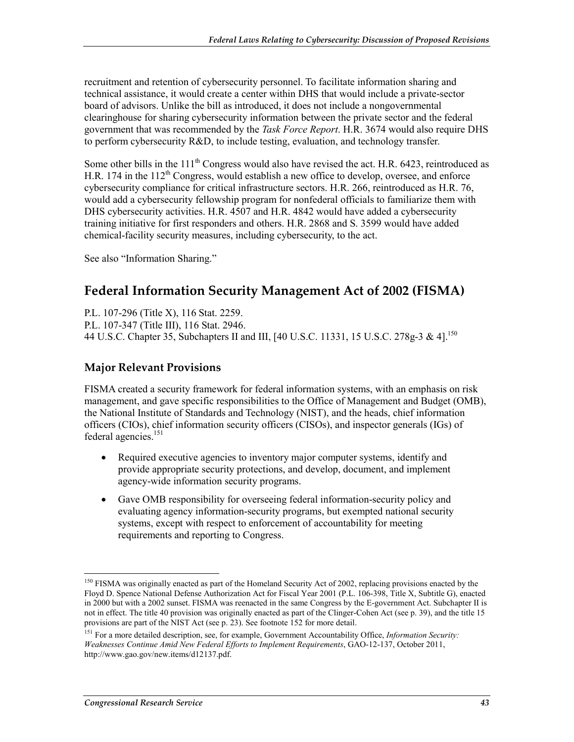recruitment and retention of cybersecurity personnel. To facilitate information sharing and technical assistance, it would create a center within DHS that would include a private-sector board of advisors. Unlike the bill as introduced, it does not include a nongovernmental clearinghouse for sharing cybersecurity information between the private sector and the federal government that was recommended by the *Task Force Report*. H.R. 3674 would also require DHS to perform cybersecurity R&D, to include testing, evaluation, and technology transfer.

Some other bills in the 111th Congress would also have revised the act. H.R. 6423, reintroduced as H.R. 174 in the 112th Congress, would establish a new office to develop, oversee, and enforce cybersecurity compliance for critical infrastructure sectors. H.R. 266, reintroduced as H.R. 76, would add a cybersecurity fellowship program for nonfederal officials to familiarize them with DHS cybersecurity activities. H.R. 4507 and H.R. 4842 would have added a cybersecurity training initiative for first responders and others. H.R. 2868 and S. 3599 would have added chemical-facility security measures, including cybersecurity, to the act.

See also "Information Sharing."

## Federal Information Security Management Act of 2002 (FISMA)

P.L. 107-296 (Title X), 116 Stat. 2259.
P.L. 107-347 (Title III), 116 Stat. 2946.
44 U.S.C. Chapter 35, Subchapters II and III, [40 U.S.C. 11331, 15 U.S.C. 278g-3 & 4].[150]

### Major Relevant Provisions

FISMA created a security framework for federal information systems, with an emphasis on risk management, and gave specific responsibilities to the Office of Management and Budget (OMB), the National Institute of Standards and Technology (NIST), and the heads, chief information officers (CIOs), chief information security officers (CISOs), and inspector generals (IGs) of federal agencies.[151]

- Required executive agencies to inventory major computer systems, identify and provide appropriate security protections, and develop, document, and implement agency-wide information security programs.
- Gave OMB responsibility for overseeing federal information-security policy and evaluating agency information-security programs, but exempted national security systems, except with respect to enforcement of accountability for meeting requirements and reporting to Congress.

---

[150] FISMA was originally enacted as part of the Homeland Security Act of 2002, replacing provisions enacted by the Floyd D. Spence National Defense Authorization Act for Fiscal Year 2001 (P.L. 106-398, Title X, Subtitle G), enacted in 2000 but with a 2002 sunset. FISMA was reenacted in the same Congress by the E-government Act. Subchapter II is not in effect. The title 40 provision was originally enacted as part of the Clinger-Cohen Act (see p. 39), and the title 15 provisions are part of the NIST Act (see p. 23). See footnote 152 for more detail.

[151] For a more detailed description, see, for example, Government Accountability Office, *Information Security: Weaknesses Continue Amid New Federal Efforts to Implement Requirements*, GAO-12-137, October 2011, http://www.gao.gov/new.items/d12137.pdf.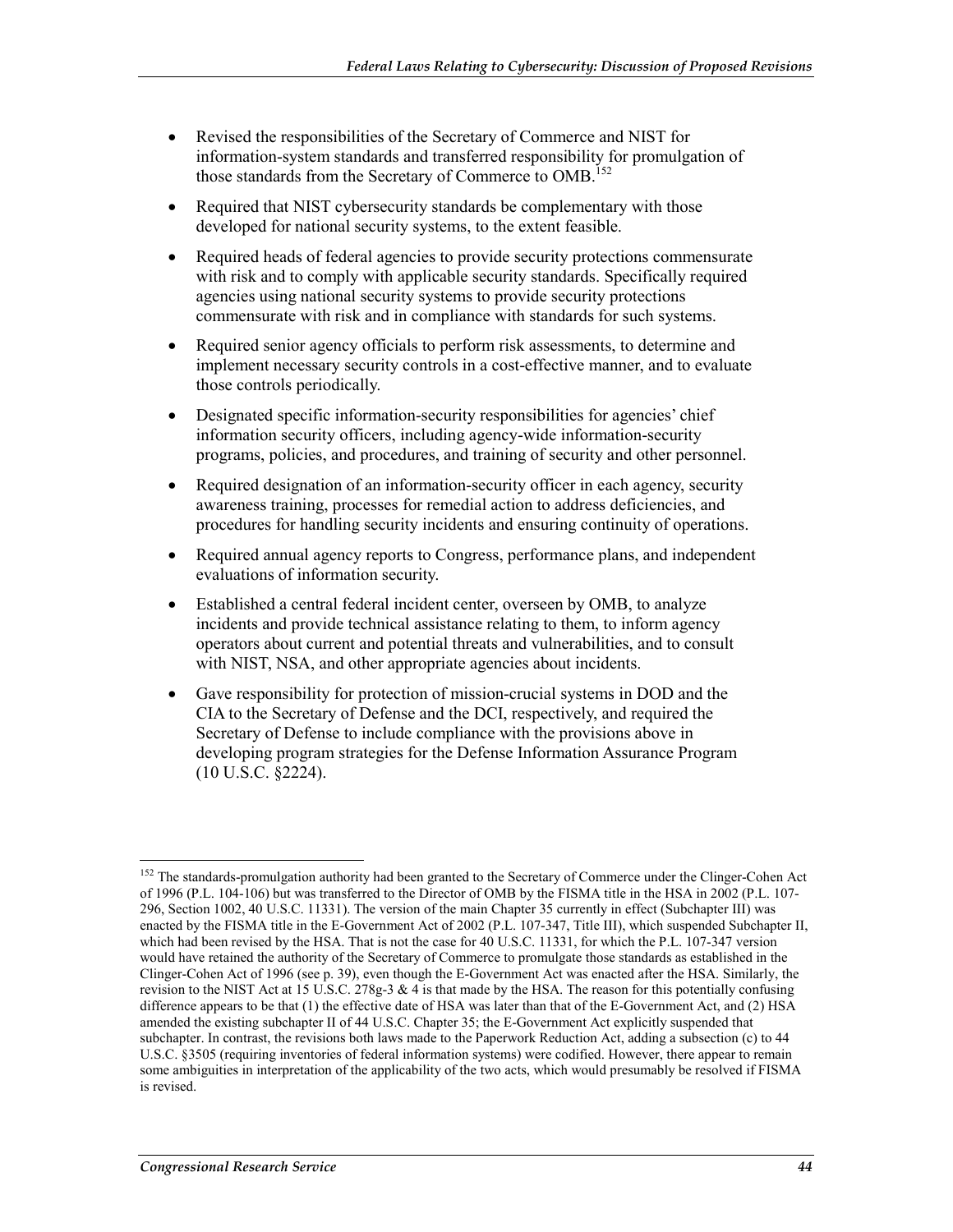- Revised the responsibilities of the Secretary of Commerce and NIST for information-system standards and transferred responsibility for promulgation of those standards from the Secretary of Commerce to OMB.[152]
- Required that NIST cybersecurity standards be complementary with those developed for national security systems, to the extent feasible.
- Required heads of federal agencies to provide security protections commensurate with risk and to comply with applicable security standards. Specifically required agencies using national security systems to provide security protections commensurate with risk and in compliance with standards for such systems.
- Required senior agency officials to perform risk assessments, to determine and implement necessary security controls in a cost-effective manner, and to evaluate those controls periodically.
- Designated specific information-security responsibilities for agencies' chief information security officers, including agency-wide information-security programs, policies, and procedures, and training of security and other personnel.
- Required designation of an information-security officer in each agency, security awareness training, processes for remedial action to address deficiencies, and procedures for handling security incidents and ensuring continuity of operations.
- Required annual agency reports to Congress, performance plans, and independent evaluations of information security.
- Established a central federal incident center, overseen by OMB, to analyze incidents and provide technical assistance relating to them, to inform agency operators about current and potential threats and vulnerabilities, and to consult with NIST, NSA, and other appropriate agencies about incidents.
- Gave responsibility for protection of mission-crucial systems in DOD and the CIA to the Secretary of Defense and the DCI, respectively, and required the Secretary of Defense to include compliance with the provisions above in developing program strategies for the Defense Information Assurance Program (10 U.S.C. §2224).

---

[152] The standards-promulgation authority had been granted to the Secretary of Commerce under the Clinger-Cohen Act of 1996 (P.L. 104-106) but was transferred to the Director of OMB by the FISMA title in the HSA in 2002 (P.L. 107-296, Section 1002, 40 U.S.C. 11331). The version of the main Chapter 35 currently in effect (Subchapter III) was enacted by the FISMA title in the E-Government Act of 2002 (P.L. 107-347, Title III), which suspended Subchapter II, which had been revised by the HSA. That is not the case for 40 U.S.C. 11331, for which the P.L. 107-347 version would have retained the authority of the Secretary of Commerce to promulgate those standards as established in the Clinger-Cohen Act of 1996 (see p. 39), even though the E-Government Act was enacted after the HSA. Similarly, the revision to the NIST Act at 15 U.S.C. 278g-3 & 4 is that made by the HSA. The reason for this potentially confusing difference appears to be that (1) the effective date of HSA was later than that of the E-Government Act, and (2) HSA amended the existing subchapter II of 44 U.S.C. Chapter 35; the E-Government Act explicitly suspended that subchapter. In contrast, the revisions both laws made to the Paperwork Reduction Act, adding a subsection (c) to 44 U.S.C. §3505 (requiring inventories of federal information systems) were codified. However, there appear to remain some ambiguities in interpretation of the applicability of the two acts, which would presumably be resolved if FISMA is revised.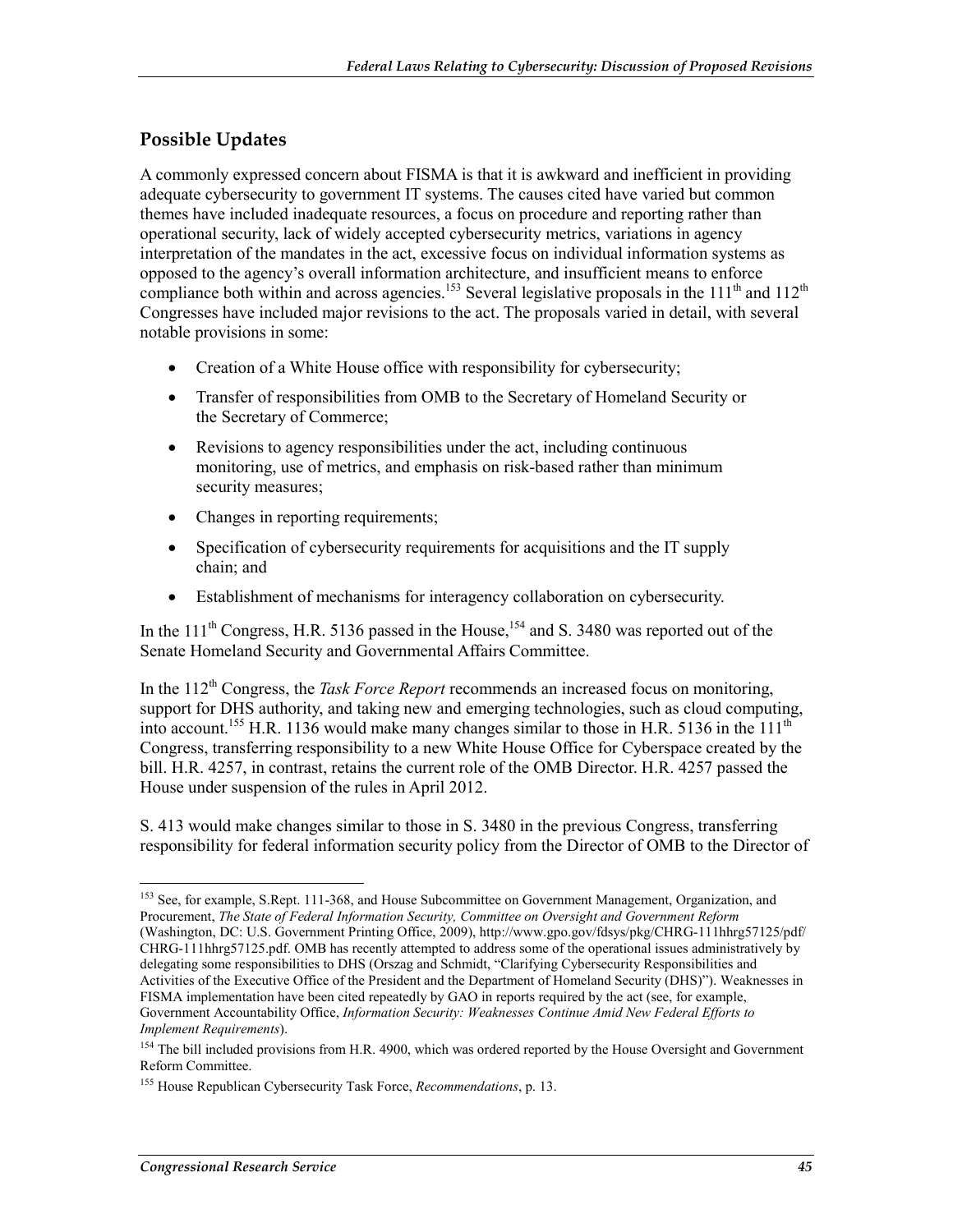## Possible Updates

A commonly expressed concern about FISMA is that it is awkward and inefficient in providing adequate cybersecurity to government IT systems. The causes cited have varied but common themes have included inadequate resources, a focus on procedure and reporting rather than operational security, lack of widely accepted cybersecurity metrics, variations in agency interpretation of the mandates in the act, excessive focus on individual information systems as opposed to the agency's overall information architecture, and insufficient means to enforce compliance both within and across agencies.[153] Several legislative proposals in the 111th and 112th Congresses have included major revisions to the act. The proposals varied in detail, with several notable provisions in some:

- Creation of a White House office with responsibility for cybersecurity;
- Transfer of responsibilities from OMB to the Secretary of Homeland Security or the Secretary of Commerce;
- Revisions to agency responsibilities under the act, including continuous monitoring, use of metrics, and emphasis on risk-based rather than minimum security measures;
- Changes in reporting requirements;
- Specification of cybersecurity requirements for acquisitions and the IT supply chain; and
- Establishment of mechanisms for interagency collaboration on cybersecurity.

In the 111th Congress, H.R. 5136 passed in the House,[154] and S. 3480 was reported out of the Senate Homeland Security and Governmental Affairs Committee.

In the 112th Congress, the *Task Force Report* recommends an increased focus on monitoring, support for DHS authority, and taking new and emerging technologies, such as cloud computing, into account.[155] H.R. 1136 would make many changes similar to those in H.R. 5136 in the 111th Congress, transferring responsibility to a new White House Office for Cyberspace created by the bill. H.R. 4257, in contrast, retains the current role of the OMB Director. H.R. 4257 passed the House under suspension of the rules in April 2012.

S. 413 would make changes similar to those in S. 3480 in the previous Congress, transferring responsibility for federal information security policy from the Director of OMB to the Director of

---

[153] See, for example, S.Rept. 111-368, and House Subcommittee on Government Management, Organization, and Procurement, *The State of Federal Information Security, Committee on Oversight and Government Reform* (Washington, DC: U.S. Government Printing Office, 2009), http://www.gpo.gov/fdsys/pkg/CHRG-111hhrg57125/pdf/CHRG-111hhrg57125.pdf. OMB has recently attempted to address some of the operational issues administratively by delegating some responsibilities to DHS (Orszag and Schmidt, "Clarifying Cybersecurity Responsibilities and Activities of the Executive Office of the President and the Department of Homeland Security (DHS)"). Weaknesses in FISMA implementation have been cited repeatedly by GAO in reports required by the act (see, for example, Government Accountability Office, *Information Security: Weaknesses Continue Amid New Federal Efforts to Implement Requirements*).

[154] The bill included provisions from H.R. 4900, which was ordered reported by the House Oversight and Government Reform Committee.

[155] House Republican Cybersecurity Task Force, *Recommendations*, p. 13.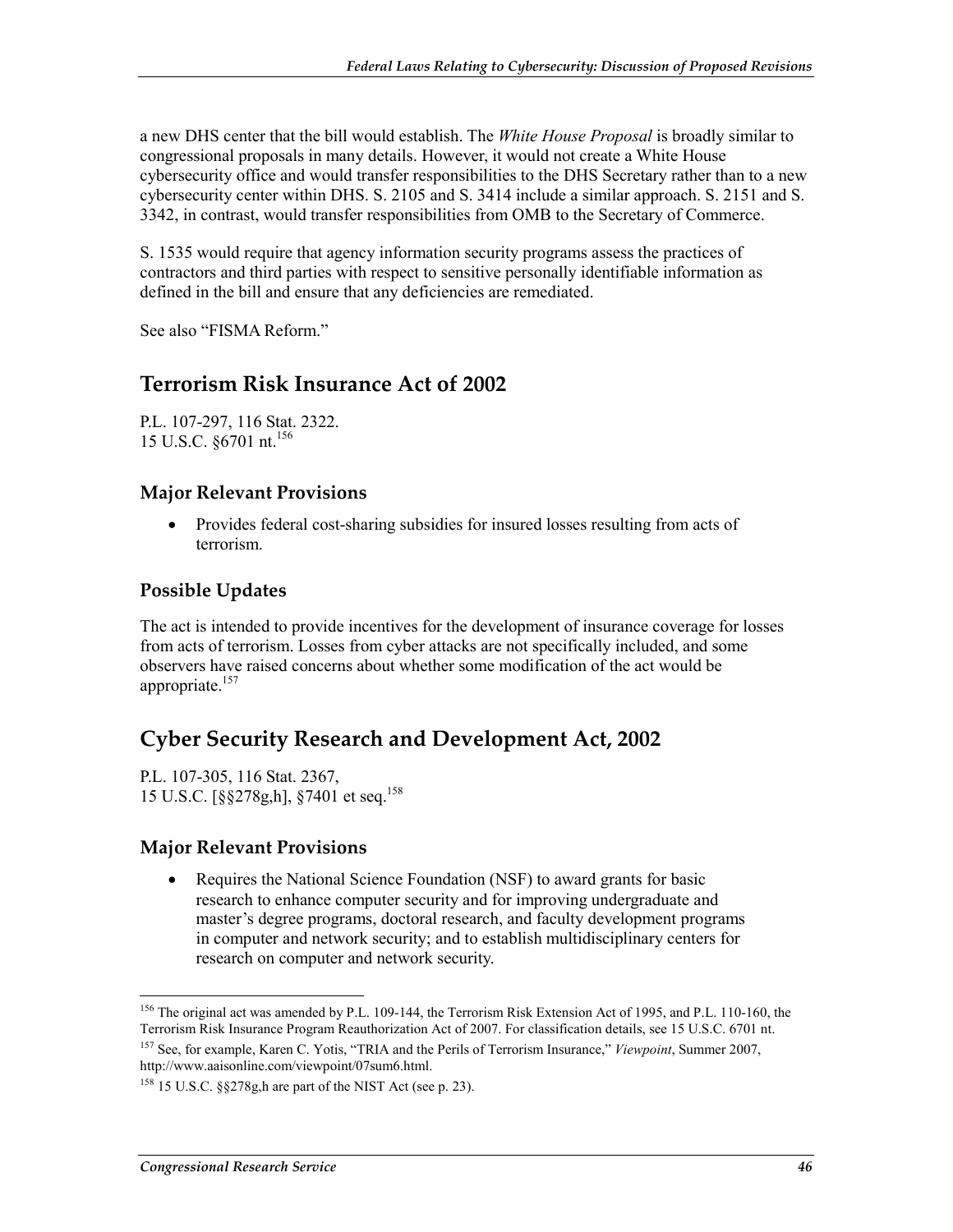a new DHS center that the bill would establish. The *White House Proposal* is broadly similar to congressional proposals in many details. However, it would not create a White House cybersecurity office and would transfer responsibilities to the DHS Secretary rather than to a new cybersecurity center within DHS. S. 2105 and S. 3414 include a similar approach. S. 2151 and S. 3342, in contrast, would transfer responsibilities from OMB to the Secretary of Commerce.

S. 1535 would require that agency information security programs assess the practices of contractors and third parties with respect to sensitive personally identifiable information as defined in the bill and ensure that any deficiencies are remediated.

See also "FISMA Reform."

## Terrorism Risk Insurance Act of 2002

P.L. 107-297, 116 Stat. 2322.
15 U.S.C. §6701 nt.[156]

### Major Relevant Provisions

- Provides federal cost-sharing subsidies for insured losses resulting from acts of terrorism.

### Possible Updates

The act is intended to provide incentives for the development of insurance coverage for losses from acts of terrorism. Losses from cyber attacks are not specifically included, and some observers have raised concerns about whether some modification of the act would be appropriate.[157]

## Cyber Security Research and Development Act, 2002

P.L. 107-305, 116 Stat. 2367,
15 U.S.C. [§§278g,h], §7401 et seq.[158]

### Major Relevant Provisions

- Requires the National Science Foundation (NSF) to award grants for basic research to enhance computer security and for improving undergraduate and master's degree programs, doctoral research, and faculty development programs in computer and network security; and to establish multidisciplinary centers for research on computer and network security.

---

[156] The original act was amended by P.L. 109-144, the Terrorism Risk Extension Act of 1995, and P.L. 110-160, the Terrorism Risk Insurance Program Reauthorization Act of 2007. For classification details, see 15 U.S.C. 6701 nt.

[157] See, for example, Karen C. Yotis, "TRIA and the Perils of Terrorism Insurance," *Viewpoint*, Summer 2007, http://www.aaisonline.com/viewpoint/07sum6.html.

[158] 15 U.S.C. §§278g,h are part of the NIST Act (see p. 23).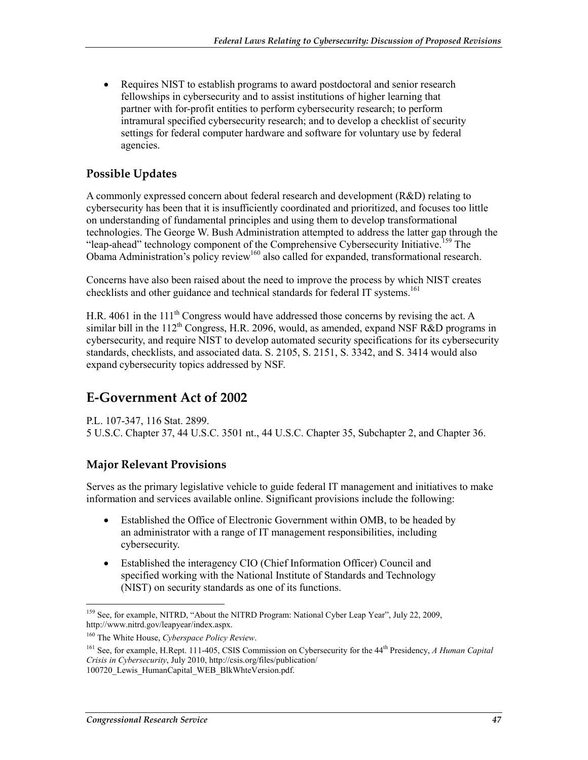- Requires NIST to establish programs to award postdoctoral and senior research fellowships in cybersecurity and to assist institutions of higher learning that partner with for-profit entities to perform cybersecurity research; to perform intramural specified cybersecurity research; and to develop a checklist of security settings for federal computer hardware and software for voluntary use by federal agencies.

### Possible Updates

A commonly expressed concern about federal research and development (R&D) relating to cybersecurity has been that it is insufficiently coordinated and prioritized, and focuses too little on understanding of fundamental principles and using them to develop transformational technologies. The George W. Bush Administration attempted to address the latter gap through the "leap-ahead" technology component of the Comprehensive Cybersecurity Initiative.[159] The Obama Administration's policy review[160] also called for expanded, transformational research.

Concerns have also been raised about the need to improve the process by which NIST creates checklists and other guidance and technical standards for federal IT systems.[161]

H.R. 4061 in the 111th Congress would have addressed those concerns by revising the act. A similar bill in the 112th Congress, H.R. 2096, would, as amended, expand NSF R&D programs in cybersecurity, and require NIST to develop automated security specifications for its cybersecurity standards, checklists, and associated data. S. 2105, S. 2151, S. 3342, and S. 3414 would also expand cybersecurity topics addressed by NSF.

## E-Government Act of 2002

P.L. 107-347, 116 Stat. 2899.
5 U.S.C. Chapter 37, 44 U.S.C. 3501 nt., 44 U.S.C. Chapter 35, Subchapter 2, and Chapter 36.

### Major Relevant Provisions

Serves as the primary legislative vehicle to guide federal IT management and initiatives to make information and services available online. Significant provisions include the following:

- Established the Office of Electronic Government within OMB, to be headed by an administrator with a range of IT management responsibilities, including cybersecurity.
- Established the interagency CIO (Chief Information Officer) Council and specified working with the National Institute of Standards and Technology (NIST) on security standards as one of its functions.

---

[159] See, for example, NITRD, "About the NITRD Program: National Cyber Leap Year", July 22, 2009, http://www.nitrd.gov/leapyear/index.aspx.

[160] The White House, *Cyberspace Policy Review*.

[161] See, for example, H.Rept. 111-405, CSIS Commission on Cybersecurity for the 44th Presidency, *A Human Capital Crisis in Cybersecurity*, July 2010, http://csis.org/files/publication/100720_Lewis_HumanCapital_WEB_BlkWhteVersion.pdf.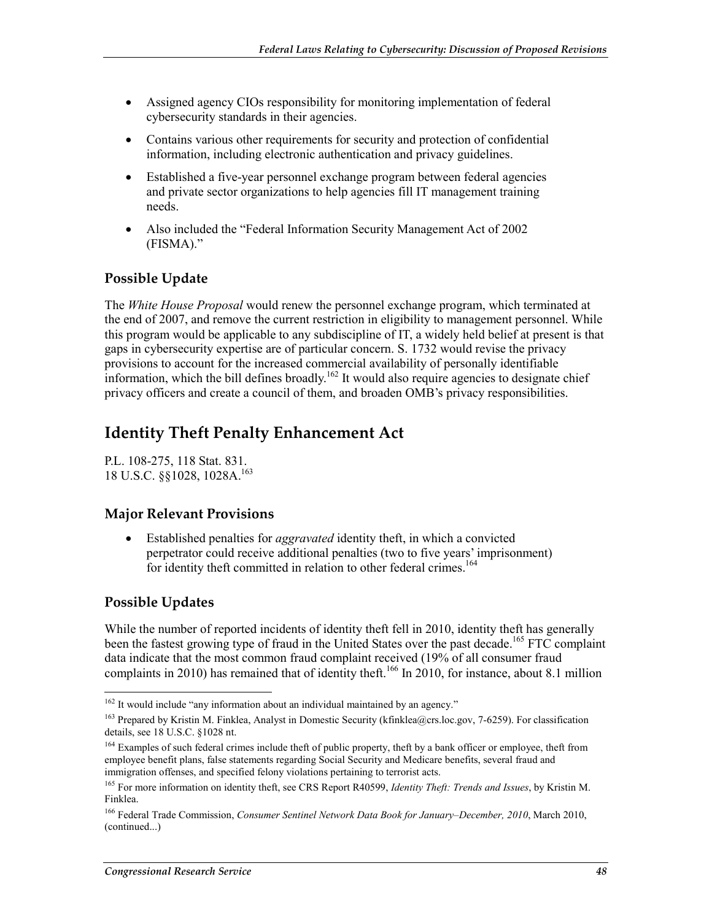- Assigned agency CIOs responsibility for monitoring implementation of federal cybersecurity standards in their agencies.
- Contains various other requirements for security and protection of confidential information, including electronic authentication and privacy guidelines.
- Established a five-year personnel exchange program between federal agencies and private sector organizations to help agencies fill IT management training needs.
- Also included the "Federal Information Security Management Act of 2002 (FISMA)."

### Possible Update

The *White House Proposal* would renew the personnel exchange program, which terminated at the end of 2007, and remove the current restriction in eligibility to management personnel. While this program would be applicable to any subdiscipline of IT, a widely held belief at present is that gaps in cybersecurity expertise are of particular concern. S. 1732 would revise the privacy provisions to account for the increased commercial availability of personally identifiable information, which the bill defines broadly.[162] It would also require agencies to designate chief privacy officers and create a council of them, and broaden OMB's privacy responsibilities.

## Identity Theft Penalty Enhancement Act

P.L. 108-275, 118 Stat. 831.
18 U.S.C. §§1028, 1028A.[163]

### Major Relevant Provisions

- Established penalties for *aggravated* identity theft, in which a convicted perpetrator could receive additional penalties (two to five years' imprisonment) for identity theft committed in relation to other federal crimes.[164]

### Possible Updates

While the number of reported incidents of identity theft fell in 2010, identity theft has generally been the fastest growing type of fraud in the United States over the past decade.[165] FTC complaint data indicate that the most common fraud complaint received (19% of all consumer fraud complaints in 2010) has remained that of identity theft.[166] In 2010, for instance, about 8.1 million

---

[162] It would include "any information about an individual maintained by an agency."

[163] Prepared by Kristin M. Finklea, Analyst in Domestic Security (kfinklea@crs.loc.gov, 7-6259). For classification details, see 18 U.S.C. §1028 nt.

[164] Examples of such federal crimes include theft of public property, theft by a bank officer or employee, theft from employee benefit plans, false statements regarding Social Security and Medicare benefits, several fraud and immigration offenses, and specified felony violations pertaining to terrorist acts.

[165] For more information on identity theft, see CRS Report R40599, *Identity Theft: Trends and Issues*, by Kristin M. Finklea.

[166] Federal Trade Commission, *Consumer Sentinel Network Data Book for January–December, 2010*, March 2010, (continued...)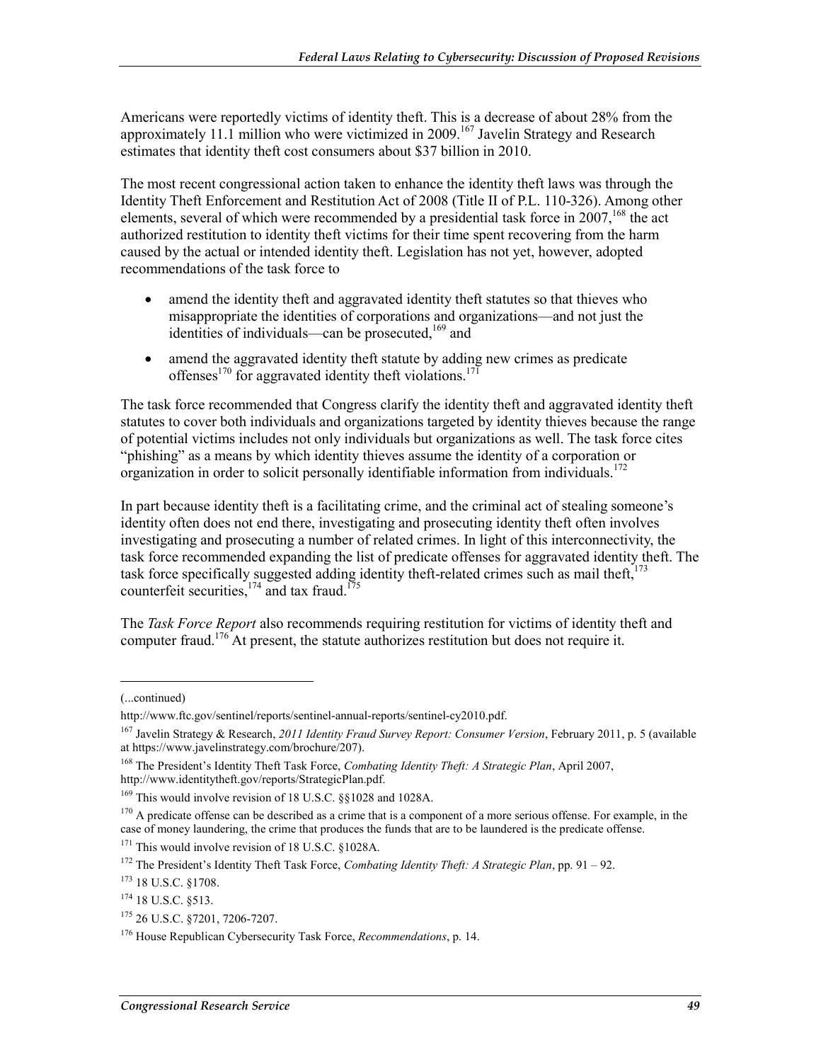Americans were reportedly victims of identity theft. This is a decrease of about 28% from the approximately 11.1 million who were victimized in 2009.[167] Javelin Strategy and Research estimates that identity theft cost consumers about $37 billion in 2010.

The most recent congressional action taken to enhance the identity theft laws was through the Identity Theft Enforcement and Restitution Act of 2008 (Title II of P.L. 110-326). Among other elements, several of which were recommended by a presidential task force in 2007,[168] the act authorized restitution to identity theft victims for their time spent recovering from the harm caused by the actual or intended identity theft. Legislation has not yet, however, adopted recommendations of the task force to

- amend the identity theft and aggravated identity theft statutes so that thieves who misappropriate the identities of corporations and organizations—and not just the identities of individuals—can be prosecuted,[169] and
- amend the aggravated identity theft statute by adding new crimes as predicate offenses[170] for aggravated identity theft violations.[171]

The task force recommended that Congress clarify the identity theft and aggravated identity theft statutes to cover both individuals and organizations targeted by identity thieves because the range of potential victims includes not only individuals but organizations as well. The task force cites "phishing" as a means by which identity thieves assume the identity of a corporation or organization in order to solicit personally identifiable information from individuals.[172]

In part because identity theft is a facilitating crime, and the criminal act of stealing someone's identity often does not end there, investigating and prosecuting identity theft often involves investigating and prosecuting a number of related crimes. In light of this interconnectivity, the task force recommended expanding the list of predicate offenses for aggravated identity theft. The task force specifically suggested adding identity theft-related crimes such as mail theft,[173] counterfeit securities,[174] and tax fraud.[175]

The *Task Force Report* also recommends requiring restitution for victims of identity theft and computer fraud.[176] At present, the statute authorizes restitution but does not require it.

---

(...continued)

http://www.ftc.gov/sentinel/reports/sentinel-annual-reports/sentinel-cy2010.pdf.

[167] Javelin Strategy & Research, *2011 Identity Fraud Survey Report: Consumer Version*, February 2011, p. 5 (available at https://www.javelinstrategy.com/brochure/207).

[168] The President's Identity Theft Task Force, *Combating Identity Theft: A Strategic Plan*, April 2007, http://www.identitytheft.gov/reports/StrategicPlan.pdf.

[169] This would involve revision of 18 U.S.C. §§1028 and 1028A.

[170] A predicate offense can be described as a crime that is a component of a more serious offense. For example, in the case of money laundering, the crime that produces the funds that are to be laundered is the predicate offense.

[171] This would involve revision of 18 U.S.C. §1028A.

[172] The President's Identity Theft Task Force, *Combating Identity Theft: A Strategic Plan*, pp. 91 – 92.

[173] 18 U.S.C. §1708.

[174] 18 U.S.C. §513.

[175] 26 U.S.C. §7201, 7206-7207.

[176] House Republican Cybersecurity Task Force, *Recommendations*, p. 14.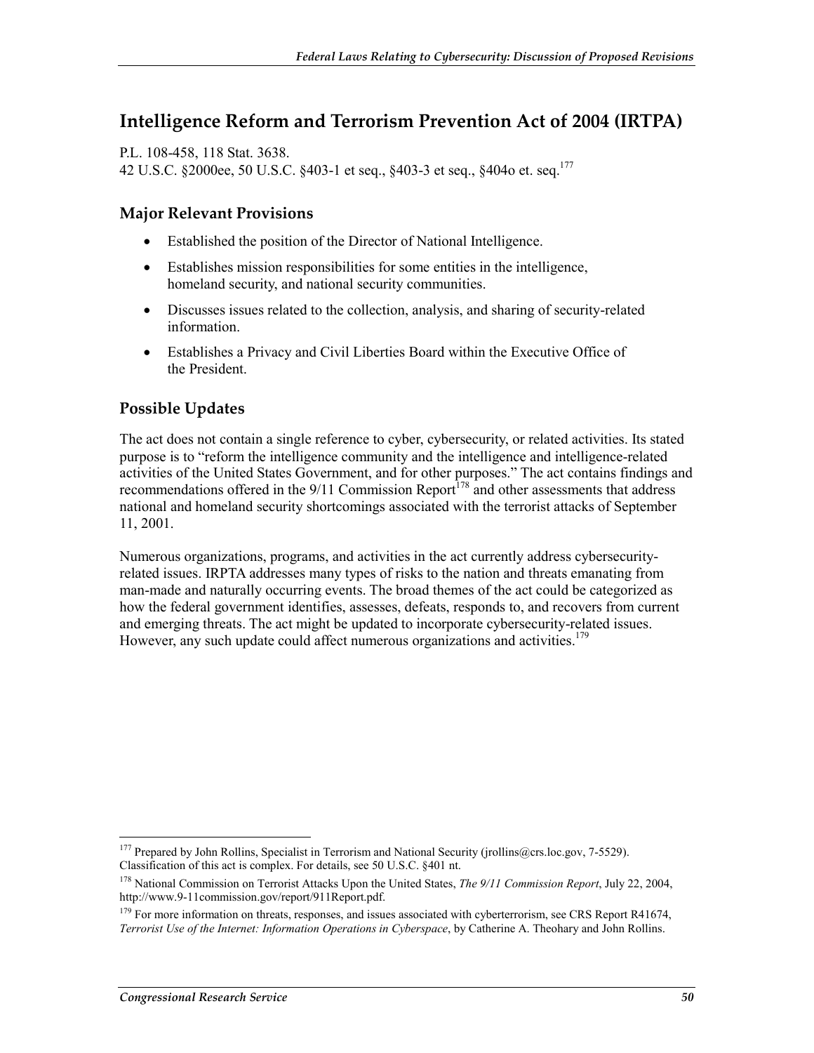## Intelligence Reform and Terrorism Prevention Act of 2004 (IRTPA)

P.L. 108-458, 118 Stat. 3638.
42 U.S.C. §2000ee, 50 U.S.C. §403-1 et seq., §403-3 et seq., §404o et. seq.[177]

### Major Relevant Provisions

- Established the position of the Director of National Intelligence.
- Establishes mission responsibilities for some entities in the intelligence, homeland security, and national security communities.
- Discusses issues related to the collection, analysis, and sharing of security-related information.
- Establishes a Privacy and Civil Liberties Board within the Executive Office of the President.

### Possible Updates

The act does not contain a single reference to cyber, cybersecurity, or related activities. Its stated purpose is to "reform the intelligence community and the intelligence and intelligence-related activities of the United States Government, and for other purposes." The act contains findings and recommendations offered in the 9/11 Commission Report[178] and other assessments that address national and homeland security shortcomings associated with the terrorist attacks of September 11, 2001.

Numerous organizations, programs, and activities in the act currently address cybersecurity-related issues. IRPTA addresses many types of risks to the nation and threats emanating from man-made and naturally occurring events. The broad themes of the act could be categorized as how the federal government identifies, assesses, defeats, responds to, and recovers from current and emerging threats. The act might be updated to incorporate cybersecurity-related issues. However, any such update could affect numerous organizations and activities.[179]

---

[177] Prepared by John Rollins, Specialist in Terrorism and National Security (jrollins@crs.loc.gov, 7-5529). Classification of this act is complex. For details, see 50 U.S.C. §401 nt.

[178] National Commission on Terrorist Attacks Upon the United States, *The 9/11 Commission Report*, July 22, 2004, http://www.9-11commission.gov/report/911Report.pdf.

[179] For more information on threats, responses, and issues associated with cyberterrorism, see CRS Report R41674, *Terrorist Use of the Internet: Information Operations in Cyberspace*, by Catherine A. Theohary and John Rollins.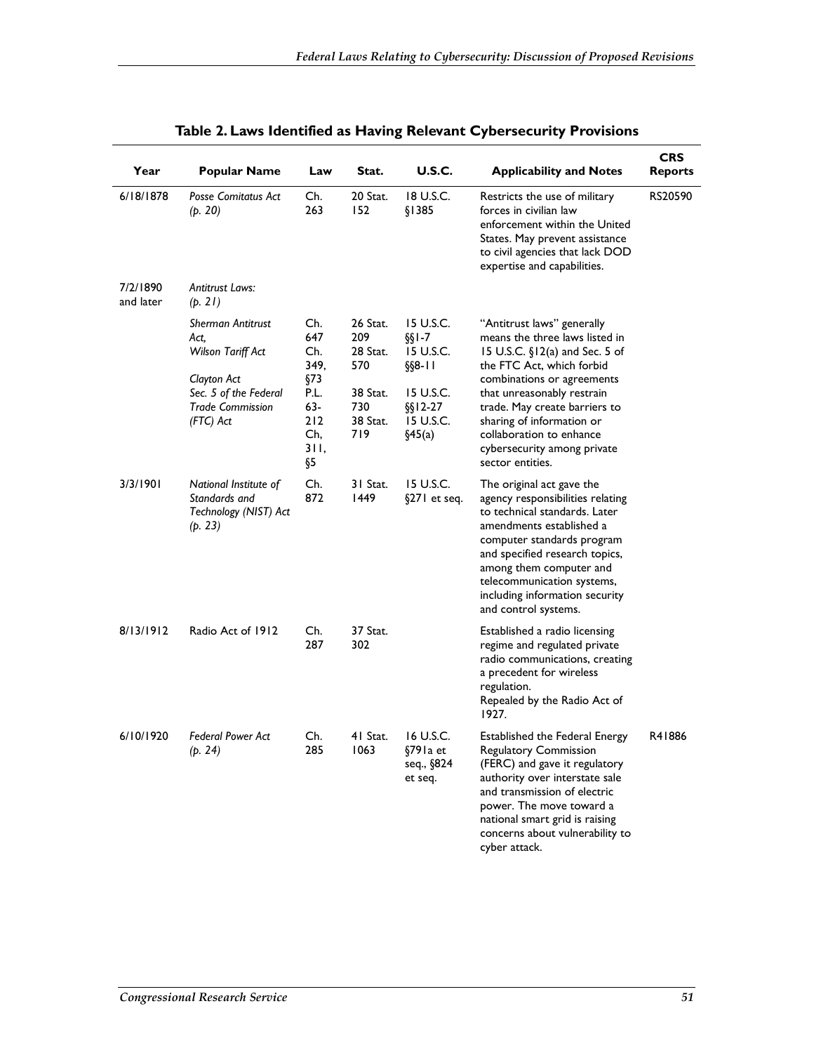**Table 2. Laws Identified as Having Relevant Cybersecurity Provisions**

| Year | Popular Name | Law | Stat. | U.S.C. | Applicability and Notes | CRS Reports |
|---|---|---|---|---|---|---|
| 6/18/1878 | *Posse Comitatus Act (p. 20)* | Ch. 263 | 20 Stat. 152 | 18 U.S.C. §1385 | Restricts the use of military forces in civilian law enforcement within the United States. May prevent assistance to civil agencies that lack DOD expertise and capabilities. | RS20590 |
| 7/2/1890 and later | *Antitrust Laws: (p. 21)* | | | | | |
| | *Sherman Antitrust Act, Wilson Tariff Act* <br> *Clayton Act* <br> *Sec. 5 of the Federal Trade Commission (FTC) Act* | Ch. 647 <br> Ch. 349, §73 <br> P.L. 63-212 <br> Ch, 311, §5 | 26 Stat. 209 <br> 28 Stat. 570 <br> 38 Stat. 730 <br> 38 Stat. 719 | 15 U.S.C. §§1-7 <br> 15 U.S.C. §§8-11 <br> 15 U.S.C. §§12-27 <br> 15 U.S.C. §45(a) | "Antitrust laws" generally means the three laws listed in 15 U.S.C. §12(a) and Sec. 5 of the FTC Act, which forbid combinations or agreements that unreasonably restrain trade. May create barriers to sharing of information or collaboration to enhance cybersecurity among private sector entities. | |
| 3/3/1901 | *National Institute of Standards and Technology (NIST) Act (p. 23)* | Ch. 872 | 31 Stat. 1449 | 15 U.S.C. §271 et seq. | The original act gave the agency responsibilities relating to technical standards. Later amendments established a computer standards program and specified research topics, among them computer and telecommunication systems, including information security and control systems. | |
| 8/13/1912 | Radio Act of 1912 | Ch. 287 | 37 Stat. 302 | | Established a radio licensing regime and regulated private radio communications, creating a precedent for wireless regulation. <br> Repealed by the Radio Act of 1927. | |
| 6/10/1920 | *Federal Power Act (p. 24)* | Ch. 285 | 41 Stat. 1063 | 16 U.S.C. §791a et seq., §824 et seq. | Established the Federal Energy Regulatory Commission (FERC) and gave it regulatory authority over interstate sale and transmission of electric power. The move toward a national smart grid is raising concerns about vulnerability to cyber attack. | R41886 |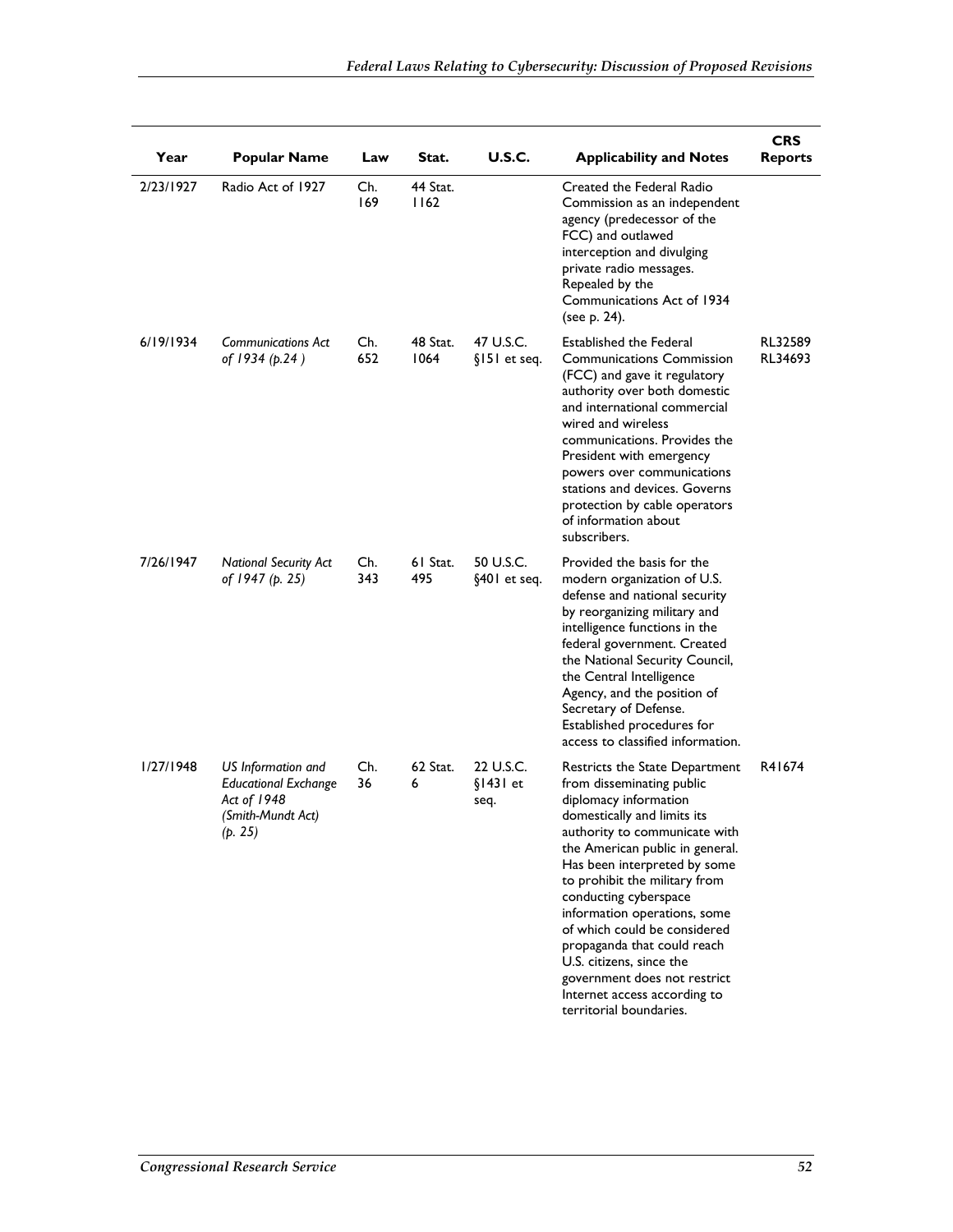| Year | Popular Name | Law | Stat. | U.S.C. | Applicability and Notes | CRS Reports |
|---|---|---|---|---|---|---|
| 2/23/1927 | Radio Act of 1927 | Ch. 169 | 44 Stat. 1162 | | Created the Federal Radio Commission as an independent agency (predecessor of the FCC) and outlawed interception and divulging private radio messages. Repealed by the Communications Act of 1934 (see p. 24). | |
| 6/19/1934 | *Communications Act of 1934 (p.24 )* | Ch. 652 | 48 Stat. 1064 | 47 U.S.C. §151 et seq. | Established the Federal Communications Commission (FCC) and gave it regulatory authority over both domestic and international commercial wired and wireless communications. Provides the President with emergency powers over communications stations and devices. Governs protection by cable operators of information about subscribers. | RL32589 RL34693 |
| 7/26/1947 | *National Security Act of 1947 (p. 25)* | Ch. 343 | 61 Stat. 495 | 50 U.S.C. §401 et seq. | Provided the basis for the modern organization of U.S. defense and national security by reorganizing military and intelligence functions in the federal government. Created the National Security Council, the Central Intelligence Agency, and the position of Secretary of Defense. Established procedures for access to classified information. | |
| 1/27/1948 | *US Information and Educational Exchange Act of 1948 (Smith-Mundt Act) (p. 25)* | Ch. 36 | 62 Stat. 6 | 22 U.S.C. §1431 et seq. | Restricts the State Department from disseminating public diplomacy information domestically and limits its authority to communicate with the American public in general. Has been interpreted by some to prohibit the military from conducting cyberspace information operations, some of which could be considered propaganda that could reach U.S. citizens, since the government does not restrict Internet access according to territorial boundaries. | R41674 |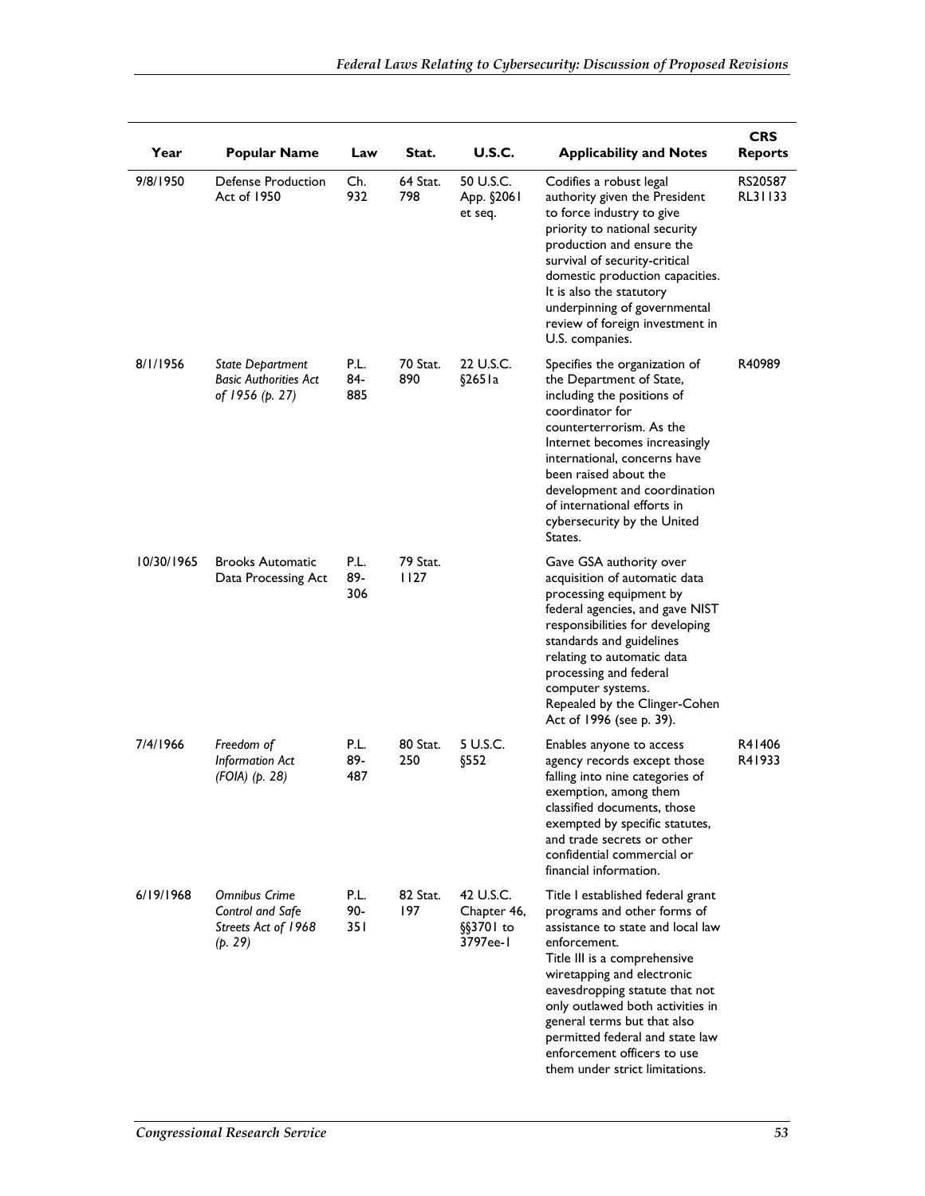| Year | Popular Name | Law | Stat. | U.S.C. | Applicability and Notes | CRS Reports |
|---|---|---|---|---|---|---|
| 9/8/1950 | Defense Production Act of 1950 | Ch. 932 | 64 Stat. 798 | 50 U.S.C. App. §2061 et seq. | Codifies a robust legal authority given the President to force industry to give priority to national security production and ensure the survival of security-critical domestic production capacities. It is also the statutory underpinning of governmental review of foreign investment in U.S. companies. | RS20587 RL31133 |
| 8/1/1956 | *State Department Basic Authorities Act of 1956 (p. 27)* | P.L. 84-885 | 70 Stat. 890 | 22 U.S.C. §2651a | Specifies the organization of the Department of State, including the positions of coordinator for counterterrorism. As the Internet becomes increasingly international, concerns have been raised about the development and coordination of international efforts in cybersecurity by the United States. | R40989 |
| 10/30/1965 | Brooks Automatic Data Processing Act | P.L. 89-306 | 79 Stat. 1127 | | Gave GSA authority over acquisition of automatic data processing equipment by federal agencies, and gave NIST responsibilities for developing standards and guidelines relating to automatic data processing and federal computer systems. Repealed by the Clinger-Cohen Act of 1996 (see p. 39). | |
| 7/4/1966 | *Freedom of Information Act (FOIA) (p. 28)* | P.L. 89-487 | 80 Stat. 250 | 5 U.S.C. §552 | Enables anyone to access agency records except those falling into nine categories of exemption, among them classified documents, those exempted by specific statutes, and trade secrets or other confidential commercial or financial information. | R41406 R41933 |
| 6/19/1968 | *Omnibus Crime Control and Safe Streets Act of 1968 (p. 29)* | P.L. 90-351 | 82 Stat. 197 | 42 U.S.C. Chapter 46, §§3701 to 3797ee-1 | Title I established federal grant programs and other forms of assistance to state and local law enforcement. Title III is a comprehensive wiretapping and electronic eavesdropping statute that not only outlawed both activities in general terms but that also permitted federal and state law enforcement officers to use them under strict limitations. | |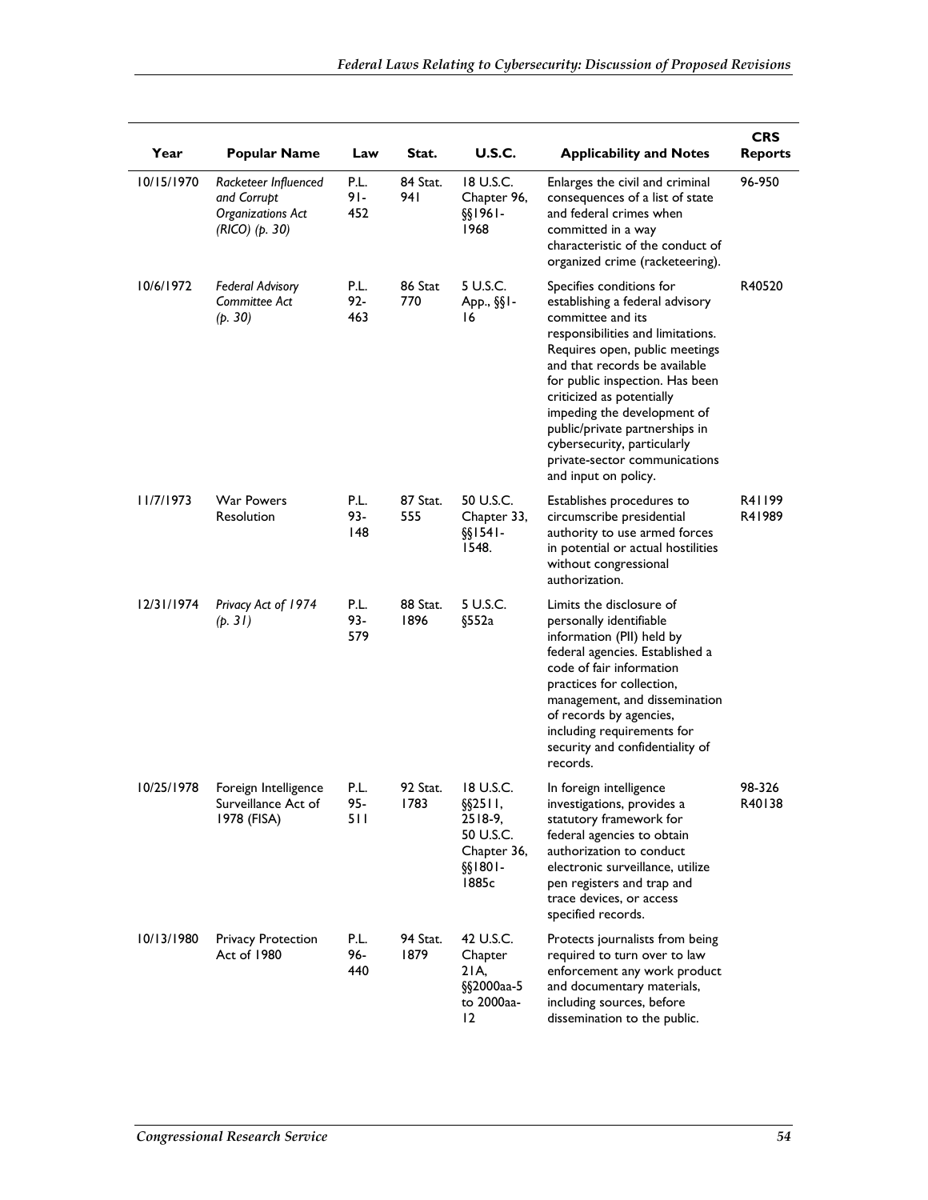| Year | Popular Name | Law | Stat. | U.S.C. | Applicability and Notes | CRS Reports |
| --- | --- | --- | --- | --- | --- | --- |
| 10/15/1970 | *Racketeer Influenced and Corrupt Organizations Act (RICO) (p. 30)* | P.L. 91-452 | 84 Stat. 941 | 18 U.S.C. Chapter 96, §§1961-1968 | Enlarges the civil and criminal consequences of a list of state and federal crimes when committed in a way characteristic of the conduct of organized crime (racketeering). | 96-950 |
| 10/6/1972 | *Federal Advisory Committee Act (p. 30)* | P.L. 92-463 | 86 Stat 770 | 5 U.S.C. App., §§1-16 | Specifies conditions for establishing a federal advisory committee and its responsibilities and limitations. Requires open, public meetings and that records be available for public inspection. Has been criticized as potentially impeding the development of public/private partnerships in cybersecurity, particularly private-sector communications and input on policy. | R40520 |
| 11/7/1973 | War Powers Resolution | P.L. 93-148 | 87 Stat. 555 | 50 U.S.C. Chapter 33, §§1541-1548. | Establishes procedures to circumscribe presidential authority to use armed forces in potential or actual hostilities without congressional authorization. | R41199 R41989 |
| 12/31/1974 | *Privacy Act of 1974 (p. 31)* | P.L. 93-579 | 88 Stat. 1896 | 5 U.S.C. §552a | Limits the disclosure of personally identifiable information (PII) held by federal agencies. Established a code of fair information practices for collection, management, and dissemination of records by agencies, including requirements for security and confidentiality of records. | |
| 10/25/1978 | Foreign Intelligence Surveillance Act of 1978 (FISA) | P.L. 95-511 | 92 Stat. 1783 | 18 U.S.C. §§2511, 2518-9, 50 U.S.C. Chapter 36, §§1801-1885c | In foreign intelligence investigations, provides a statutory framework for federal agencies to obtain authorization to conduct electronic surveillance, utilize pen registers and trap and trace devices, or access specified records. | 98-326 R40138 |
| 10/13/1980 | Privacy Protection Act of 1980 | P.L. 96-440 | 94 Stat. 1879 | 42 U.S.C. Chapter 21A, §§2000aa-5 to 2000aa-12 | Protects journalists from being required to turn over to law enforcement any work product and documentary materials, including sources, before dissemination to the public. | |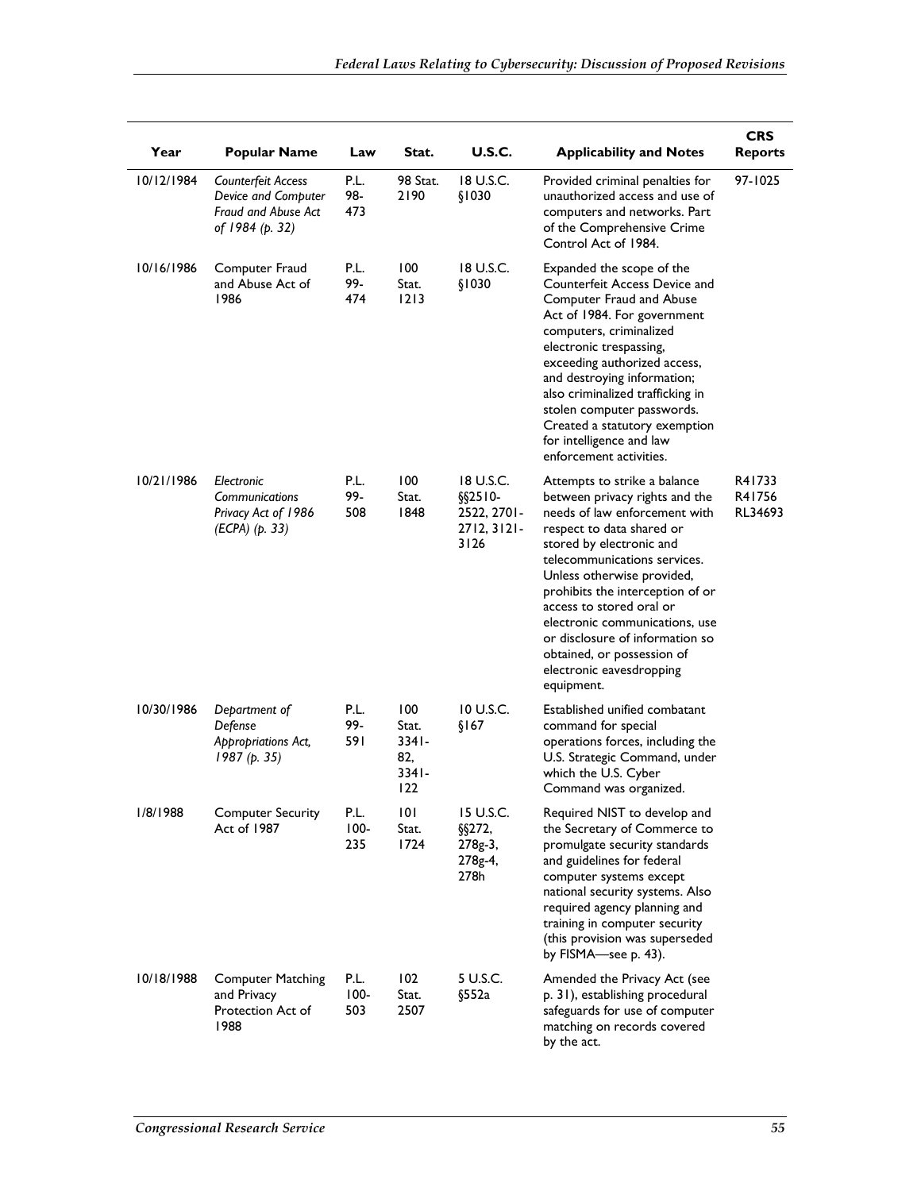| Year | Popular Name | Law | Stat. | U.S.C. | Applicability and Notes | CRS Reports |
|---|---|---|---|---|---|---|
| 10/12/1984 | *Counterfeit Access Device and Computer Fraud and Abuse Act of 1984 (p. 32)* | P.L. 98-473 | 98 Stat. 2190 | 18 U.S.C. §1030 | Provided criminal penalties for unauthorized access and use of computers and networks. Part of the Comprehensive Crime Control Act of 1984. | 97-1025 |
| 10/16/1986 | Computer Fraud and Abuse Act of 1986 | P.L. 99-474 | 100 Stat. 1213 | 18 U.S.C. §1030 | Expanded the scope of the Counterfeit Access Device and Computer Fraud and Abuse Act of 1984. For government computers, criminalized electronic trespassing, exceeding authorized access, and destroying information; also criminalized trafficking in stolen computer passwords. Created a statutory exemption for intelligence and law enforcement activities. | |
| 10/21/1986 | *Electronic Communications Privacy Act of 1986 (ECPA) (p. 33)* | P.L. 99-508 | 100 Stat. 1848 | 18 U.S.C. §§2510-2522, 2701-2712, 3121-3126 | Attempts to strike a balance between privacy rights and the needs of law enforcement with respect to data shared or stored by electronic and telecommunications services. Unless otherwise provided, prohibits the interception of or access to stored oral or electronic communications, use or disclosure of information so obtained, or possession of electronic eavesdropping equipment. | R41733 R41756 RL34693 |
| 10/30/1986 | *Department of Defense Appropriations Act, 1987 (p. 35)* | P.L. 99-591 | 100 Stat. 3341-82, 3341-122 | 10 U.S.C. §167 | Established unified combatant command for special operations forces, including the U.S. Strategic Command, under which the U.S. Cyber Command was organized. | |
| 1/8/1988 | Computer Security Act of 1987 | P.L. 100-235 | 101 Stat. 1724 | 15 U.S.C. §§272, 278g-3, 278g-4, 278h | Required NIST to develop and the Secretary of Commerce to promulgate security standards and guidelines for federal computer systems except national security systems. Also required agency planning and training in computer security (this provision was superseded by FISMA—see p. 43). | |
| 10/18/1988 | Computer Matching and Privacy Protection Act of 1988 | P.L. 100-503 | 102 Stat. 2507 | 5 U.S.C. §552a | Amended the Privacy Act (see p. 31), establishing procedural safeguards for use of computer matching on records covered by the act. | |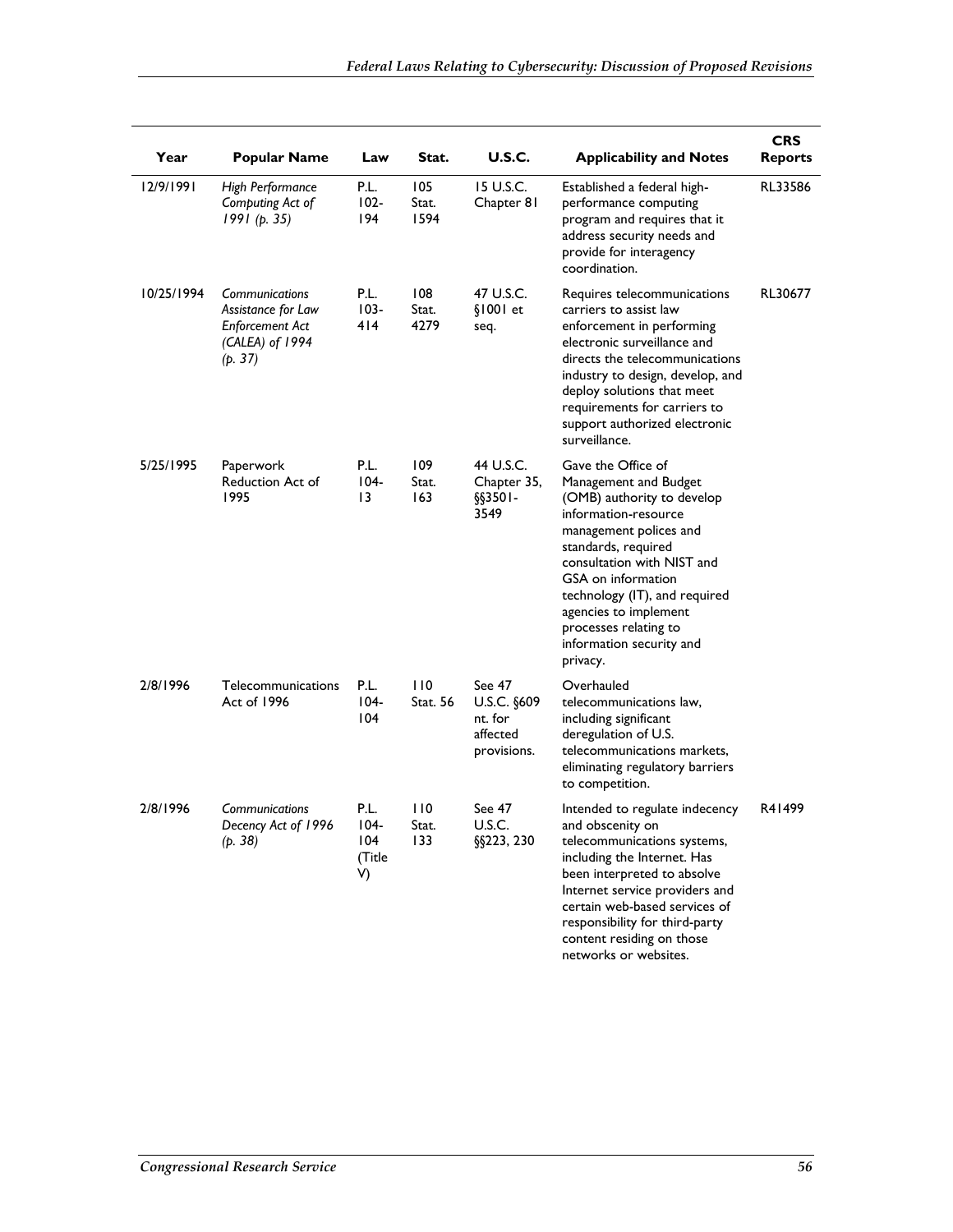| Year | Popular Name | Law | Stat. | U.S.C. | Applicability and Notes | CRS Reports |
|---|---|---|---|---|---|---|
| 12/9/1991 | *High Performance Computing Act of 1991 (p. 35)* | P.L. 102-194 | 105 Stat. 1594 | 15 U.S.C. Chapter 81 | Established a federal high-performance computing program and requires that it address security needs and provide for interagency coordination. | RL33586 |
| 10/25/1994 | *Communications Assistance for Law Enforcement Act (CALEA) of 1994 (p. 37)* | P.L. 103-414 | 108 Stat. 4279 | 47 U.S.C. §1001 et seq. | Requires telecommunications carriers to assist law enforcement in performing electronic surveillance and directs the telecommunications industry to design, develop, and deploy solutions that meet requirements for carriers to support authorized electronic surveillance. | RL30677 |
| 5/25/1995 | Paperwork Reduction Act of 1995 | P.L. 104-13 | 109 Stat. 163 | 44 U.S.C. Chapter 35, §§3501-3549 | Gave the Office of Management and Budget (OMB) authority to develop information-resource management polices and standards, required consultation with NIST and GSA on information technology (IT), and required agencies to implement processes relating to information security and privacy. | |
| 2/8/1996 | Telecommunications Act of 1996 | P.L. 104-104 | 110 Stat. 56 | See 47 U.S.C. §609 nt. for affected provisions. | Overhauled telecommunications law, including significant deregulation of U.S. telecommunications markets, eliminating regulatory barriers to competition. | |
| 2/8/1996 | *Communications Decency Act of 1996 (p. 38)* | P.L. 104-104 (Title V) | 110 Stat. 133 | See 47 U.S.C. §§223, 230 | Intended to regulate indecency and obscenity on telecommunications systems, including the Internet. Has been interpreted to absolve Internet service providers and certain web-based services of responsibility for third-party content residing on those networks or websites. | R41499 |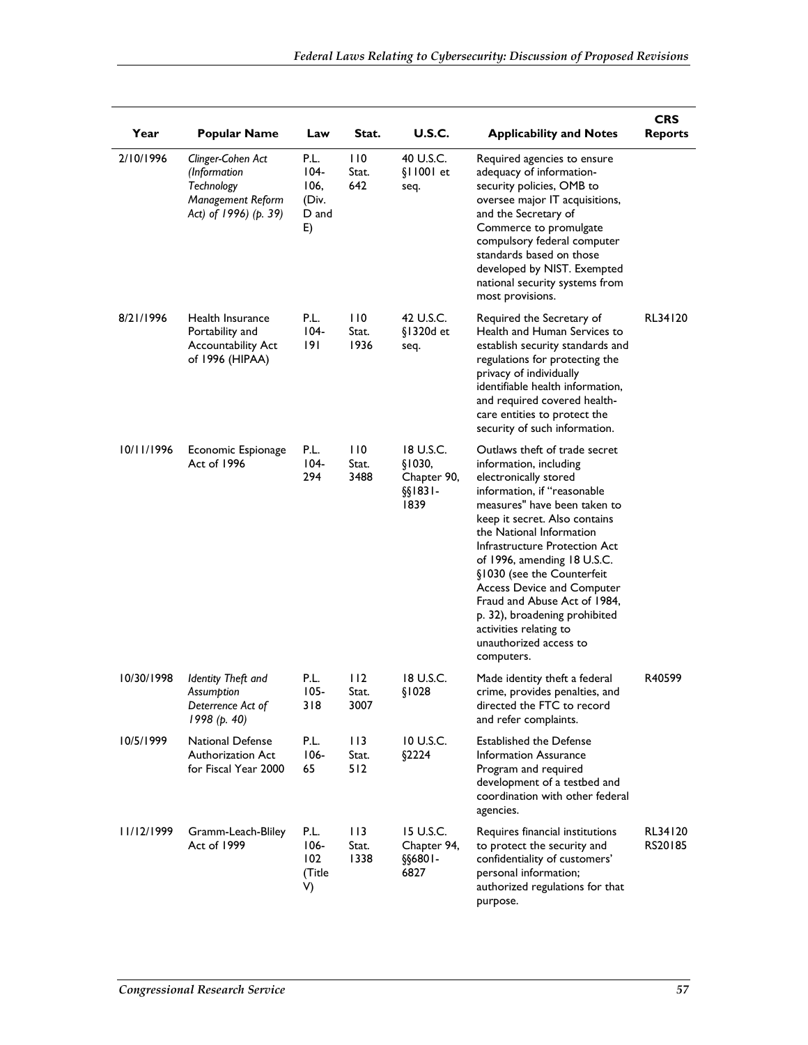| Year | Popular Name | Law | Stat. | U.S.C. | Applicability and Notes | CRS Reports |
|---|---|---|---|---|---|---|
| 2/10/1996 | *Clinger-Cohen Act (Information Technology Management Reform Act) of 1996) (p. 39)* | P.L. 104-106, (Div. D and E) | 110 Stat. 642 | 40 U.S.C. §11001 et seq. | Required agencies to ensure adequacy of information-security policies, OMB to oversee major IT acquisitions, and the Secretary of Commerce to promulgate compulsory federal computer standards based on those developed by NIST. Exempted national security systems from most provisions. | |
| 8/21/1996 | Health Insurance Portability and Accountability Act of 1996 (HIPAA) | P.L. 104-191 | 110 Stat. 1936 | 42 U.S.C. §1320d et seq. | Required the Secretary of Health and Human Services to establish security standards and regulations for protecting the privacy of individually identifiable health information, and required covered health-care entities to protect the security of such information. | RL34120 |
| 10/11/1996 | Economic Espionage Act of 1996 | P.L. 104-294 | 110 Stat. 3488 | 18 U.S.C. §1030, Chapter 90, §§1831-1839 | Outlaws theft of trade secret information, including electronically stored information, if "reasonable measures" have been taken to keep it secret. Also contains the National Information Infrastructure Protection Act of 1996, amending 18 U.S.C. §1030 (see the Counterfeit Access Device and Computer Fraud and Abuse Act of 1984, p. 32), broadening prohibited activities relating to unauthorized access to computers. | |
| 10/30/1998 | *Identity Theft and Assumption Deterrence Act of 1998 (p. 40)* | P.L. 105-318 | 112 Stat. 3007 | 18 U.S.C. §1028 | Made identity theft a federal crime, provides penalties, and directed the FTC to record and refer complaints. | R40599 |
| 10/5/1999 | National Defense Authorization Act for Fiscal Year 2000 | P.L. 106-65 | 113 Stat. 512 | 10 U.S.C. §2224 | Established the Defense Information Assurance Program and required development of a testbed and coordination with other federal agencies. | |
| 11/12/1999 | Gramm-Leach-Bliley Act of 1999 | P.L. 106-102 (Title V) | 113 Stat. 1338 | 15 U.S.C. Chapter 94, §§6801-6827 | Requires financial institutions to protect the security and confidentiality of customers' personal information; authorized regulations for that purpose. | RL34120 RS20185 |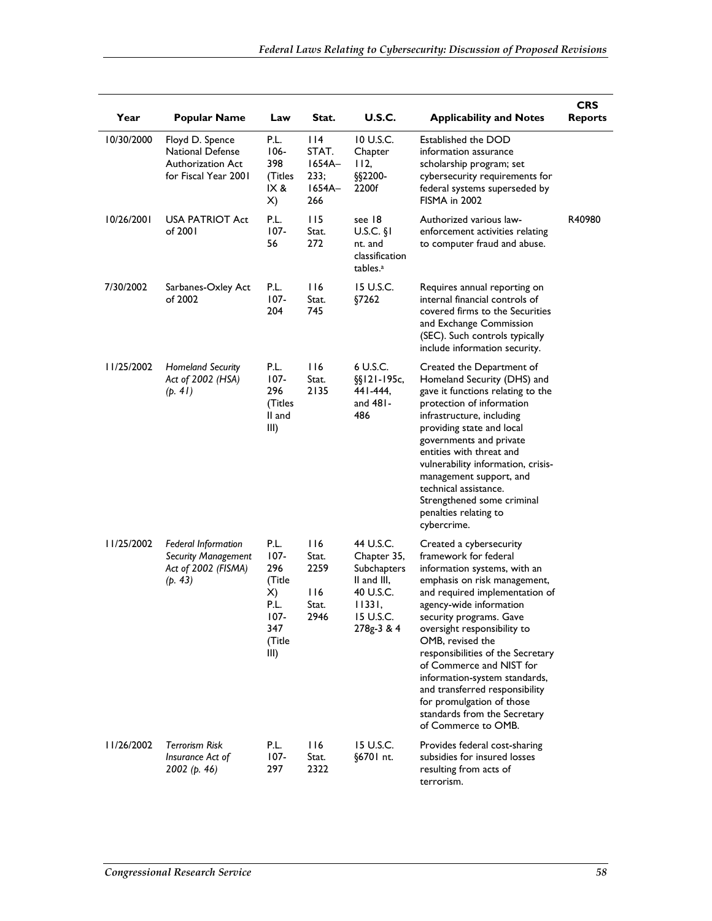| Year | Popular Name | Law | Stat. | U.S.C. | Applicability and Notes | CRS Reports |
|---|---|---|---|---|---|---|
| 10/30/2000 | Floyd D. Spence National Defense Authorization Act for Fiscal Year 2001 | P.L. 106-398 (Titles IX & X) | 114 STAT. 1654A–233; 1654A–266 | 10 U.S.C. Chapter 112, §§2200-2200f | Established the DOD information assurance scholarship program; set cybersecurity requirements for federal systems superseded by FISMA in 2002 | |
| 10/26/2001 | USA PATRIOT Act of 2001 | P.L. 107-56 | 115 Stat. 272 | see 18 U.S.C. §1 nt. and classification tables.[a] | Authorized various law-enforcement activities relating to computer fraud and abuse. | R40980 |
| 7/30/2002 | Sarbanes-Oxley Act of 2002 | P.L. 107-204 | 116 Stat. 745 | 15 U.S.C. §7262 | Requires annual reporting on internal financial controls of covered firms to the Securities and Exchange Commission (SEC). Such controls typically include information security. | |
| 11/25/2002 | *Homeland Security Act of 2002 (HSA) (p. 41)* | P.L. 107-296 (Titles II and III) | 116 Stat. 2135 | 6 U.S.C. §§121-195c, 441-444, and 481-486 | Created the Department of Homeland Security (DHS) and gave it functions relating to the protection of information infrastructure, including providing state and local governments and private entities with threat and vulnerability information, crisis-management support, and technical assistance. Strengthened some criminal penalties relating to cybercrime. | |
| 11/25/2002 | *Federal Information Security Management Act of 2002 (FISMA) (p. 43)* | P.L. 107-296 (Title X) P.L. 107-347 (Title III) | 116 Stat. 2259 116 Stat. 2946 | 44 U.S.C. Chapter 35, Subchapters II and III, 40 U.S.C. 11331, 15 U.S.C. 278g-3 & 4 | Created a cybersecurity framework for federal information systems, with an emphasis on risk management, and required implementation of agency-wide information security programs. Gave oversight responsibility to OMB, revised the responsibilities of the Secretary of Commerce and NIST for information-system standards, and transferred responsibility for promulgation of those standards from the Secretary of Commerce to OMB. | |
| 11/26/2002 | *Terrorism Risk Insurance Act of 2002 (p. 46)* | P.L. 107-297 | 116 Stat. 2322 | 15 U.S.C. §6701 nt. | Provides federal cost-sharing subsidies for insured losses resulting from acts of terrorism. | |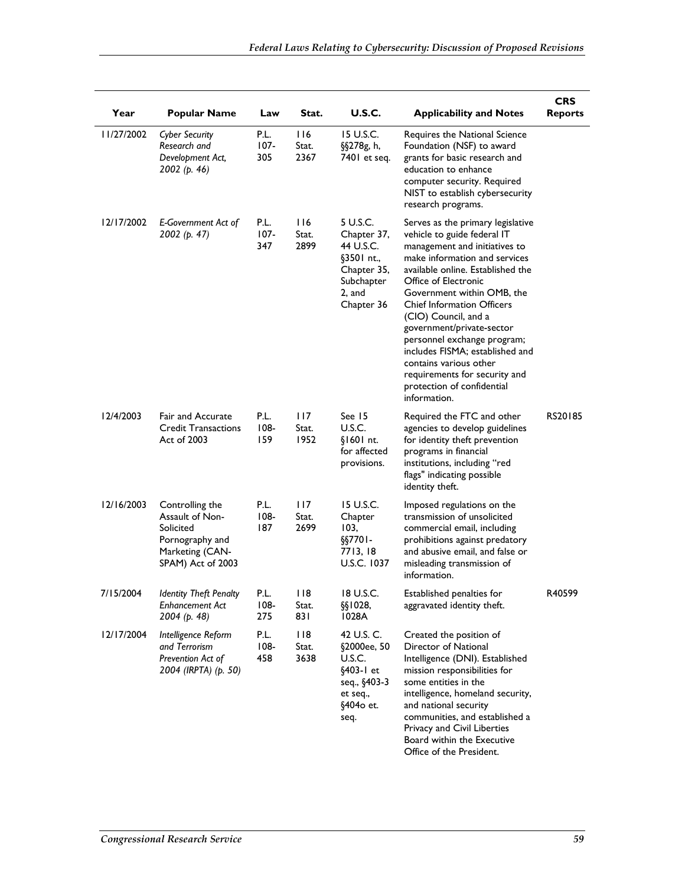| Year | Popular Name | Law | Stat. | U.S.C. | Applicability and Notes | CRS Reports |
| --- | --- | --- | --- | --- | --- | --- |
| 11/27/2002 | *Cyber Security Research and Development Act, 2002 (p. 46)* | P.L. 107-305 | 116 Stat. 2367 | 15 U.S.C. §§278g, h, 7401 et seq. | Requires the National Science Foundation (NSF) to award grants for basic research and education to enhance computer security. Required NIST to establish cybersecurity research programs. | |
| 12/17/2002 | *E-Government Act of 2002 (p. 47)* | P.L. 107-347 | 116 Stat. 2899 | 5 U.S.C. Chapter 37, 44 U.S.C. §3501 nt., Chapter 35, Subchapter 2, and Chapter 36 | Serves as the primary legislative vehicle to guide federal IT management and initiatives to make information and services available online. Established the Office of Electronic Government within OMB, the Chief Information Officers (CIO) Council, and a government/private-sector personnel exchange program; includes FISMA; established and contains various other requirements for security and protection of confidential information. | |
| 12/4/2003 | Fair and Accurate Credit Transactions Act of 2003 | P.L. 108-159 | 117 Stat. 1952 | See 15 U.S.C. §1601 nt. for affected provisions. | Required the FTC and other agencies to develop guidelines for identity theft prevention programs in financial institutions, including "red flags" indicating possible identity theft. | RS20185 |
| 12/16/2003 | Controlling the Assault of Non-Solicited Pornography and Marketing (CAN-SPAM) Act of 2003 | P.L. 108-187 | 117 Stat. 2699 | 15 U.S.C. Chapter 103, §§7701-7713, 18 U.S.C. 1037 | Imposed regulations on the transmission of unsolicited commercial email, including prohibitions against predatory and abusive email, and false or misleading transmission of information. | |
| 7/15/2004 | *Identity Theft Penalty Enhancement Act 2004 (p. 48)* | P.L. 108-275 | 118 Stat. 831 | 18 U.S.C. §§1028, 1028A | Established penalties for aggravated identity theft. | R40599 |
| 12/17/2004 | *Intelligence Reform and Terrorism Prevention Act of 2004 (IRPTA) (p. 50)* | P.L. 108-458 | 118 Stat. 3638 | 42 U.S. C. §2000ee, 50 U.S.C. §403-1 et seq., §403-3 et seq., §404o et. seq. | Created the position of Director of National Intelligence (DNI). Established mission responsibilities for some entities in the intelligence, homeland security, and national security communities, and established a Privacy and Civil Liberties Board within the Executive Office of the President. | |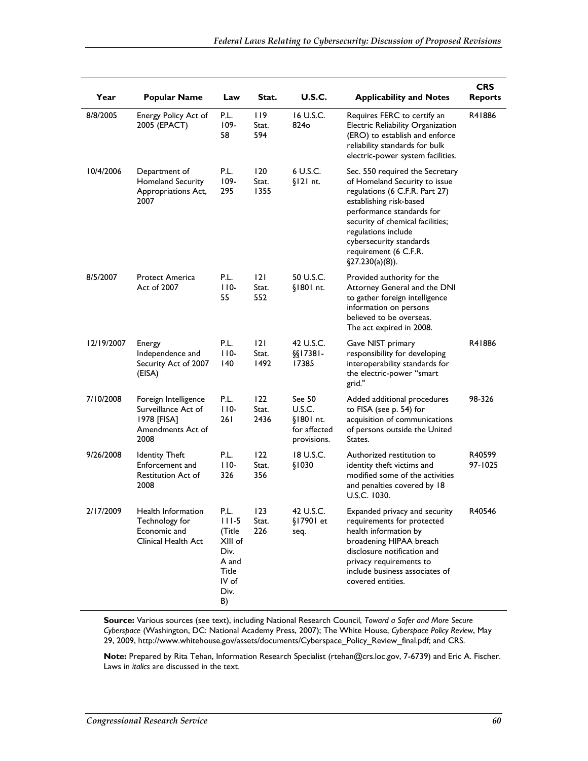| Year | Popular Name | Law | Stat. | U.S.C. | Applicability and Notes | CRS Reports |
|---|---|---|---|---|---|---|
| 8/8/2005 | Energy Policy Act of 2005 (EPACT) | P.L. 109-58 | 119 Stat. 594 | 16 U.S.C. 824o | Requires FERC to certify an Electric Reliability Organization (ERO) to establish and enforce reliability standards for bulk electric-power system facilities. | R41886 |
| 10/4/2006 | Department of Homeland Security Appropriations Act, 2007 | P.L. 109-295 | 120 Stat. 1355 | 6 U.S.C. §121 nt. | Sec. 550 required the Secretary of Homeland Security to issue regulations (6 C.F.R. Part 27) establishing risk-based performance standards for security of chemical facilities; regulations include cybersecurity standards requirement (6 C.F.R. §27.230(a)(8)). | |
| 8/5/2007 | Protect America Act of 2007 | P.L. 110-55 | 121 Stat. 552 | 50 U.S.C. §1801 nt. | Provided authority for the Attorney General and the DNI to gather foreign intelligence information on persons believed to be overseas. The act expired in 2008. | |
| 12/19/2007 | Energy Independence and Security Act of 2007 (EISA) | P.L. 110-140 | 121 Stat. 1492 | 42 U.S.C. §§17381-17385 | Gave NIST primary responsibility for developing interoperability standards for the electric-power "smart grid." | R41886 |
| 7/10/2008 | Foreign Intelligence Surveillance Act of 1978 [FISA] Amendments Act of 2008 | P.L. 110-261 | 122 Stat. 2436 | See 50 U.S.C. §1801 nt. for affected provisions. | Added additional procedures to FISA (see p. 54) for acquisition of communications of persons outside the United States. | 98-326 |
| 9/26/2008 | Identity Theft Enforcement and Restitution Act of 2008 | P.L. 110-326 | 122 Stat. 356 | 18 U.S.C. §1030 | Authorized restitution to identity theft victims and modified some of the activities and penalties covered by 18 U.S.C. 1030. | R40599 97-1025 |
| 2/17/2009 | Health Information Technology for Economic and Clinical Health Act | P.L. 111-5 (Title XIII of Div. A and Title IV of Div. B) | 123 Stat. 226 | 42 U.S.C. §17901 et seq. | Expanded privacy and security requirements for protected health information by broadening HIPAA breach disclosure notification and privacy requirements to include business associates of covered entities. | R40546 |

**Source:** Various sources (see text), including National Research Council, *Toward a Safer and More Secure Cyberspace* (Washington, DC: National Academy Press, 2007); The White House, *Cyberspace Policy Review*, May 29, 2009, http://www.whitehouse.gov/assets/documents/Cyberspace_Policy_Review_final.pdf; and CRS.

**Note:** Prepared by Rita Tehan, Information Research Specialist (rtehan@crs.loc.gov, 7-6739) and Eric A. Fischer. Laws in *italics* are discussed in the text.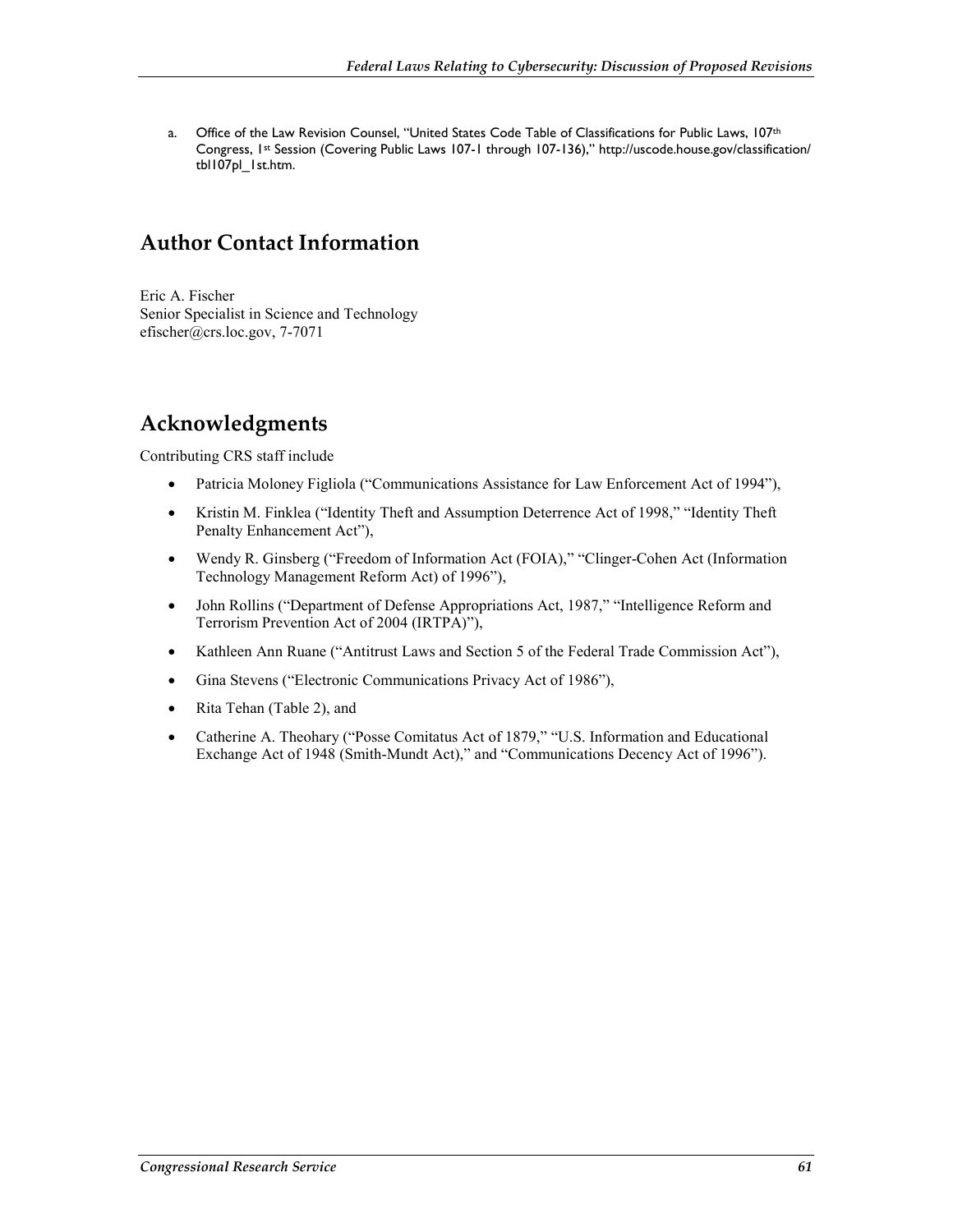a. Office of the Law Revision Counsel, "United States Code Table of Classifications for Public Laws, 107th Congress, 1st Session (Covering Public Laws 107-1 through 107-136)," http://uscode.house.gov/classification/tbl107pl_1st.htm.

## Author Contact Information

Eric A. Fischer
Senior Specialist in Science and Technology
efischer@crs.loc.gov, 7-7071

## Acknowledgments

Contributing CRS staff include

- Patricia Moloney Figliola ("Communications Assistance for Law Enforcement Act of 1994"),
- Kristin M. Finklea ("Identity Theft and Assumption Deterrence Act of 1998," "Identity Theft Penalty Enhancement Act"),
- Wendy R. Ginsberg ("Freedom of Information Act (FOIA)," "Clinger-Cohen Act (Information Technology Management Reform Act) of 1996"),
- John Rollins ("Department of Defense Appropriations Act, 1987," "Intelligence Reform and Terrorism Prevention Act of 2004 (IRTPA)"),
- Kathleen Ann Ruane ("Antitrust Laws and Section 5 of the Federal Trade Commission Act"),
- Gina Stevens ("Electronic Communications Privacy Act of 1986"),
- Rita Tehan (Table 2), and
- Catherine A. Theohary ("Posse Comitatus Act of 1879," "U.S. Information and Educational Exchange Act of 1948 (Smith-Mundt Act)," and "Communications Decency Act of 1996").